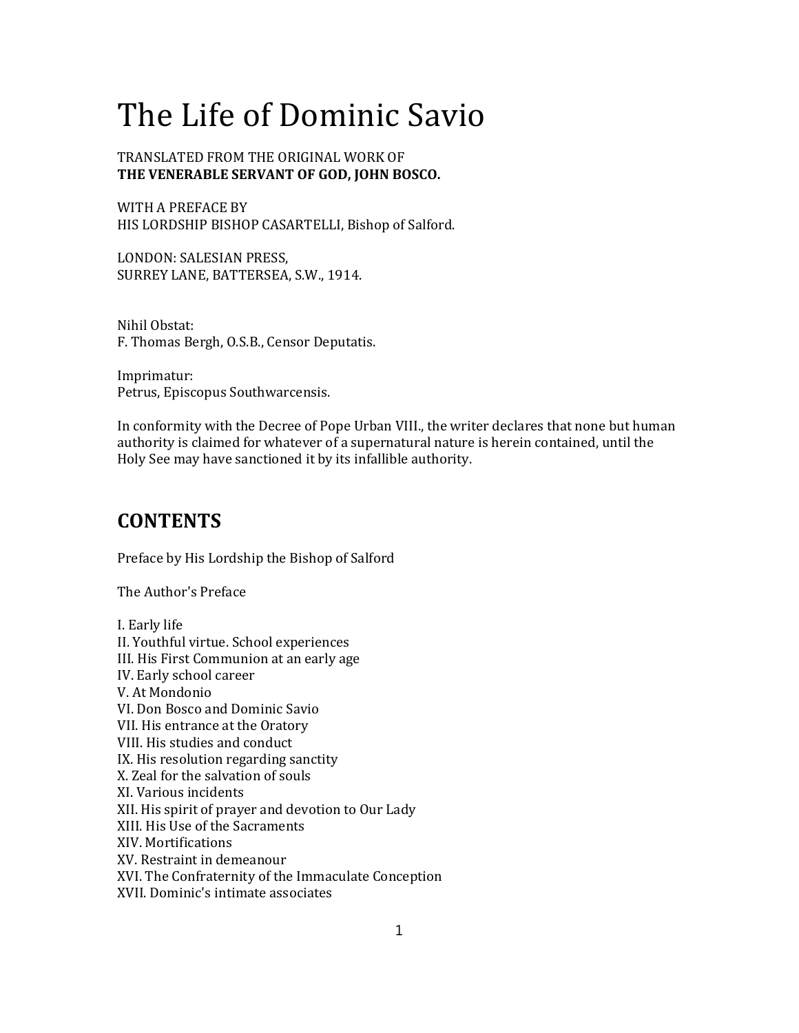# The Life of Dominic Savio

TRANSLATED FROM THE ORIGINAL WORK OF
**THE VENERABLE SERVANT OF GOD, JOHN BOSCO.**

WITH A PREFACE BY
HIS LORDSHIP BISHOP CASARTELLI, Bishop of Salford.

LONDON: SALESIAN PRESS,
SURREY LANE, BATTERSEA, S.W., 1914.

Nihil Obstat:
F. Thomas Bergh, O.S.B., Censor Deputatis.

Imprimatur:
Petrus, Episcopus Southwarcensis.

In conformity with the Decree of Pope Urban VIII., the writer declares that none but human authority is claimed for whatever of a supernatural nature is herein contained, until the Holy See may have sanctioned it by its infallible authority.

## CONTENTS

Preface by His Lordship the Bishop of Salford

The Author's Preface

I. Early life
II. Youthful virtue. School experiences
III. His First Communion at an early age
IV. Early school career
V. At Mondonio
VI. Don Bosco and Dominic Savio
VII. His entrance at the Oratory
VIII. His studies and conduct
IX. His resolution regarding sanctity
X. Zeal for the salvation of souls
XI. Various incidents
XII. His spirit of prayer and devotion to Our Lady
XIII. His Use of the Sacraments
XIV. Mortifications
XV. Restraint in demeanour
XVI. The Confraternity of the Immaculate Conception
XVII. Dominic's intimate associates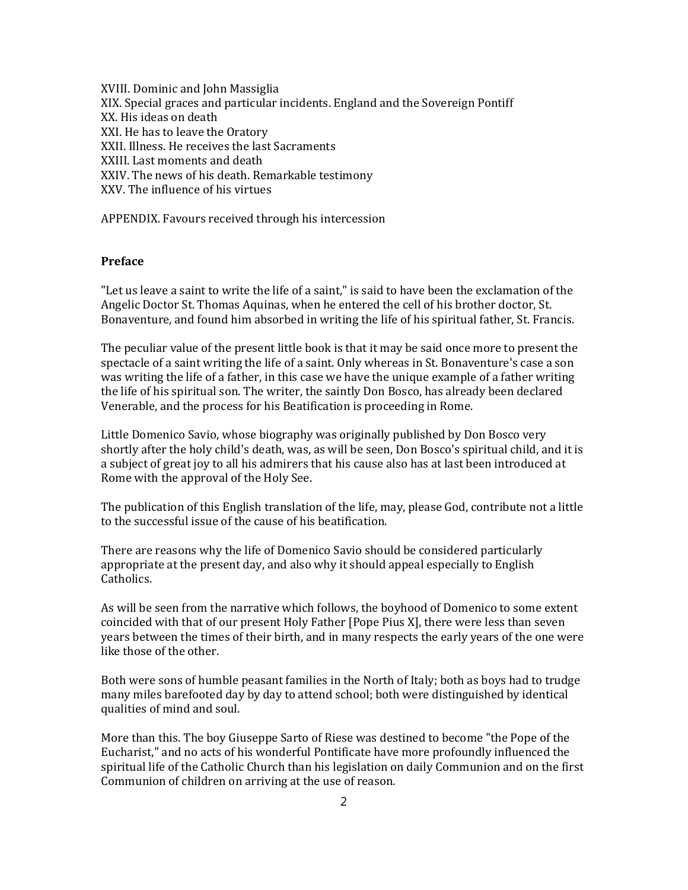XVIII. Dominic and John Massiglia
XIX. Special graces and particular incidents. England and the Sovereign Pontiff
XX. His ideas on death
XXI. He has to leave the Oratory
XXII. Illness. He receives the last Sacraments
XXIII. Last moments and death
XXIV. The news of his death. Remarkable testimony
XXV. The influence of his virtues

APPENDIX. Favours received through his intercession

## Preface

"Let us leave a saint to write the life of a saint," is said to have been the exclamation of the Angelic Doctor St. Thomas Aquinas, when he entered the cell of his brother doctor, St. Bonaventure, and found him absorbed in writing the life of his spiritual father, St. Francis.

The peculiar value of the present little book is that it may be said once more to present the spectacle of a saint writing the life of a saint. Only whereas in St. Bonaventure's case a son was writing the life of a father, in this case we have the unique example of a father writing the life of his spiritual son. The writer, the saintly Don Bosco, has already been declared Venerable, and the process for his Beatification is proceeding in Rome.

Little Domenico Savio, whose biography was originally published by Don Bosco very shortly after the holy child's death, was, as will be seen, Don Bosco's spiritual child, and it is a subject of great joy to all his admirers that his cause also has at last been introduced at Rome with the approval of the Holy See.

The publication of this English translation of the life, may, please God, contribute not a little to the successful issue of the cause of his beatification.

There are reasons why the life of Domenico Savio should be considered particularly appropriate at the present day, and also why it should appeal especially to English Catholics.

As will be seen from the narrative which follows, the boyhood of Domenico to some extent coincided with that of our present Holy Father [Pope Pius X], there were less than seven years between the times of their birth, and in many respects the early years of the one were like those of the other.

Both were sons of humble peasant families in the North of Italy; both as boys had to trudge many miles barefooted day by day to attend school; both were distinguished by identical qualities of mind and soul.

More than this. The boy Giuseppe Sarto of Riese was destined to become "the Pope of the Eucharist," and no acts of his wonderful Pontificate have more profoundly influenced the spiritual life of the Catholic Church than his legislation on daily Communion and on the first Communion of children on arriving at the use of reason.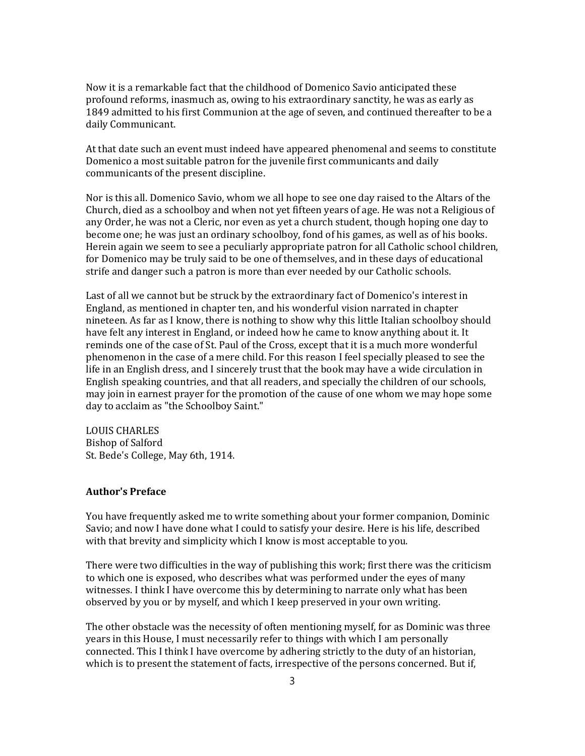Now it is a remarkable fact that the childhood of Domenico Savio anticipated these profound reforms, inasmuch as, owing to his extraordinary sanctity, he was as early as 1849 admitted to his first Communion at the age of seven, and continued thereafter to be a daily Communicant.

At that date such an event must indeed have appeared phenomenal and seems to constitute Domenico a most suitable patron for the juvenile first communicants and daily communicants of the present discipline.

Nor is this all. Domenico Savio, whom we all hope to see one day raised to the Altars of the Church, died as a schoolboy and when not yet fifteen years of age. He was not a Religious of any Order, he was not a Cleric, nor even as yet a church student, though hoping one day to become one; he was just an ordinary schoolboy, fond of his games, as well as of his books. Herein again we seem to see a peculiarly appropriate patron for all Catholic school children, for Domenico may be truly said to be one of themselves, and in these days of educational strife and danger such a patron is more than ever needed by our Catholic schools.

Last of all we cannot but be struck by the extraordinary fact of Domenico's interest in England, as mentioned in chapter ten, and his wonderful vision narrated in chapter nineteen. As far as I know, there is nothing to show why this little Italian schoolboy should have felt any interest in England, or indeed how he came to know anything about it. It reminds one of the case of St. Paul of the Cross, except that it is a much more wonderful phenomenon in the case of a mere child. For this reason I feel specially pleased to see the life in an English dress, and I sincerely trust that the book may have a wide circulation in English speaking countries, and that all readers, and specially the children of our schools, may join in earnest prayer for the promotion of the cause of one whom we may hope some day to acclaim as "the Schoolboy Saint."

LOUIS CHARLES
Bishop of Salford
St. Bede's College, May 6th, 1914.

**Author's Preface**

You have frequently asked me to write something about your former companion, Dominic Savio; and now I have done what I could to satisfy your desire. Here is his life, described with that brevity and simplicity which I know is most acceptable to you.

There were two difficulties in the way of publishing this work; first there was the criticism to which one is exposed, who describes what was performed under the eyes of many witnesses. I think I have overcome this by determining to narrate only what has been observed by you or by myself, and which I keep preserved in your own writing.

The other obstacle was the necessity of often mentioning myself, for as Dominic was three years in this House, I must necessarily refer to things with which I am personally connected. This I think I have overcome by adhering strictly to the duty of an historian, which is to present the statement of facts, irrespective of the persons concerned. But if,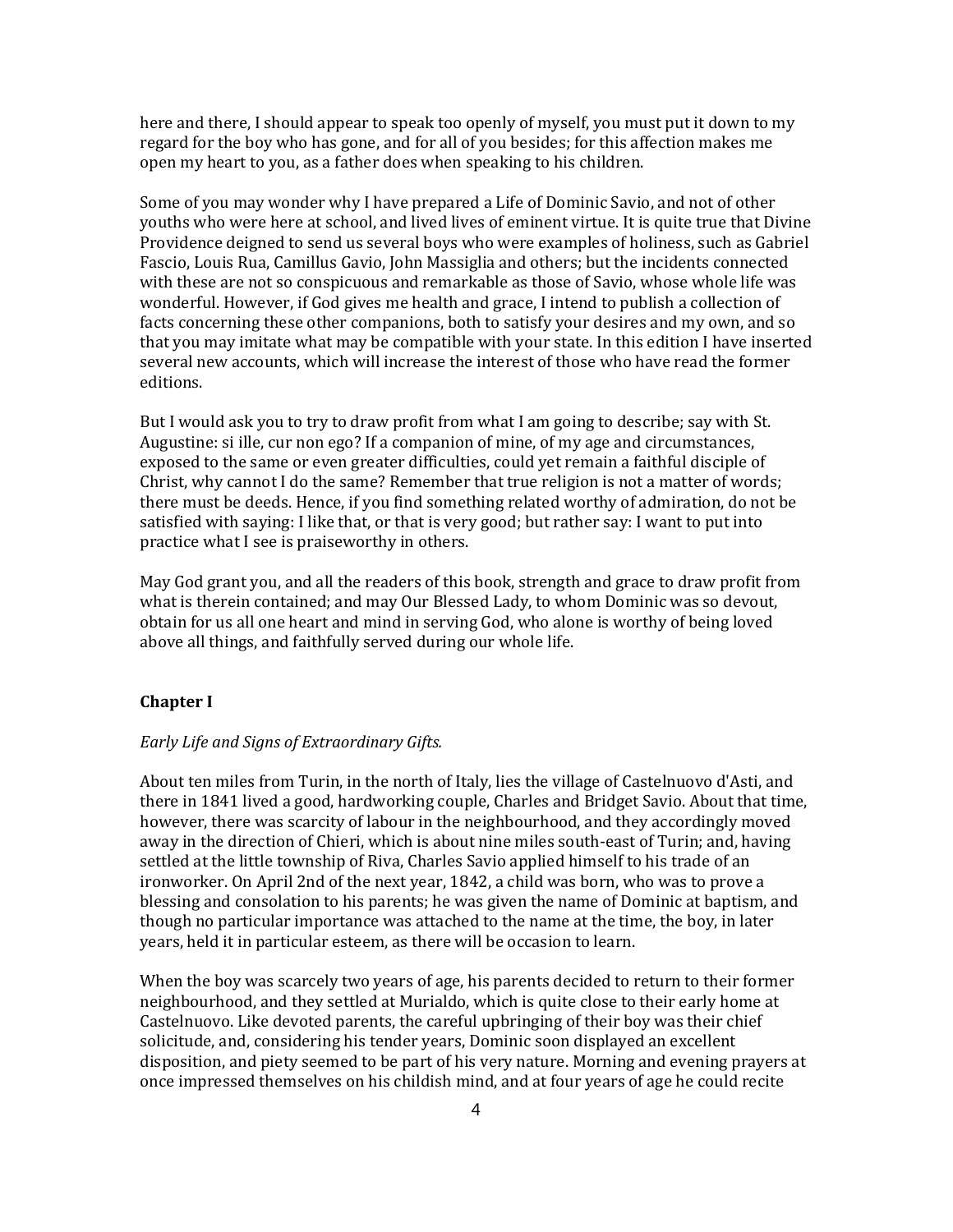here and there, I should appear to speak too openly of myself, you must put it down to my regard for the boy who has gone, and for all of you besides; for this affection makes me open my heart to you, as a father does when speaking to his children.

Some of you may wonder why I have prepared a Life of Dominic Savio, and not of other youths who were here at school, and lived lives of eminent virtue. It is quite true that Divine Providence deigned to send us several boys who were examples of holiness, such as Gabriel Fascio, Louis Rua, Camillus Gavio, John Massiglia and others; but the incidents connected with these are not so conspicuous and remarkable as those of Savio, whose whole life was wonderful. However, if God gives me health and grace, I intend to publish a collection of facts concerning these other companions, both to satisfy your desires and my own, and so that you may imitate what may be compatible with your state. In this edition I have inserted several new accounts, which will increase the interest of those who have read the former editions.

But I would ask you to try to draw profit from what I am going to describe; say with St. Augustine: si ille, cur non ego? If a companion of mine, of my age and circumstances, exposed to the same or even greater difficulties, could yet remain a faithful disciple of Christ, why cannot I do the same? Remember that true religion is not a matter of words; there must be deeds. Hence, if you find something related worthy of admiration, do not be satisfied with saying: I like that, or that is very good; but rather say: I want to put into practice what I see is praiseworthy in others.

May God grant you, and all the readers of this book, strength and grace to draw profit from what is therein contained; and may Our Blessed Lady, to whom Dominic was so devout, obtain for us all one heart and mind in serving God, who alone is worthy of being loved above all things, and faithfully served during our whole life.

## Chapter I

*Early Life and Signs of Extraordinary Gifts.*

About ten miles from Turin, in the north of Italy, lies the village of Castelnuovo d'Asti, and there in 1841 lived a good, hardworking couple, Charles and Bridget Savio. About that time, however, there was scarcity of labour in the neighbourhood, and they accordingly moved away in the direction of Chieri, which is about nine miles south-east of Turin; and, having settled at the little township of Riva, Charles Savio applied himself to his trade of an ironworker. On April 2nd of the next year, 1842, a child was born, who was to prove a blessing and consolation to his parents; he was given the name of Dominic at baptism, and though no particular importance was attached to the name at the time, the boy, in later years, held it in particular esteem, as there will be occasion to learn.

When the boy was scarcely two years of age, his parents decided to return to their former neighbourhood, and they settled at Murialdo, which is quite close to their early home at Castelnuovo. Like devoted parents, the careful upbringing of their boy was their chief solicitude, and, considering his tender years, Dominic soon displayed an excellent disposition, and piety seemed to be part of his very nature. Morning and evening prayers at once impressed themselves on his childish mind, and at four years of age he could recite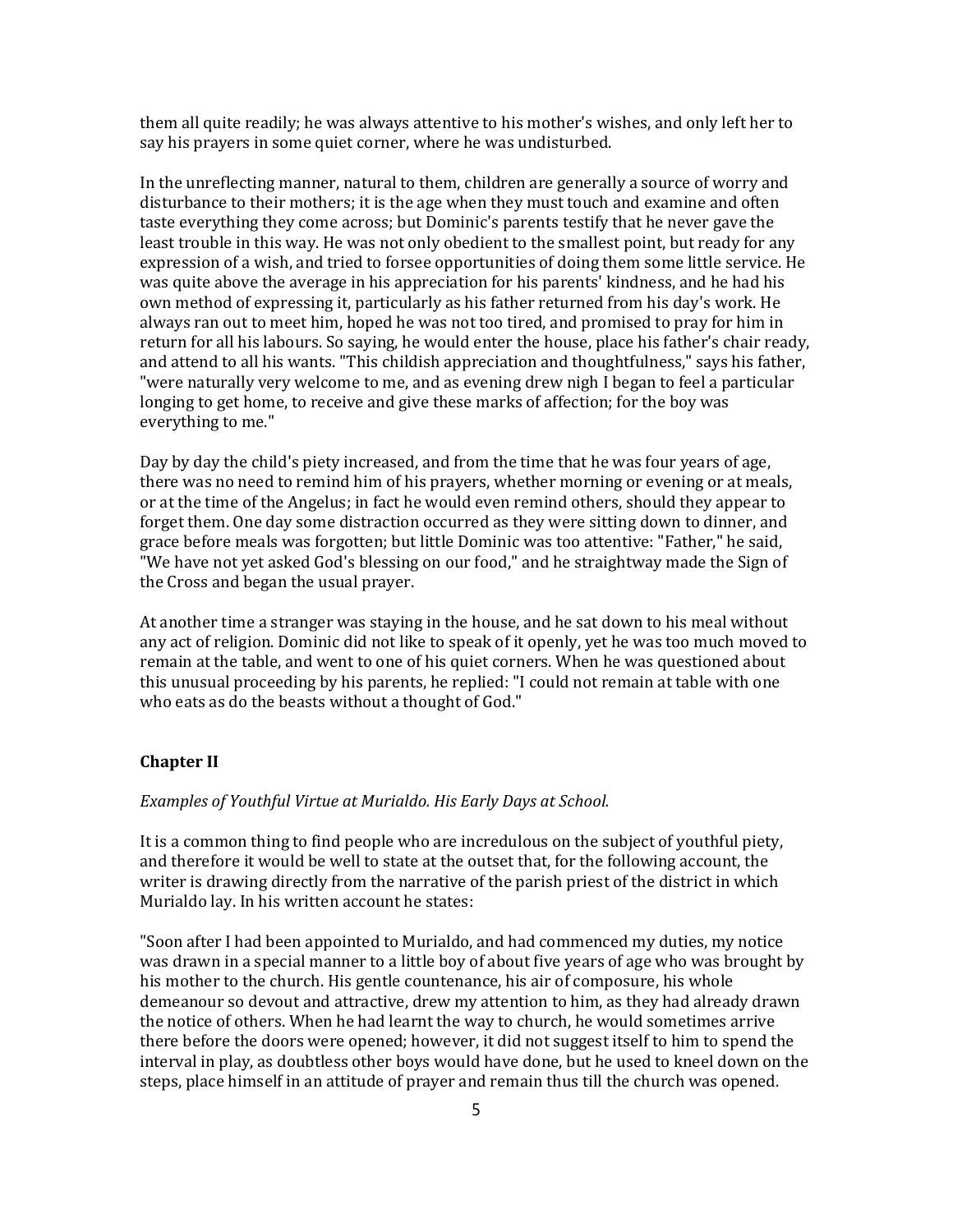them all quite readily; he was always attentive to his mother's wishes, and only left her to say his prayers in some quiet corner, where he was undisturbed.

In the unreflecting manner, natural to them, children are generally a source of worry and disturbance to their mothers; it is the age when they must touch and examine and often taste everything they come across; but Dominic's parents testify that he never gave the least trouble in this way. He was not only obedient to the smallest point, but ready for any expression of a wish, and tried to forsee opportunities of doing them some little service. He was quite above the average in his appreciation for his parents' kindness, and he had his own method of expressing it, particularly as his father returned from his day's work. He always ran out to meet him, hoped he was not too tired, and promised to pray for him in return for all his labours. So saying, he would enter the house, place his father's chair ready, and attend to all his wants. "This childish appreciation and thoughtfulness," says his father, "were naturally very welcome to me, and as evening drew nigh I began to feel a particular longing to get home, to receive and give these marks of affection; for the boy was everything to me."

Day by day the child's piety increased, and from the time that he was four years of age, there was no need to remind him of his prayers, whether morning or evening or at meals, or at the time of the Angelus; in fact he would even remind others, should they appear to forget them. One day some distraction occurred as they were sitting down to dinner, and grace before meals was forgotten; but little Dominic was too attentive: "Father," he said, "We have not yet asked God's blessing on our food," and he straightway made the Sign of the Cross and began the usual prayer.

At another time a stranger was staying in the house, and he sat down to his meal without any act of religion. Dominic did not like to speak of it openly, yet he was too much moved to remain at the table, and went to one of his quiet corners. When he was questioned about this unusual proceeding by his parents, he replied: "I could not remain at table with one who eats as do the beasts without a thought of God."

## Chapter II

*Examples of Youthful Virtue at Murialdo. His Early Days at School.*

It is a common thing to find people who are incredulous on the subject of youthful piety, and therefore it would be well to state at the outset that, for the following account, the writer is drawing directly from the narrative of the parish priest of the district in which Murialdo lay. In his written account he states:

"Soon after I had been appointed to Murialdo, and had commenced my duties, my notice was drawn in a special manner to a little boy of about five years of age who was brought by his mother to the church. His gentle countenance, his air of composure, his whole demeanour so devout and attractive, drew my attention to him, as they had already drawn the notice of others. When he had learnt the way to church, he would sometimes arrive there before the doors were opened; however, it did not suggest itself to him to spend the interval in play, as doubtless other boys would have done, but he used to kneel down on the steps, place himself in an attitude of prayer and remain thus till the church was opened.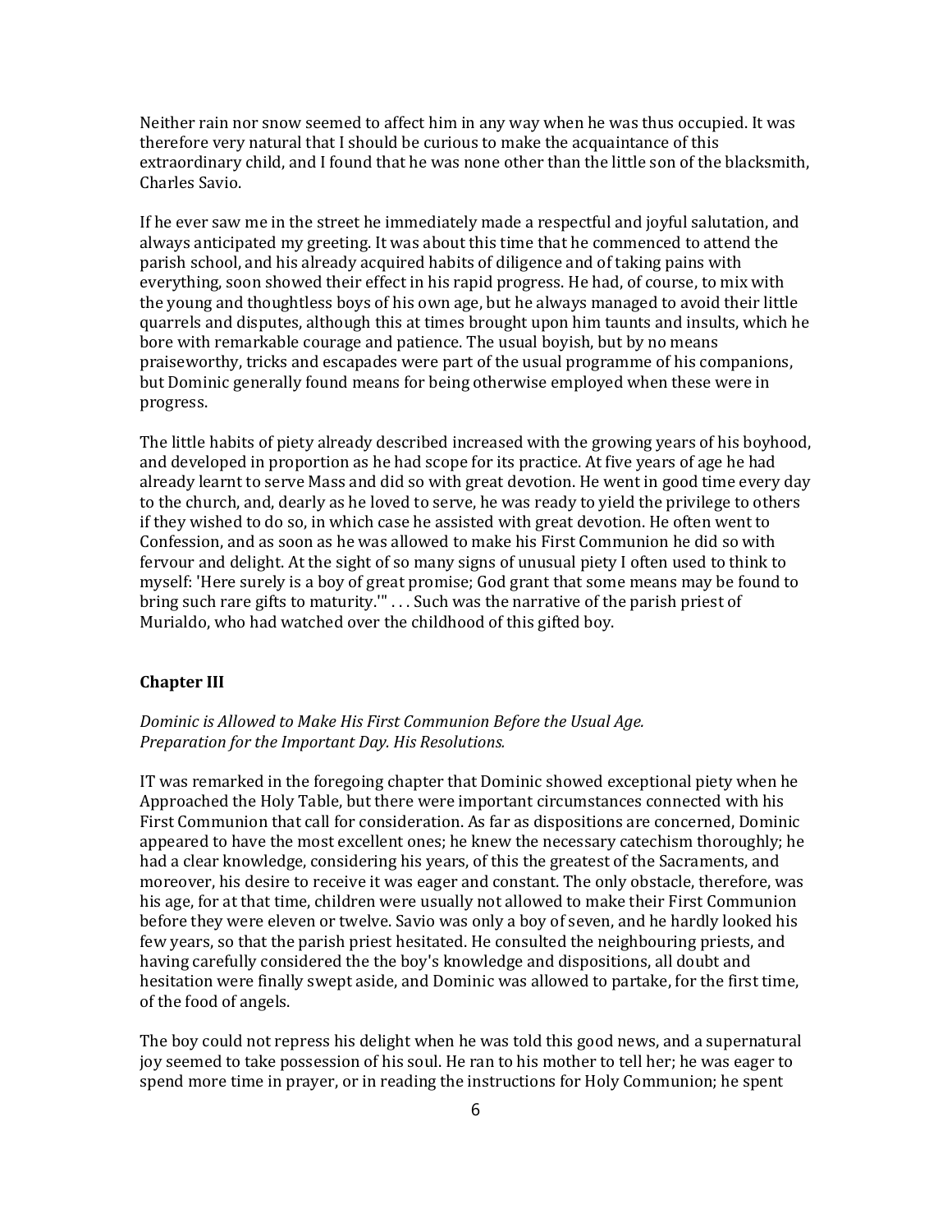Neither rain nor snow seemed to affect him in any way when he was thus occupied. It was therefore very natural that I should be curious to make the acquaintance of this extraordinary child, and I found that he was none other than the little son of the blacksmith, Charles Savio.

If he ever saw me in the street he immediately made a respectful and joyful salutation, and always anticipated my greeting. It was about this time that he commenced to attend the parish school, and his already acquired habits of diligence and of taking pains with everything, soon showed their effect in his rapid progress. He had, of course, to mix with the young and thoughtless boys of his own age, but he always managed to avoid their little quarrels and disputes, although this at times brought upon him taunts and insults, which he bore with remarkable courage and patience. The usual boyish, but by no means praiseworthy, tricks and escapades were part of the usual programme of his companions, but Dominic generally found means for being otherwise employed when these were in progress.

The little habits of piety already described increased with the growing years of his boyhood, and developed in proportion as he had scope for its practice. At five years of age he had already learnt to serve Mass and did so with great devotion. He went in good time every day to the church, and, dearly as he loved to serve, he was ready to yield the privilege to others if they wished to do so, in which case he assisted with great devotion. He often went to Confession, and as soon as he was allowed to make his First Communion he did so with fervour and delight. At the sight of so many signs of unusual piety I often used to think to myself: 'Here surely is a boy of great promise; God grant that some means may be found to bring such rare gifts to maturity.'" . . . Such was the narrative of the parish priest of Murialdo, who had watched over the childhood of this gifted boy.

### Chapter III

*Dominic is Allowed to Make His First Communion Before the Usual Age.*
*Preparation for the Important Day. His Resolutions.*

IT was remarked in the foregoing chapter that Dominic showed exceptional piety when he Approached the Holy Table, but there were important circumstances connected with his First Communion that call for consideration. As far as dispositions are concerned, Dominic appeared to have the most excellent ones; he knew the necessary catechism thoroughly; he had a clear knowledge, considering his years, of this the greatest of the Sacraments, and moreover, his desire to receive it was eager and constant. The only obstacle, therefore, was his age, for at that time, children were usually not allowed to make their First Communion before they were eleven or twelve. Savio was only a boy of seven, and he hardly looked his few years, so that the parish priest hesitated. He consulted the neighbouring priests, and having carefully considered the the boy's knowledge and dispositions, all doubt and hesitation were finally swept aside, and Dominic was allowed to partake, for the first time, of the food of angels.

The boy could not repress his delight when he was told this good news, and a supernatural joy seemed to take possession of his soul. He ran to his mother to tell her; he was eager to spend more time in prayer, or in reading the instructions for Holy Communion; he spent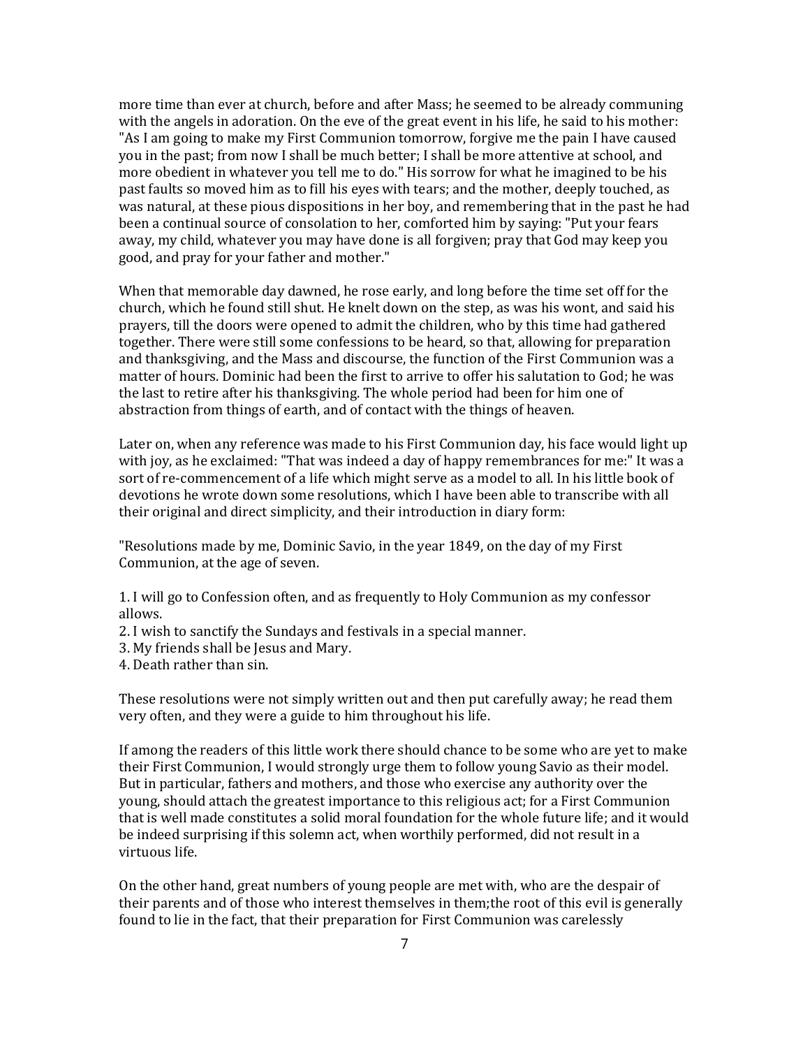more time than ever at church, before and after Mass; he seemed to be already communing with the angels in adoration. On the eve of the great event in his life, he said to his mother: "As I am going to make my First Communion tomorrow, forgive me the pain I have caused you in the past; from now I shall be much better; I shall be more attentive at school, and more obedient in whatever you tell me to do." His sorrow for what he imagined to be his past faults so moved him as to fill his eyes with tears; and the mother, deeply touched, as was natural, at these pious dispositions in her boy, and remembering that in the past he had been a continual source of consolation to her, comforted him by saying: "Put your fears away, my child, whatever you may have done is all forgiven; pray that God may keep you good, and pray for your father and mother."

When that memorable day dawned, he rose early, and long before the time set off for the church, which he found still shut. He knelt down on the step, as was his wont, and said his prayers, till the doors were opened to admit the children, who by this time had gathered together. There were still some confessions to be heard, so that, allowing for preparation and thanksgiving, and the Mass and discourse, the function of the First Communion was a matter of hours. Dominic had been the first to arrive to offer his salutation to God; he was the last to retire after his thanksgiving. The whole period had been for him one of abstraction from things of earth, and of contact with the things of heaven.

Later on, when any reference was made to his First Communion day, his face would light up with joy, as he exclaimed: "That was indeed a day of happy remembrances for me:" It was a sort of re-commencement of a life which might serve as a model to all. In his little book of devotions he wrote down some resolutions, which I have been able to transcribe with all their original and direct simplicity, and their introduction in diary form:

"Resolutions made by me, Dominic Savio, in the year 1849, on the day of my First Communion, at the age of seven.

1. I will go to Confession often, and as frequently to Holy Communion as my confessor allows.
2. I wish to sanctify the Sundays and festivals in a special manner.
3. My friends shall be Jesus and Mary.
4. Death rather than sin.

These resolutions were not simply written out and then put carefully away; he read them very often, and they were a guide to him throughout his life.

If among the readers of this little work there should chance to be some who are yet to make their First Communion, I would strongly urge them to follow young Savio as their model. But in particular, fathers and mothers, and those who exercise any authority over the young, should attach the greatest importance to this religious act; for a First Communion that is well made constitutes a solid moral foundation for the whole future life; and it would be indeed surprising if this solemn act, when worthily performed, did not result in a virtuous life.

On the other hand, great numbers of young people are met with, who are the despair of their parents and of those who interest themselves in them;the root of this evil is generally found to lie in the fact, that their preparation for First Communion was carelessly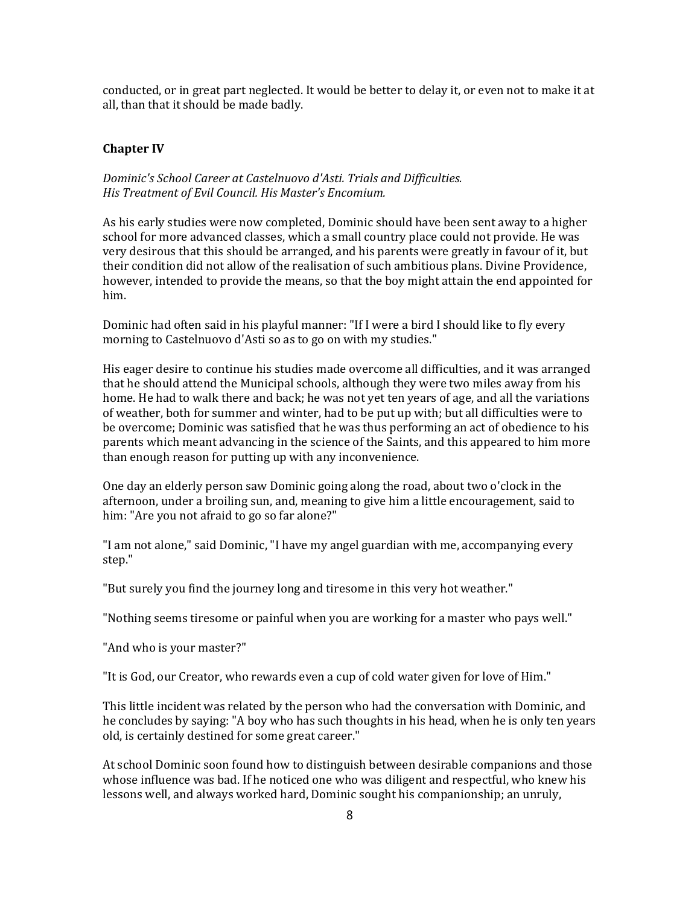conducted, or in great part neglected. It would be better to delay it, or even not to make it at all, than that it should be made badly.

## Chapter IV

*Dominic's School Career at Castelnuovo d'Asti. Trials and Difficulties.*
*His Treatment of Evil Council. His Master's Encomium.*

As his early studies were now completed, Dominic should have been sent away to a higher school for more advanced classes, which a small country place could not provide. He was very desirous that this should be arranged, and his parents were greatly in favour of it, but their condition did not allow of the realisation of such ambitious plans. Divine Providence, however, intended to provide the means, so that the boy might attain the end appointed for him.

Dominic had often said in his playful manner: "If I were a bird I should like to fly every morning to Castelnuovo d'Asti so as to go on with my studies."

His eager desire to continue his studies made overcome all difficulties, and it was arranged that he should attend the Municipal schools, although they were two miles away from his home. He had to walk there and back; he was not yet ten years of age, and all the variations of weather, both for summer and winter, had to be put up with; but all difficulties were to be overcome; Dominic was satisfied that he was thus performing an act of obedience to his parents which meant advancing in the science of the Saints, and this appeared to him more than enough reason for putting up with any inconvenience.

One day an elderly person saw Dominic going along the road, about two o'clock in the afternoon, under a broiling sun, and, meaning to give him a little encouragement, said to him: "Are you not afraid to go so far alone?"

"I am not alone," said Dominic, "I have my angel guardian with me, accompanying every step."

"But surely you find the journey long and tiresome in this very hot weather."

"Nothing seems tiresome or painful when you are working for a master who pays well."

"And who is your master?"

"It is God, our Creator, who rewards even a cup of cold water given for love of Him."

This little incident was related by the person who had the conversation with Dominic, and he concludes by saying: "A boy who has such thoughts in his head, when he is only ten years old, is certainly destined for some great career."

At school Dominic soon found how to distinguish between desirable companions and those whose influence was bad. If he noticed one who was diligent and respectful, who knew his lessons well, and always worked hard, Dominic sought his companionship; an unruly,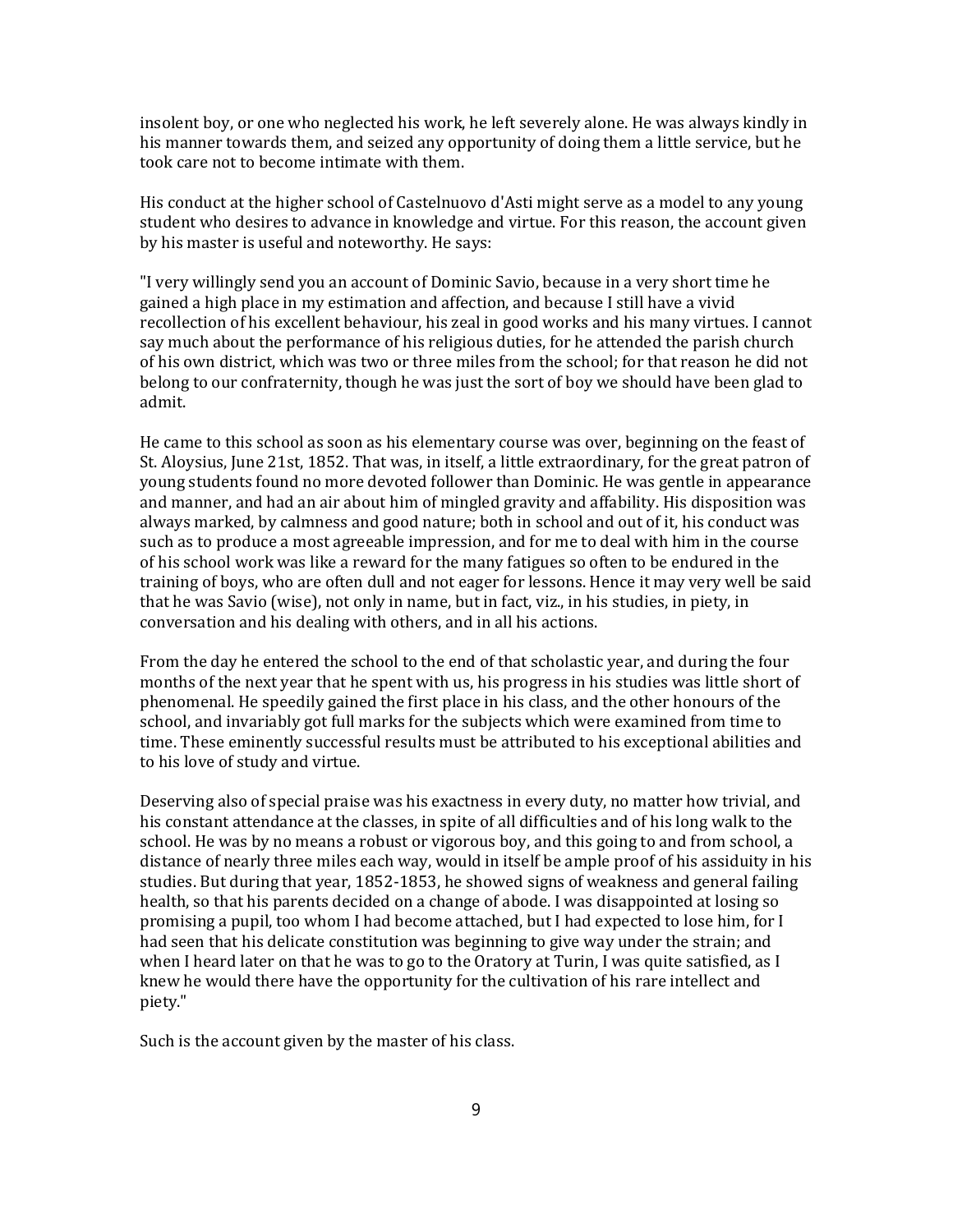insolent boy, or one who neglected his work, he left severely alone. He was always kindly in his manner towards them, and seized any opportunity of doing them a little service, but he took care not to become intimate with them.

His conduct at the higher school of Castelnuovo d'Asti might serve as a model to any young student who desires to advance in knowledge and virtue. For this reason, the account given by his master is useful and noteworthy. He says:

"I very willingly send you an account of Dominic Savio, because in a very short time he gained a high place in my estimation and affection, and because I still have a vivid recollection of his excellent behaviour, his zeal in good works and his many virtues. I cannot say much about the performance of his religious duties, for he attended the parish church of his own district, which was two or three miles from the school; for that reason he did not belong to our confraternity, though he was just the sort of boy we should have been glad to admit.

He came to this school as soon as his elementary course was over, beginning on the feast of St. Aloysius, June 21st, 1852. That was, in itself, a little extraordinary, for the great patron of young students found no more devoted follower than Dominic. He was gentle in appearance and manner, and had an air about him of mingled gravity and affability. His disposition was always marked, by calmness and good nature; both in school and out of it, his conduct was such as to produce a most agreeable impression, and for me to deal with him in the course of his school work was like a reward for the many fatigues so often to be endured in the training of boys, who are often dull and not eager for lessons. Hence it may very well be said that he was Savio (wise), not only in name, but in fact, viz., in his studies, in piety, in conversation and his dealing with others, and in all his actions.

From the day he entered the school to the end of that scholastic year, and during the four months of the next year that he spent with us, his progress in his studies was little short of phenomenal. He speedily gained the first place in his class, and the other honours of the school, and invariably got full marks for the subjects which were examined from time to time. These eminently successful results must be attributed to his exceptional abilities and to his love of study and virtue.

Deserving also of special praise was his exactness in every duty, no matter how trivial, and his constant attendance at the classes, in spite of all difficulties and of his long walk to the school. He was by no means a robust or vigorous boy, and this going to and from school, a distance of nearly three miles each way, would in itself be ample proof of his assiduity in his studies. But during that year, 1852-1853, he showed signs of weakness and general failing health, so that his parents decided on a change of abode. I was disappointed at losing so promising a pupil, too whom I had become attached, but I had expected to lose him, for I had seen that his delicate constitution was beginning to give way under the strain; and when I heard later on that he was to go to the Oratory at Turin, I was quite satisfied, as I knew he would there have the opportunity for the cultivation of his rare intellect and piety."

Such is the account given by the master of his class.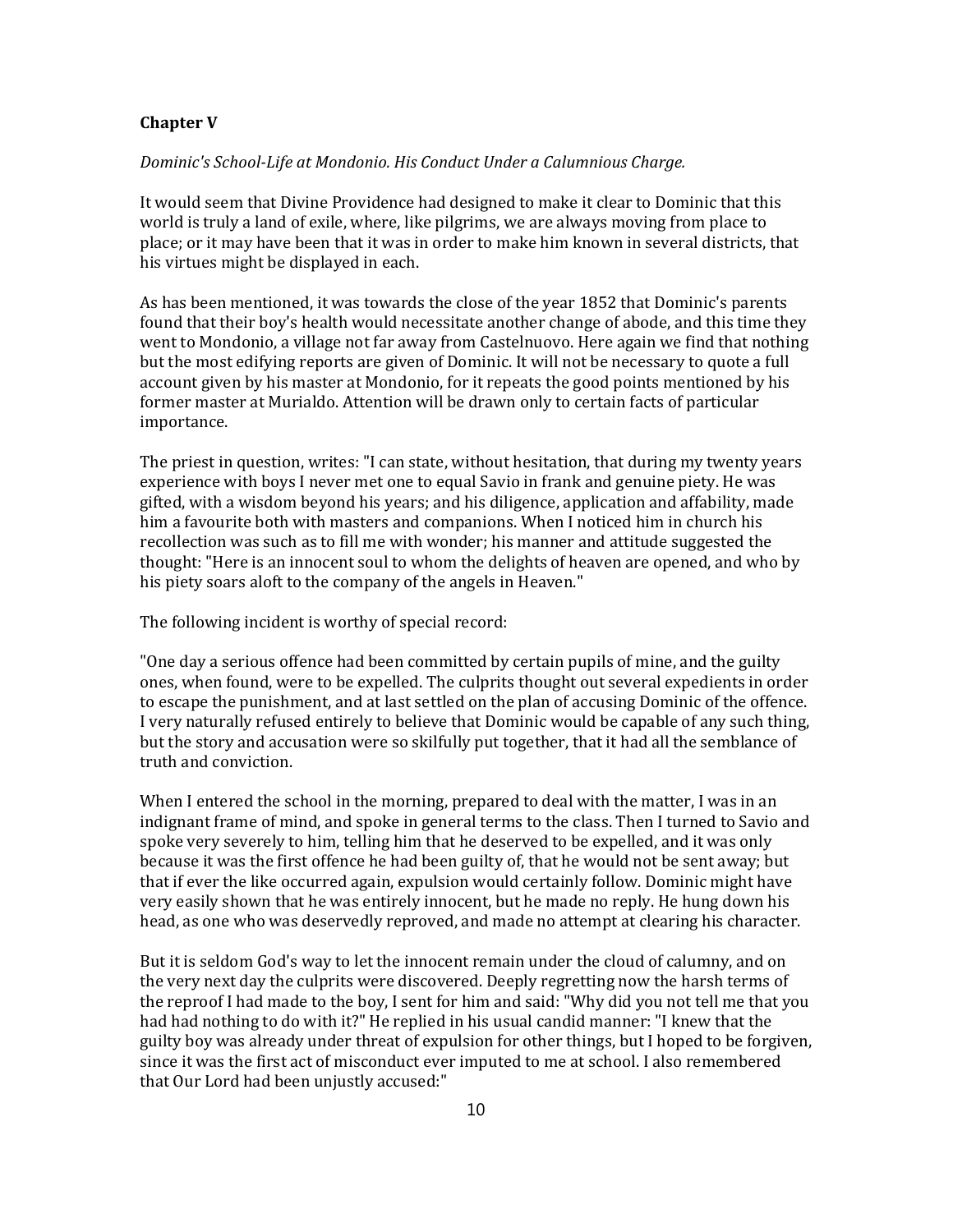**Chapter V**

*Dominic's School-Life at Mondonio. His Conduct Under a Calumnious Charge.*

It would seem that Divine Providence had designed to make it clear to Dominic that this world is truly a land of exile, where, like pilgrims, we are always moving from place to place; or it may have been that it was in order to make him known in several districts, that his virtues might be displayed in each.

As has been mentioned, it was towards the close of the year 1852 that Dominic's parents found that their boy's health would necessitate another change of abode, and this time they went to Mondonio, a village not far away from Castelnuovo. Here again we find that nothing but the most edifying reports are given of Dominic. It will not be necessary to quote a full account given by his master at Mondonio, for it repeats the good points mentioned by his former master at Murialdo. Attention will be drawn only to certain facts of particular importance.

The priest in question, writes: "I can state, without hesitation, that during my twenty years experience with boys I never met one to equal Savio in frank and genuine piety. He was gifted, with a wisdom beyond his years; and his diligence, application and affability, made him a favourite both with masters and companions. When I noticed him in church his recollection was such as to fill me with wonder; his manner and attitude suggested the thought: "Here is an innocent soul to whom the delights of heaven are opened, and who by his piety soars aloft to the company of the angels in Heaven."

The following incident is worthy of special record:

"One day a serious offence had been committed by certain pupils of mine, and the guilty ones, when found, were to be expelled. The culprits thought out several expedients in order to escape the punishment, and at last settled on the plan of accusing Dominic of the offence. I very naturally refused entirely to believe that Dominic would be capable of any such thing, but the story and accusation were so skilfully put together, that it had all the semblance of truth and conviction.

When I entered the school in the morning, prepared to deal with the matter, I was in an indignant frame of mind, and spoke in general terms to the class. Then I turned to Savio and spoke very severely to him, telling him that he deserved to be expelled, and it was only because it was the first offence he had been guilty of, that he would not be sent away; but that if ever the like occurred again, expulsion would certainly follow. Dominic might have very easily shown that he was entirely innocent, but he made no reply. He hung down his head, as one who was deservedly reproved, and made no attempt at clearing his character.

But it is seldom God's way to let the innocent remain under the cloud of calumny, and on the very next day the culprits were discovered. Deeply regretting now the harsh terms of the reproof I had made to the boy, I sent for him and said: "Why did you not tell me that you had had nothing to do with it?" He replied in his usual candid manner: "I knew that the guilty boy was already under threat of expulsion for other things, but I hoped to be forgiven, since it was the first act of misconduct ever imputed to me at school. I also remembered that Our Lord had been unjustly accused:"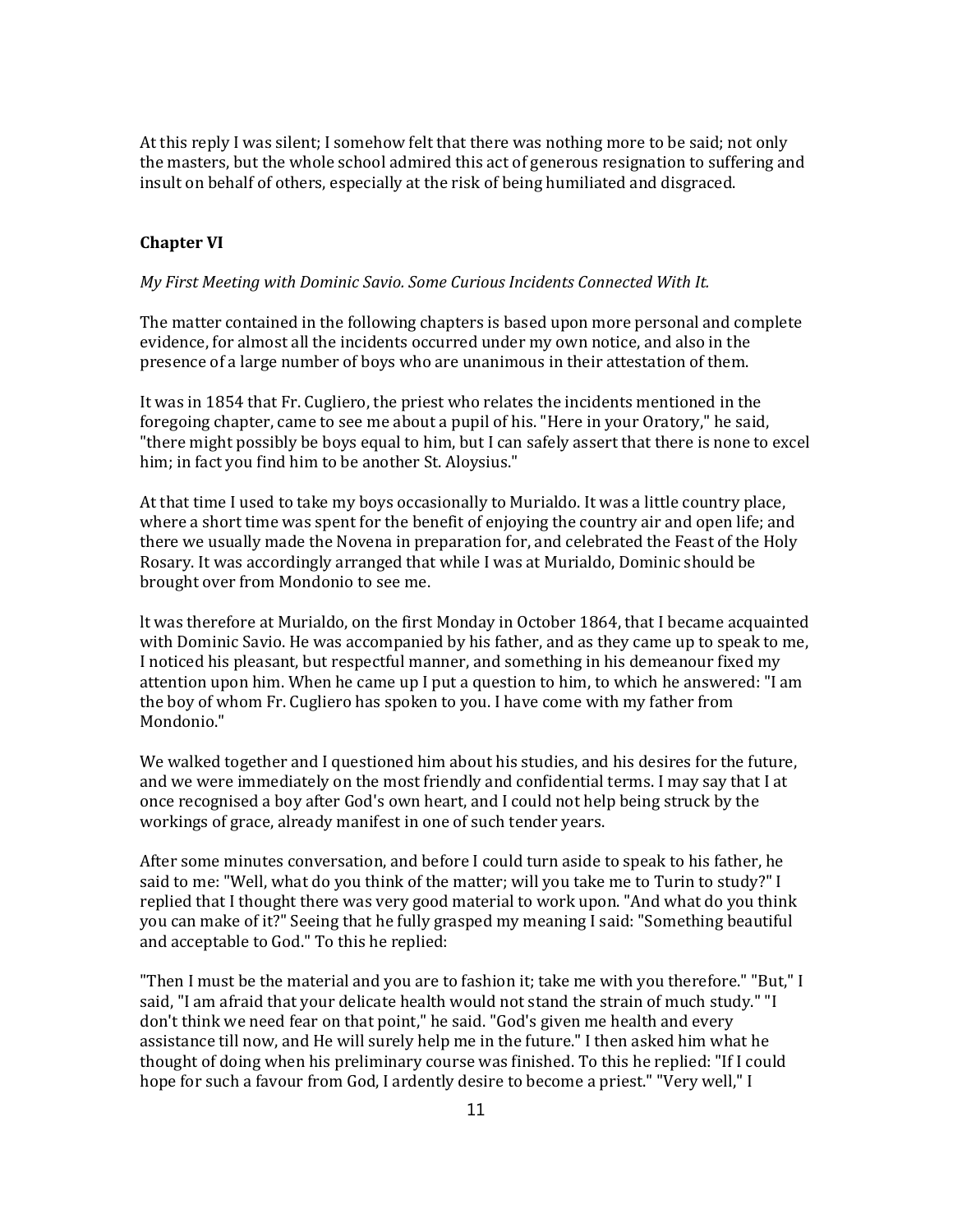At this reply I was silent; I somehow felt that there was nothing more to be said; not only the masters, but the whole school admired this act of generous resignation to suffering and insult on behalf of others, especially at the risk of being humiliated and disgraced.

## Chapter VI

*My First Meeting with Dominic Savio. Some Curious Incidents Connected With It.*

The matter contained in the following chapters is based upon more personal and complete evidence, for almost all the incidents occurred under my own notice, and also in the presence of a large number of boys who are unanimous in their attestation of them.

It was in 1854 that Fr. Cugliero, the priest who relates the incidents mentioned in the foregoing chapter, came to see me about a pupil of his. "Here in your Oratory," he said, "there might possibly be boys equal to him, but I can safely assert that there is none to excel him; in fact you find him to be another St. Aloysius."

At that time I used to take my boys occasionally to Murialdo. It was a little country place, where a short time was spent for the benefit of enjoying the country air and open life; and there we usually made the Novena in preparation for, and celebrated the Feast of the Holy Rosary. It was accordingly arranged that while I was at Murialdo, Dominic should be brought over from Mondonio to see me.

It was therefore at Murialdo, on the first Monday in October 1864, that I became acquainted with Dominic Savio. He was accompanied by his father, and as they came up to speak to me, I noticed his pleasant, but respectful manner, and something in his demeanour fixed my attention upon him. When he came up I put a question to him, to which he answered: "I am the boy of whom Fr. Cugliero has spoken to you. I have come with my father from Mondonio."

We walked together and I questioned him about his studies, and his desires for the future, and we were immediately on the most friendly and confidential terms. I may say that I at once recognised a boy after God's own heart, and I could not help being struck by the workings of grace, already manifest in one of such tender years.

After some minutes conversation, and before I could turn aside to speak to his father, he said to me: "Well, what do you think of the matter; will you take me to Turin to study?" I replied that I thought there was very good material to work upon. "And what do you think you can make of it?" Seeing that he fully grasped my meaning I said: "Something beautiful and acceptable to God." To this he replied:

"Then I must be the material and you are to fashion it; take me with you therefore." "But," I said, "I am afraid that your delicate health would not stand the strain of much study." "I don't think we need fear on that point," he said. "God's given me health and every assistance till now, and He will surely help me in the future." I then asked him what he thought of doing when his preliminary course was finished. To this he replied: "If I could hope for such a favour from God, I ardently desire to become a priest." "Very well," I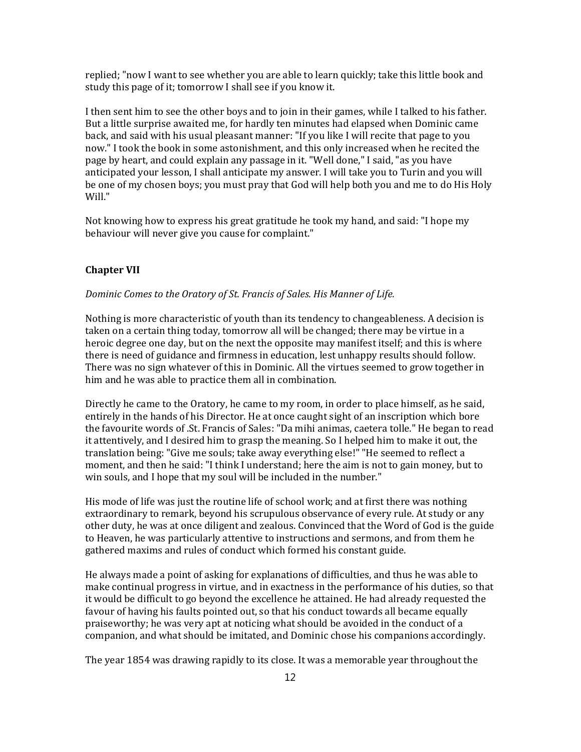replied; "now I want to see whether you are able to learn quickly; take this little book and study this page of it; tomorrow I shall see if you know it.

I then sent him to see the other boys and to join in their games, while I talked to his father. But a little surprise awaited me, for hardly ten minutes had elapsed when Dominic came back, and said with his usual pleasant manner: "If you like I will recite that page to you now." I took the book in some astonishment, and this only increased when he recited the page by heart, and could explain any passage in it. "Well done," I said, "as you have anticipated your lesson, I shall anticipate my answer. I will take you to Turin and you will be one of my chosen boys; you must pray that God will help both you and me to do His Holy Will."

Not knowing how to express his great gratitude he took my hand, and said: "I hope my behaviour will never give you cause for complaint."

## Chapter VII

*Dominic Comes to the Oratory of St. Francis of Sales. His Manner of Life.*

Nothing is more characteristic of youth than its tendency to changeableness. A decision is taken on a certain thing today, tomorrow all will be changed; there may be virtue in a heroic degree one day, but on the next the opposite may manifest itself; and this is where there is need of guidance and firmness in education, lest unhappy results should follow. There was no sign whatever of this in Dominic. All the virtues seemed to grow together in him and he was able to practice them all in combination.

Directly he came to the Oratory, he came to my room, in order to place himself, as he said, entirely in the hands of his Director. He at once caught sight of an inscription which bore the favourite words of .St. Francis of Sales: "Da mihi animas, caetera tolle." He began to read it attentively, and I desired him to grasp the meaning. So I helped him to make it out, the translation being: "Give me souls; take away everything else!" "He seemed to reflect a moment, and then he said: "I think I understand; here the aim is not to gain money, but to win souls, and I hope that my soul will be included in the number."

His mode of life was just the routine life of school work; and at first there was nothing extraordinary to remark, beyond his scrupulous observance of every rule. At study or any other duty, he was at once diligent and zealous. Convinced that the Word of God is the guide to Heaven, he was particularly attentive to instructions and sermons, and from them he gathered maxims and rules of conduct which formed his constant guide.

He always made a point of asking for explanations of difficulties, and thus he was able to make continual progress in virtue, and in exactness in the performance of his duties, so that it would be difficult to go beyond the excellence he attained. He had already requested the favour of having his faults pointed out, so that his conduct towards all became equally praiseworthy; he was very apt at noticing what should be avoided in the conduct of a companion, and what should be imitated, and Dominic chose his companions accordingly.

The year 1854 was drawing rapidly to its close. It was a memorable year throughout the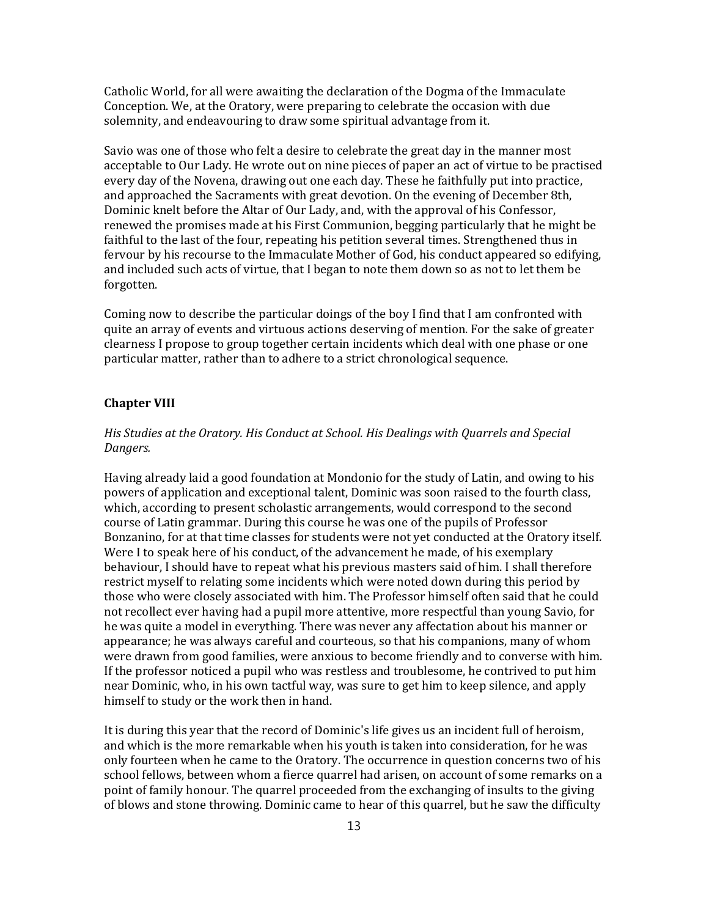Catholic World, for all were awaiting the declaration of the Dogma of the Immaculate Conception. We, at the Oratory, were preparing to celebrate the occasion with due solemnity, and endeavouring to draw some spiritual advantage from it.

Savio was one of those who felt a desire to celebrate the great day in the manner most acceptable to Our Lady. He wrote out on nine pieces of paper an act of virtue to be practised every day of the Novena, drawing out one each day. These he faithfully put into practice, and approached the Sacraments with great devotion. On the evening of December 8th, Dominic knelt before the Altar of Our Lady, and, with the approval of his Confessor, renewed the promises made at his First Communion, begging particularly that he might be faithful to the last of the four, repeating his petition several times. Strengthened thus in fervour by his recourse to the Immaculate Mother of God, his conduct appeared so edifying, and included such acts of virtue, that I began to note them down so as not to let them be forgotten.

Coming now to describe the particular doings of the boy I find that I am confronted with quite an array of events and virtuous actions deserving of mention. For the sake of greater clearness I propose to group together certain incidents which deal with one phase or one particular matter, rather than to adhere to a strict chronological sequence.

### Chapter VIII

*His Studies at the Oratory. His Conduct at School. His Dealings with Quarrels and Special Dangers.*

Having already laid a good foundation at Mondonio for the study of Latin, and owing to his powers of application and exceptional talent, Dominic was soon raised to the fourth class, which, according to present scholastic arrangements, would correspond to the second course of Latin grammar. During this course he was one of the pupils of Professor Bonzanino, for at that time classes for students were not yet conducted at the Oratory itself. Were I to speak here of his conduct, of the advancement he made, of his exemplary behaviour, I should have to repeat what his previous masters said of him. I shall therefore restrict myself to relating some incidents which were noted down during this period by those who were closely associated with him. The Professor himself often said that he could not recollect ever having had a pupil more attentive, more respectful than young Savio, for he was quite a model in everything. There was never any affectation about his manner or appearance; he was always careful and courteous, so that his companions, many of whom were drawn from good families, were anxious to become friendly and to converse with him. If the professor noticed a pupil who was restless and troublesome, he contrived to put him near Dominic, who, in his own tactful way, was sure to get him to keep silence, and apply himself to study or the work then in hand.

It is during this year that the record of Dominic's life gives us an incident full of heroism, and which is the more remarkable when his youth is taken into consideration, for he was only fourteen when he came to the Oratory. The occurrence in question concerns two of his school fellows, between whom a fierce quarrel had arisen, on account of some remarks on a point of family honour. The quarrel proceeded from the exchanging of insults to the giving of blows and stone throwing. Dominic came to hear of this quarrel, but he saw the difficulty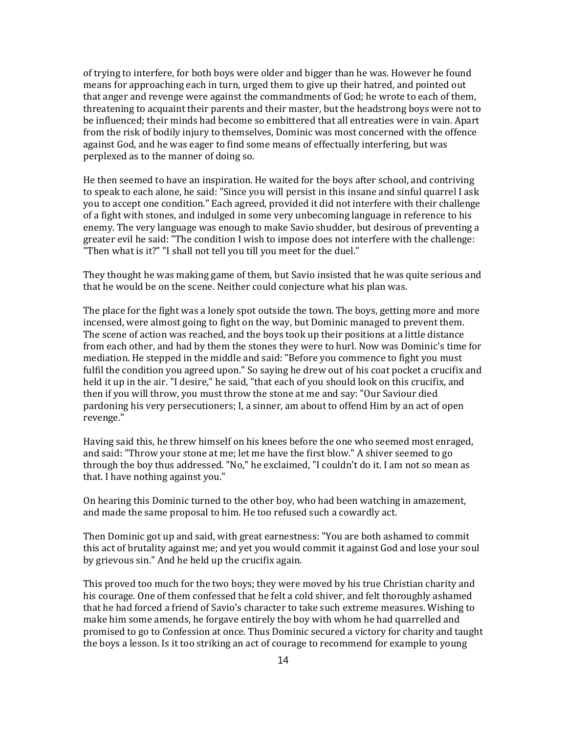of trying to interfere, for both boys were older and bigger than he was. However he found means for approaching each in turn, urged them to give up their hatred, and pointed out that anger and revenge were against the commandments of God; he wrote to each of them, threatening to acquaint their parents and their master, but the headstrong boys were not to be influenced; their minds had become so embittered that all entreaties were in vain. Apart from the risk of bodily injury to themselves, Dominic was most concerned with the offence against God, and he was eager to find some means of effectually interfering, but was perplexed as to the manner of doing so.

He then seemed to have an inspiration. He waited for the boys after school, and contriving to speak to each alone, he said: "Since you will persist in this insane and sinful quarrel I ask you to accept one condition." Each agreed, provided it did not interfere with their challenge of a fight with stones, and indulged in some very unbecoming language in reference to his enemy. The very language was enough to make Savio shudder, but desirous of preventing a greater evil he said: "The condition I wish to impose does not interfere with the challenge: "Then what is it?" "I shall not tell you till you meet for the duel."

They thought he was making game of them, but Savio insisted that he was quite serious and that he would be on the scene. Neither could conjecture what his plan was.

The place for the fight was a lonely spot outside the town. The boys, getting more and more incensed, were almost going to fight on the way, but Dominic managed to prevent them. The scene of action was reached, and the boys took up their positions at a little distance from each other, and had by them the stones they were to hurl. Now was Dominic's time for mediation. He stepped in the middle and said: "Before you commence to fight you must fulfil the condition you agreed upon." So saying he drew out of his coat pocket a crucifix and held it up in the air. "I desire," he said, "that each of you should look on this crucifix, and then if you will throw, you must throw the stone at me and say: "Our Saviour died pardoning his very persecutioners; I, a sinner, am about to offend Him by an act of open revenge."

Having said this, he threw himself on his knees before the one who seemed most enraged, and said: "Throw your stone at me; let me have the first blow." A shiver seemed to go through the boy thus addressed. "No," he exclaimed, "I couldn't do it. I am not so mean as that. I have nothing against you."

On hearing this Dominic turned to the other boy, who had been watching in amazement, and made the same proposal to him. He too refused such a cowardly act.

Then Dominic got up and said, with great earnestness: "You are both ashamed to commit this act of brutality against me; and yet you would commit it against God and lose your soul by grievous sin." And he held up the crucifix again.

This proved too much for the two boys; they were moved by his true Christian charity and his courage. One of them confessed that he felt a cold shiver, and felt thoroughly ashamed that he had forced a friend of Savio's character to take such extreme measures. Wishing to make him some amends, he forgave entirely the boy with whom he had quarrelled and promised to go to Confession at once. Thus Dominic secured a victory for charity and taught the boys a lesson. Is it too striking an act of courage to recommend for example to young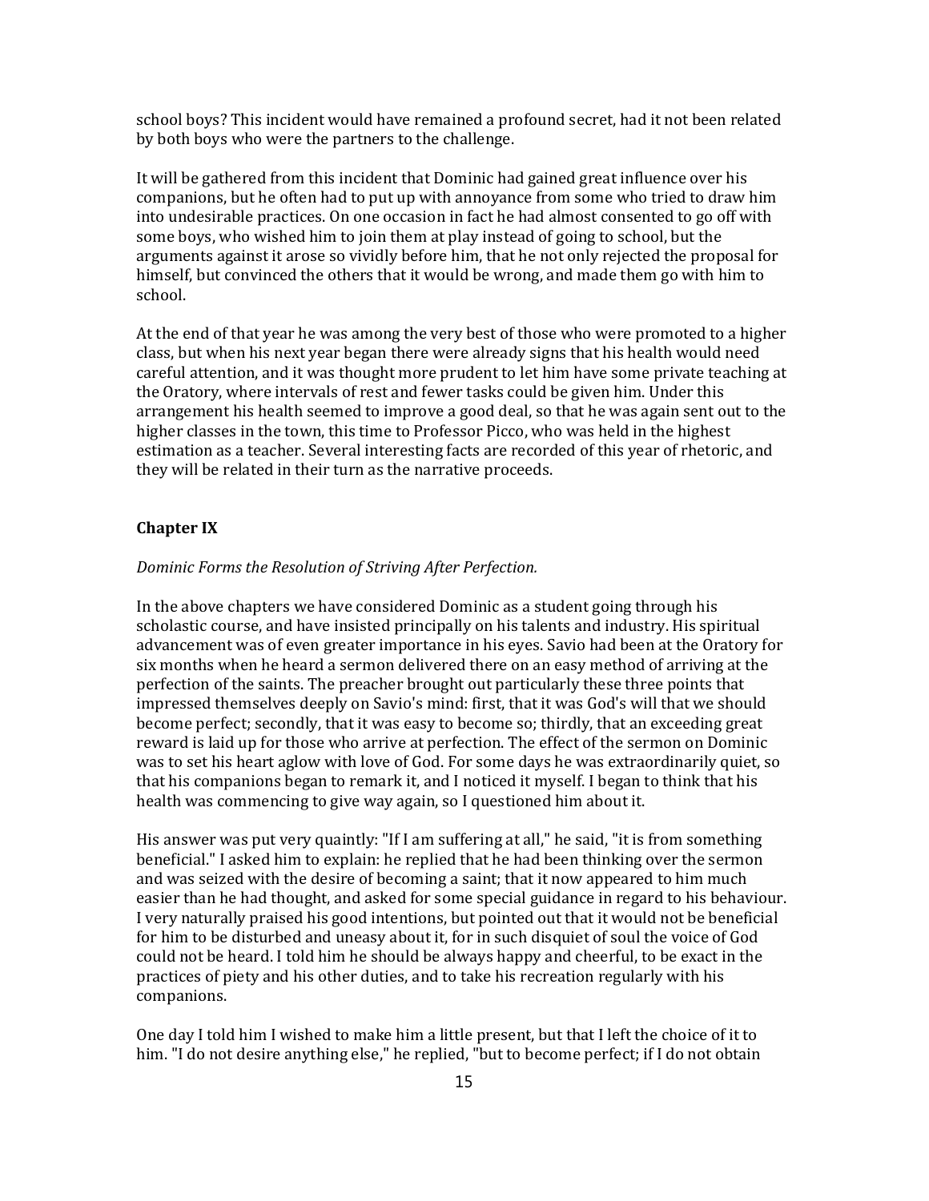school boys? This incident would have remained a profound secret, had it not been related by both boys who were the partners to the challenge.

It will be gathered from this incident that Dominic had gained great influence over his companions, but he often had to put up with annoyance from some who tried to draw him into undesirable practices. On one occasion in fact he had almost consented to go off with some boys, who wished him to join them at play instead of going to school, but the arguments against it arose so vividly before him, that he not only rejected the proposal for himself, but convinced the others that it would be wrong, and made them go with him to school.

At the end of that year he was among the very best of those who were promoted to a higher class, but when his next year began there were already signs that his health would need careful attention, and it was thought more prudent to let him have some private teaching at the Oratory, where intervals of rest and fewer tasks could be given him. Under this arrangement his health seemed to improve a good deal, so that he was again sent out to the higher classes in the town, this time to Professor Picco, who was held in the highest estimation as a teacher. Several interesting facts are recorded of this year of rhetoric, and they will be related in their turn as the narrative proceeds.

## Chapter IX

*Dominic Forms the Resolution of Striving After Perfection.*

In the above chapters we have considered Dominic as a student going through his scholastic course, and have insisted principally on his talents and industry. His spiritual advancement was of even greater importance in his eyes. Savio had been at the Oratory for six months when he heard a sermon delivered there on an easy method of arriving at the perfection of the saints. The preacher brought out particularly these three points that impressed themselves deeply on Savio's mind: first, that it was God's will that we should become perfect; secondly, that it was easy to become so; thirdly, that an exceeding great reward is laid up for those who arrive at perfection. The effect of the sermon on Dominic was to set his heart aglow with love of God. For some days he was extraordinarily quiet, so that his companions began to remark it, and I noticed it myself. I began to think that his health was commencing to give way again, so I questioned him about it.

His answer was put very quaintly: "If I am suffering at all," he said, "it is from something beneficial." I asked him to explain: he replied that he had been thinking over the sermon and was seized with the desire of becoming a saint; that it now appeared to him much easier than he had thought, and asked for some special guidance in regard to his behaviour. I very naturally praised his good intentions, but pointed out that it would not be beneficial for him to be disturbed and uneasy about it, for in such disquiet of soul the voice of God could not be heard. I told him he should be always happy and cheerful, to be exact in the practices of piety and his other duties, and to take his recreation regularly with his companions.

One day I told him I wished to make him a little present, but that I left the choice of it to him. "I do not desire anything else," he replied, "but to become perfect; if I do not obtain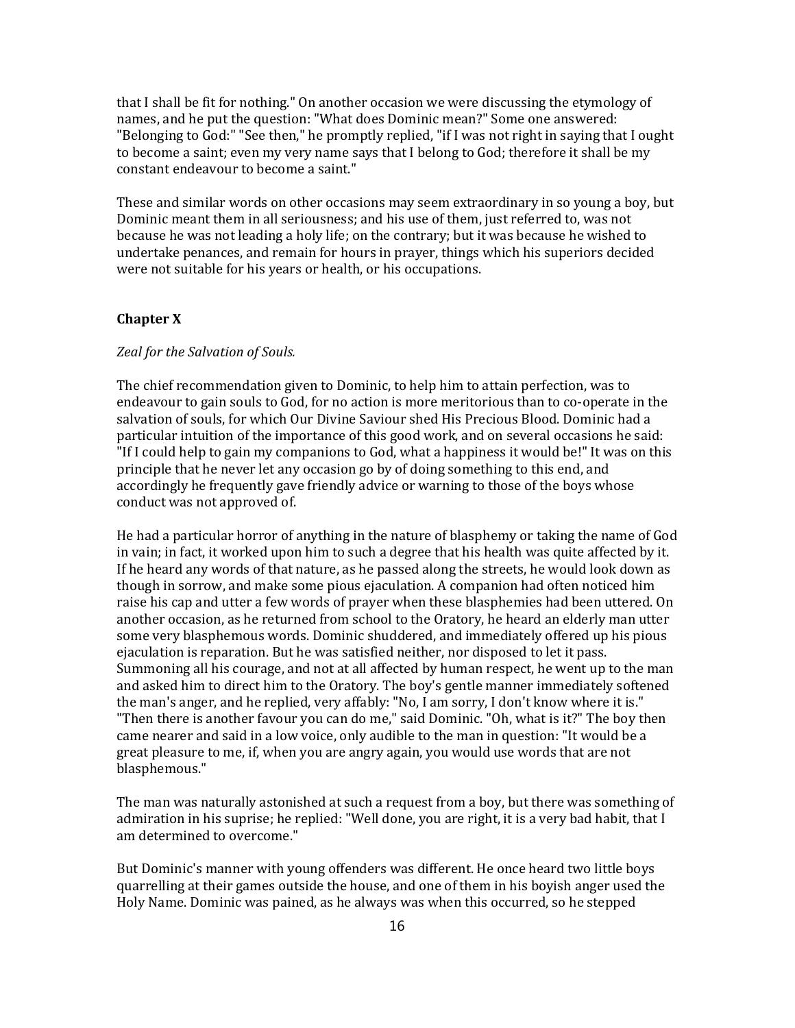that I shall be fit for nothing." On another occasion we were discussing the etymology of names, and he put the question: "What does Dominic mean?" Some one answered: "Belonging to God:" "See then," he promptly replied, "if I was not right in saying that I ought to become a saint; even my very name says that I belong to God; therefore it shall be my constant endeavour to become a saint."

These and similar words on other occasions may seem extraordinary in so young a boy, but Dominic meant them in all seriousness; and his use of them, just referred to, was not because he was not leading a holy life; on the contrary; but it was because he wished to undertake penances, and remain for hours in prayer, things which his superiors decided were not suitable for his years or health, or his occupations.

## Chapter X

*Zeal for the Salvation of Souls.*

The chief recommendation given to Dominic, to help him to attain perfection, was to endeavour to gain souls to God, for no action is more meritorious than to co-operate in the salvation of souls, for which Our Divine Saviour shed His Precious Blood. Dominic had a particular intuition of the importance of this good work, and on several occasions he said: "If I could help to gain my companions to God, what a happiness it would be!" It was on this principle that he never let any occasion go by of doing something to this end, and accordingly he frequently gave friendly advice or warning to those of the boys whose conduct was not approved of.

He had a particular horror of anything in the nature of blasphemy or taking the name of God in vain; in fact, it worked upon him to such a degree that his health was quite affected by it. If he heard any words of that nature, as he passed along the streets, he would look down as though in sorrow, and make some pious ejaculation. A companion had often noticed him raise his cap and utter a few words of prayer when these blasphemies had been uttered. On another occasion, as he returned from school to the Oratory, he heard an elderly man utter some very blasphemous words. Dominic shuddered, and immediately offered up his pious ejaculation is reparation. But he was satisfied neither, nor disposed to let it pass. Summoning all his courage, and not at all affected by human respect, he went up to the man and asked him to direct him to the Oratory. The boy's gentle manner immediately softened the man's anger, and he replied, very affably: "No, I am sorry, I don't know where it is." "Then there is another favour you can do me," said Dominic. "Oh, what is it?" The boy then came nearer and said in a low voice, only audible to the man in question: "It would be a great pleasure to me, if, when you are angry again, you would use words that are not blasphemous."

The man was naturally astonished at such a request from a boy, but there was something of admiration in his suprise; he replied: "Well done, you are right, it is a very bad habit, that I am determined to overcome."

But Dominic's manner with young offenders was different. He once heard two little boys quarrelling at their games outside the house, and one of them in his boyish anger used the Holy Name. Dominic was pained, as he always was when this occurred, so he stepped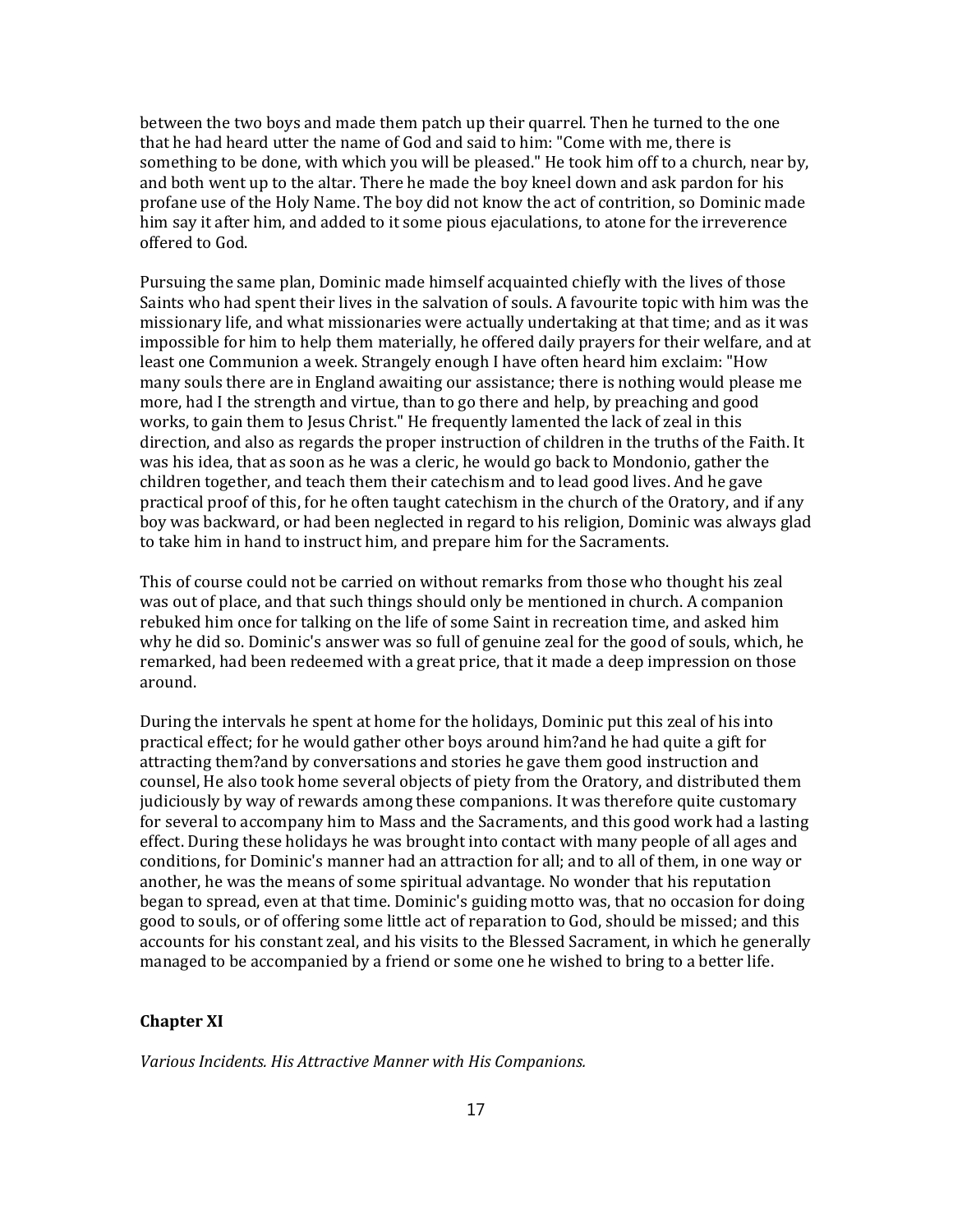between the two boys and made them patch up their quarrel. Then he turned to the one that he had heard utter the name of God and said to him: "Come with me, there is something to be done, with which you will be pleased." He took him off to a church, near by, and both went up to the altar. There he made the boy kneel down and ask pardon for his profane use of the Holy Name. The boy did not know the act of contrition, so Dominic made him say it after him, and added to it some pious ejaculations, to atone for the irreverence offered to God.

Pursuing the same plan, Dominic made himself acquainted chiefly with the lives of those Saints who had spent their lives in the salvation of souls. A favourite topic with him was the missionary life, and what missionaries were actually undertaking at that time; and as it was impossible for him to help them materially, he offered daily prayers for their welfare, and at least one Communion a week. Strangely enough I have often heard him exclaim: "How many souls there are in England awaiting our assistance; there is nothing would please me more, had I the strength and virtue, than to go there and help, by preaching and good works, to gain them to Jesus Christ." He frequently lamented the lack of zeal in this direction, and also as regards the proper instruction of children in the truths of the Faith. It was his idea, that as soon as he was a cleric, he would go back to Mondonio, gather the children together, and teach them their catechism and to lead good lives. And he gave practical proof of this, for he often taught catechism in the church of the Oratory, and if any boy was backward, or had been neglected in regard to his religion, Dominic was always glad to take him in hand to instruct him, and prepare him for the Sacraments.

This of course could not be carried on without remarks from those who thought his zeal was out of place, and that such things should only be mentioned in church. A companion rebuked him once for talking on the life of some Saint in recreation time, and asked him why he did so. Dominic's answer was so full of genuine zeal for the good of souls, which, he remarked, had been redeemed with a great price, that it made a deep impression on those around.

During the intervals he spent at home for the holidays, Dominic put this zeal of his into practical effect; for he would gather other boys around him?and he had quite a gift for attracting them?and by conversations and stories he gave them good instruction and counsel, He also took home several objects of piety from the Oratory, and distributed them judiciously by way of rewards among these companions. It was therefore quite customary for several to accompany him to Mass and the Sacraments, and this good work had a lasting effect. During these holidays he was brought into contact with many people of all ages and conditions, for Dominic's manner had an attraction for all; and to all of them, in one way or another, he was the means of some spiritual advantage. No wonder that his reputation began to spread, even at that time. Dominic's guiding motto was, that no occasion for doing good to souls, or of offering some little act of reparation to God, should be missed; and this accounts for his constant zeal, and his visits to the Blessed Sacrament, in which he generally managed to be accompanied by a friend or some one he wished to bring to a better life.

## Chapter XI

*Various Incidents. His Attractive Manner with His Companions.*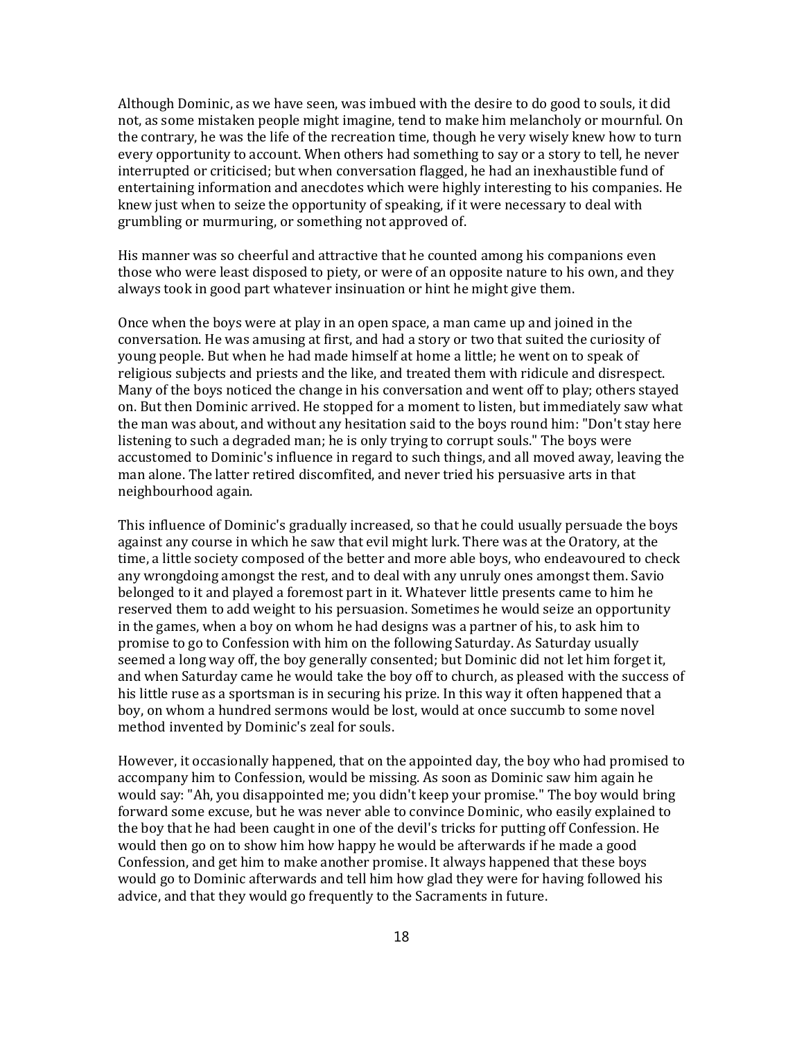Although Dominic, as we have seen, was imbued with the desire to do good to souls, it did not, as some mistaken people might imagine, tend to make him melancholy or mournful. On the contrary, he was the life of the recreation time, though he very wisely knew how to turn every opportunity to account. When others had something to say or a story to tell, he never interrupted or criticised; but when conversation flagged, he had an inexhaustible fund of entertaining information and anecdotes which were highly interesting to his companies. He knew just when to seize the opportunity of speaking, if it were necessary to deal with grumbling or murmuring, or something not approved of.

His manner was so cheerful and attractive that he counted among his companions even those who were least disposed to piety, or were of an opposite nature to his own, and they always took in good part whatever insinuation or hint he might give them.

Once when the boys were at play in an open space, a man came up and joined in the conversation. He was amusing at first, and had a story or two that suited the curiosity of young people. But when he had made himself at home a little; he went on to speak of religious subjects and priests and the like, and treated them with ridicule and disrespect. Many of the boys noticed the change in his conversation and went off to play; others stayed on. But then Dominic arrived. He stopped for a moment to listen, but immediately saw what the man was about, and without any hesitation said to the boys round him: "Don't stay here listening to such a degraded man; he is only trying to corrupt souls." The boys were accustomed to Dominic's influence in regard to such things, and all moved away, leaving the man alone. The latter retired discomfited, and never tried his persuasive arts in that neighbourhood again.

This influence of Dominic's gradually increased, so that he could usually persuade the boys against any course in which he saw that evil might lurk. There was at the Oratory, at the time, a little society composed of the better and more able boys, who endeavoured to check any wrongdoing amongst the rest, and to deal with any unruly ones amongst them. Savio belonged to it and played a foremost part in it. Whatever little presents came to him he reserved them to add weight to his persuasion. Sometimes he would seize an opportunity in the games, when a boy on whom he had designs was a partner of his, to ask him to promise to go to Confession with him on the following Saturday. As Saturday usually seemed a long way off, the boy generally consented; but Dominic did not let him forget it, and when Saturday came he would take the boy off to church, as pleased with the success of his little ruse as a sportsman is in securing his prize. In this way it often happened that a boy, on whom a hundred sermons would be lost, would at once succumb to some novel method invented by Dominic's zeal for souls.

However, it occasionally happened, that on the appointed day, the boy who had promised to accompany him to Confession, would be missing. As soon as Dominic saw him again he would say: "Ah, you disappointed me; you didn't keep your promise." The boy would bring forward some excuse, but he was never able to convince Dominic, who easily explained to the boy that he had been caught in one of the devil's tricks for putting off Confession. He would then go on to show him how happy he would be afterwards if he made a good Confession, and get him to make another promise. It always happened that these boys would go to Dominic afterwards and tell him how glad they were for having followed his advice, and that they would go frequently to the Sacraments in future.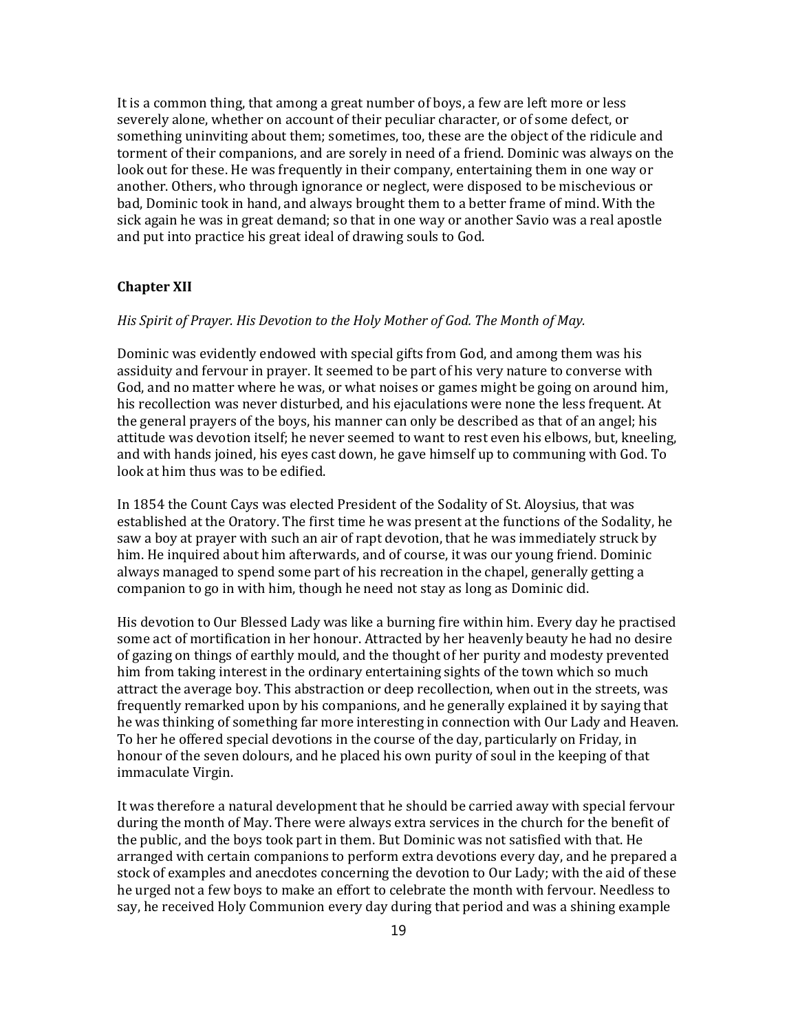It is a common thing, that among a great number of boys, a few are left more or less severely alone, whether on account of their peculiar character, or of some defect, or something uninviting about them; sometimes, too, these are the object of the ridicule and torment of their companions, and are sorely in need of a friend. Dominic was always on the look out for these. He was frequently in their company, entertaining them in one way or another. Others, who through ignorance or neglect, were disposed to be mischevious or bad, Dominic took in hand, and always brought them to a better frame of mind. With the sick again he was in great demand; so that in one way or another Savio was a real apostle and put into practice his great ideal of drawing souls to God.

### Chapter XII

*His Spirit of Prayer. His Devotion to the Holy Mother of God. The Month of May.*

Dominic was evidently endowed with special gifts from God, and among them was his assiduity and fervour in prayer. It seemed to be part of his very nature to converse with God, and no matter where he was, or what noises or games might be going on around him, his recollection was never disturbed, and his ejaculations were none the less frequent. At the general prayers of the boys, his manner can only be described as that of an angel; his attitude was devotion itself; he never seemed to want to rest even his elbows, but, kneeling, and with hands joined, his eyes cast down, he gave himself up to communing with God. To look at him thus was to be edified.

In 1854 the Count Cays was elected President of the Sodality of St. Aloysius, that was established at the Oratory. The first time he was present at the functions of the Sodality, he saw a boy at prayer with such an air of rapt devotion, that he was immediately struck by him. He inquired about him afterwards, and of course, it was our young friend. Dominic always managed to spend some part of his recreation in the chapel, generally getting a companion to go in with him, though he need not stay as long as Dominic did.

His devotion to Our Blessed Lady was like a burning fire within him. Every day he practised some act of mortification in her honour. Attracted by her heavenly beauty he had no desire of gazing on things of earthly mould, and the thought of her purity and modesty prevented him from taking interest in the ordinary entertaining sights of the town which so much attract the average boy. This abstraction or deep recollection, when out in the streets, was frequently remarked upon by his companions, and he generally explained it by saying that he was thinking of something far more interesting in connection with Our Lady and Heaven. To her he offered special devotions in the course of the day, particularly on Friday, in honour of the seven dolours, and he placed his own purity of soul in the keeping of that immaculate Virgin.

It was therefore a natural development that he should be carried away with special fervour during the month of May. There were always extra services in the church for the benefit of the public, and the boys took part in them. But Dominic was not satisfied with that. He arranged with certain companions to perform extra devotions every day, and he prepared a stock of examples and anecdotes concerning the devotion to Our Lady; with the aid of these he urged not a few boys to make an effort to celebrate the month with fervour. Needless to say, he received Holy Communion every day during that period and was a shining example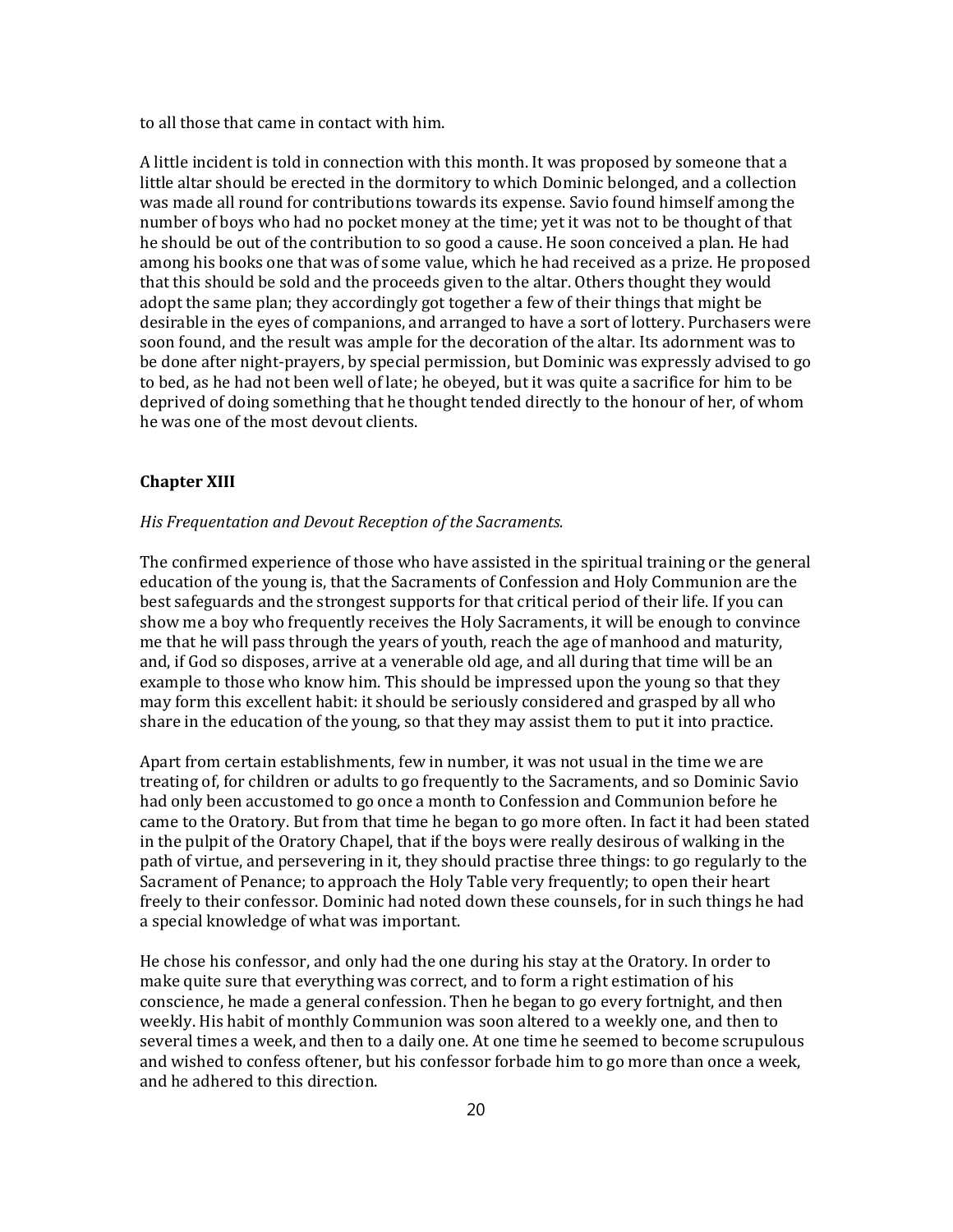to all those that came in contact with him.

A little incident is told in connection with this month. It was proposed by someone that a little altar should be erected in the dormitory to which Dominic belonged, and a collection was made all round for contributions towards its expense. Savio found himself among the number of boys who had no pocket money at the time; yet it was not to be thought of that he should be out of the contribution to so good a cause. He soon conceived a plan. He had among his books one that was of some value, which he had received as a prize. He proposed that this should be sold and the proceeds given to the altar. Others thought they would adopt the same plan; they accordingly got together a few of their things that might be desirable in the eyes of companions, and arranged to have a sort of lottery. Purchasers were soon found, and the result was ample for the decoration of the altar. Its adornment was to be done after night-prayers, by special permission, but Dominic was expressly advised to go to bed, as he had not been well of late; he obeyed, but it was quite a sacrifice for him to be deprived of doing something that he thought tended directly to the honour of her, of whom he was one of the most devout clients.

### Chapter XIII

*His Frequentation and Devout Reception of the Sacraments.*

The confirmed experience of those who have assisted in the spiritual training or the general education of the young is, that the Sacraments of Confession and Holy Communion are the best safeguards and the strongest supports for that critical period of their life. If you can show me a boy who frequently receives the Holy Sacraments, it will be enough to convince me that he will pass through the years of youth, reach the age of manhood and maturity, and, if God so disposes, arrive at a venerable old age, and all during that time will be an example to those who know him. This should be impressed upon the young so that they may form this excellent habit: it should be seriously considered and grasped by all who share in the education of the young, so that they may assist them to put it into practice.

Apart from certain establishments, few in number, it was not usual in the time we are treating of, for children or adults to go frequently to the Sacraments, and so Dominic Savio had only been accustomed to go once a month to Confession and Communion before he came to the Oratory. But from that time he began to go more often. In fact it had been stated in the pulpit of the Oratory Chapel, that if the boys were really desirous of walking in the path of virtue, and persevering in it, they should practise three things: to go regularly to the Sacrament of Penance; to approach the Holy Table very frequently; to open their heart freely to their confessor. Dominic had noted down these counsels, for in such things he had a special knowledge of what was important.

He chose his confessor, and only had the one during his stay at the Oratory. In order to make quite sure that everything was correct, and to form a right estimation of his conscience, he made a general confession. Then he began to go every fortnight, and then weekly. His habit of monthly Communion was soon altered to a weekly one, and then to several times a week, and then to a daily one. At one time he seemed to become scrupulous and wished to confess oftener, but his confessor forbade him to go more than once a week, and he adhered to this direction.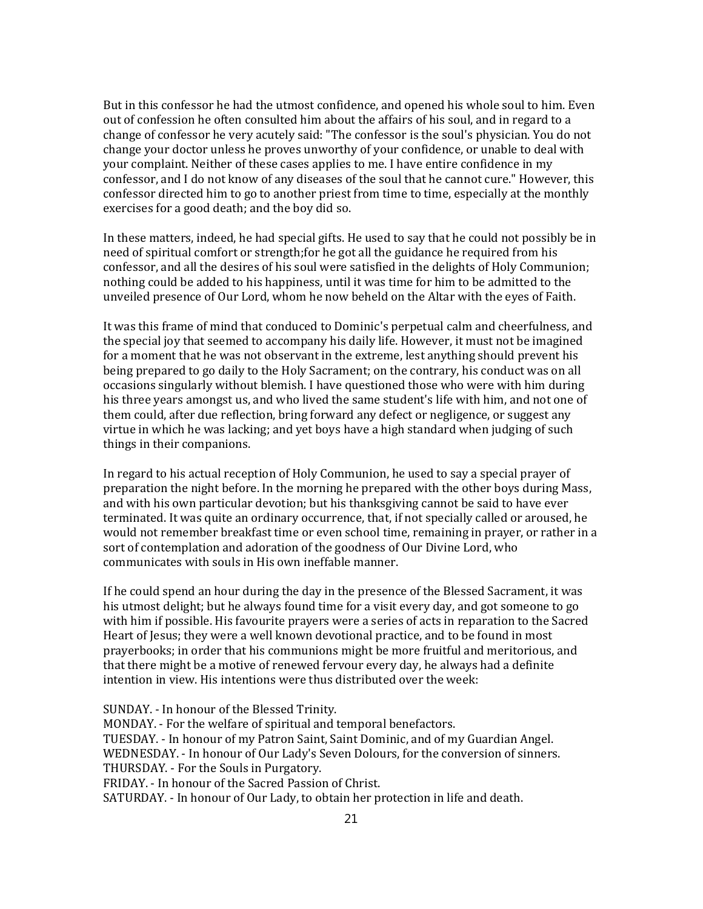But in this confessor he had the utmost confidence, and opened his whole soul to him. Even out of confession he often consulted him about the affairs of his soul, and in regard to a change of confessor he very acutely said: "The confessor is the soul's physician. You do not change your doctor unless he proves unworthy of your confidence, or unable to deal with your complaint. Neither of these cases applies to me. I have entire confidence in my confessor, and I do not know of any diseases of the soul that he cannot cure." However, this confessor directed him to go to another priest from time to time, especially at the monthly exercises for a good death; and the boy did so.

In these matters, indeed, he had special gifts. He used to say that he could not possibly be in need of spiritual comfort or strength;for he got all the guidance he required from his confessor, and all the desires of his soul were satisfied in the delights of Holy Communion; nothing could be added to his happiness, until it was time for him to be admitted to the unveiled presence of Our Lord, whom he now beheld on the Altar with the eyes of Faith.

It was this frame of mind that conduced to Dominic's perpetual calm and cheerfulness, and the special joy that seemed to accompany his daily life. However, it must not be imagined for a moment that he was not observant in the extreme, lest anything should prevent his being prepared to go daily to the Holy Sacrament; on the contrary, his conduct was on all occasions singularly without blemish. I have questioned those who were with him during his three years amongst us, and who lived the same student's life with him, and not one of them could, after due reflection, bring forward any defect or negligence, or suggest any virtue in which he was lacking; and yet boys have a high standard when judging of such things in their companions.

In regard to his actual reception of Holy Communion, he used to say a special prayer of preparation the night before. In the morning he prepared with the other boys during Mass, and with his own particular devotion; but his thanksgiving cannot be said to have ever terminated. It was quite an ordinary occurrence, that, if not specially called or aroused, he would not remember breakfast time or even school time, remaining in prayer, or rather in a sort of contemplation and adoration of the goodness of Our Divine Lord, who communicates with souls in His own ineffable manner.

If he could spend an hour during the day in the presence of the Blessed Sacrament, it was his utmost delight; but he always found time for a visit every day, and got someone to go with him if possible. His favourite prayers were a series of acts in reparation to the Sacred Heart of Jesus; they were a well known devotional practice, and to be found in most prayerbooks; in order that his communions might be more fruitful and meritorious, and that there might be a motive of renewed fervour every day, he always had a definite intention in view. His intentions were thus distributed over the week:

SUNDAY. - In honour of the Blessed Trinity.
MONDAY. - For the welfare of spiritual and temporal benefactors.
TUESDAY. - In honour of my Patron Saint, Saint Dominic, and of my Guardian Angel.
WEDNESDAY. - In honour of Our Lady's Seven Dolours, for the conversion of sinners.
THURSDAY. - For the Souls in Purgatory.
FRIDAY. - In honour of the Sacred Passion of Christ.
SATURDAY. - In honour of Our Lady, to obtain her protection in life and death.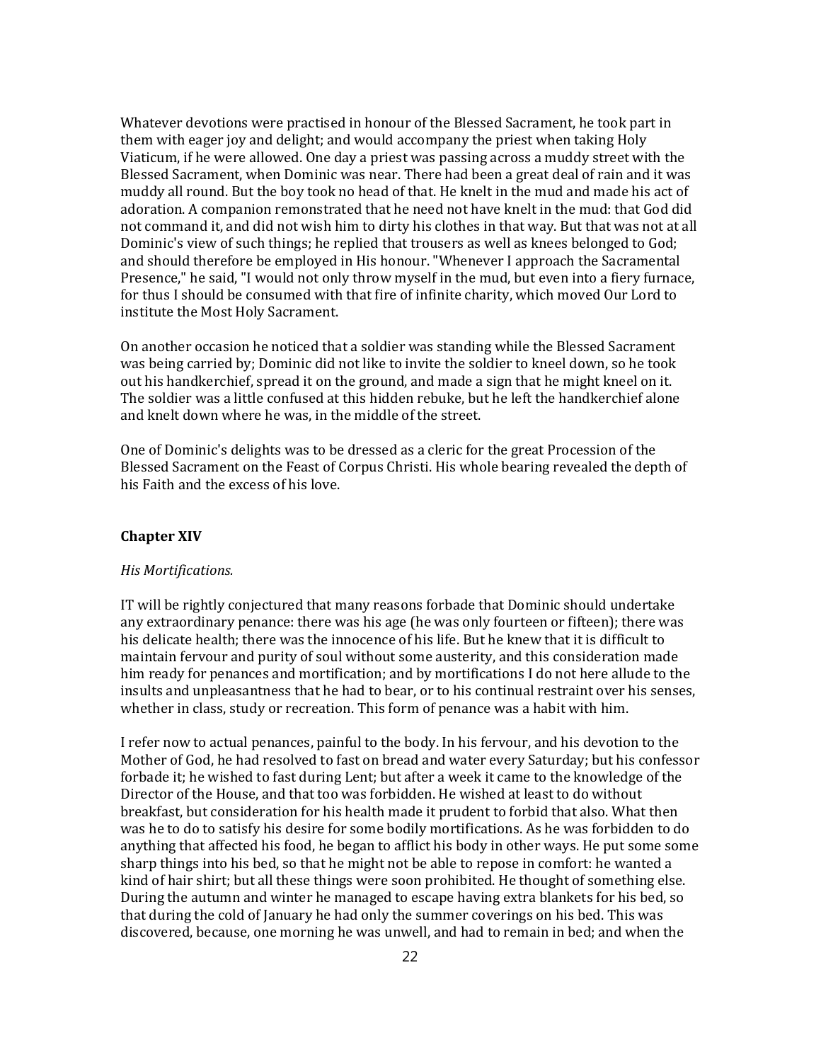Whatever devotions were practised in honour of the Blessed Sacrament, he took part in them with eager joy and delight; and would accompany the priest when taking Holy Viaticum, if he were allowed. One day a priest was passing across a muddy street with the Blessed Sacrament, when Dominic was near. There had been a great deal of rain and it was muddy all round. But the boy took no head of that. He knelt in the mud and made his act of adoration. A companion remonstrated that he need not have knelt in the mud: that God did not command it, and did not wish him to dirty his clothes in that way. But that was not at all Dominic's view of such things; he replied that trousers as well as knees belonged to God; and should therefore be employed in His honour. "Whenever I approach the Sacramental Presence," he said, "I would not only throw myself in the mud, but even into a fiery furnace, for thus I should be consumed with that fire of infinite charity, which moved Our Lord to institute the Most Holy Sacrament.

On another occasion he noticed that a soldier was standing while the Blessed Sacrament was being carried by; Dominic did not like to invite the soldier to kneel down, so he took out his handkerchief, spread it on the ground, and made a sign that he might kneel on it. The soldier was a little confused at this hidden rebuke, but he left the handkerchief alone and knelt down where he was, in the middle of the street.

One of Dominic's delights was to be dressed as a cleric for the great Procession of the Blessed Sacrament on the Feast of Corpus Christi. His whole bearing revealed the depth of his Faith and the excess of his love.

## Chapter XIV

*His Mortifications.*

IT will be rightly conjectured that many reasons forbade that Dominic should undertake any extraordinary penance: there was his age (he was only fourteen or fifteen); there was his delicate health; there was the innocence of his life. But he knew that it is difficult to maintain fervour and purity of soul without some austerity, and this consideration made him ready for penances and mortification; and by mortifications I do not here allude to the insults and unpleasantness that he had to bear, or to his continual restraint over his senses, whether in class, study or recreation. This form of penance was a habit with him.

I refer now to actual penances, painful to the body. In his fervour, and his devotion to the Mother of God, he had resolved to fast on bread and water every Saturday; but his confessor forbade it; he wished to fast during Lent; but after a week it came to the knowledge of the Director of the House, and that too was forbidden. He wished at least to do without breakfast, but consideration for his health made it prudent to forbid that also. What then was he to do to satisfy his desire for some bodily mortifications. As he was forbidden to do anything that affected his food, he began to afflict his body in other ways. He put some some sharp things into his bed, so that he might not be able to repose in comfort: he wanted a kind of hair shirt; but all these things were soon prohibited. He thought of something else. During the autumn and winter he managed to escape having extra blankets for his bed, so that during the cold of January he had only the summer coverings on his bed. This was discovered, because, one morning he was unwell, and had to remain in bed; and when the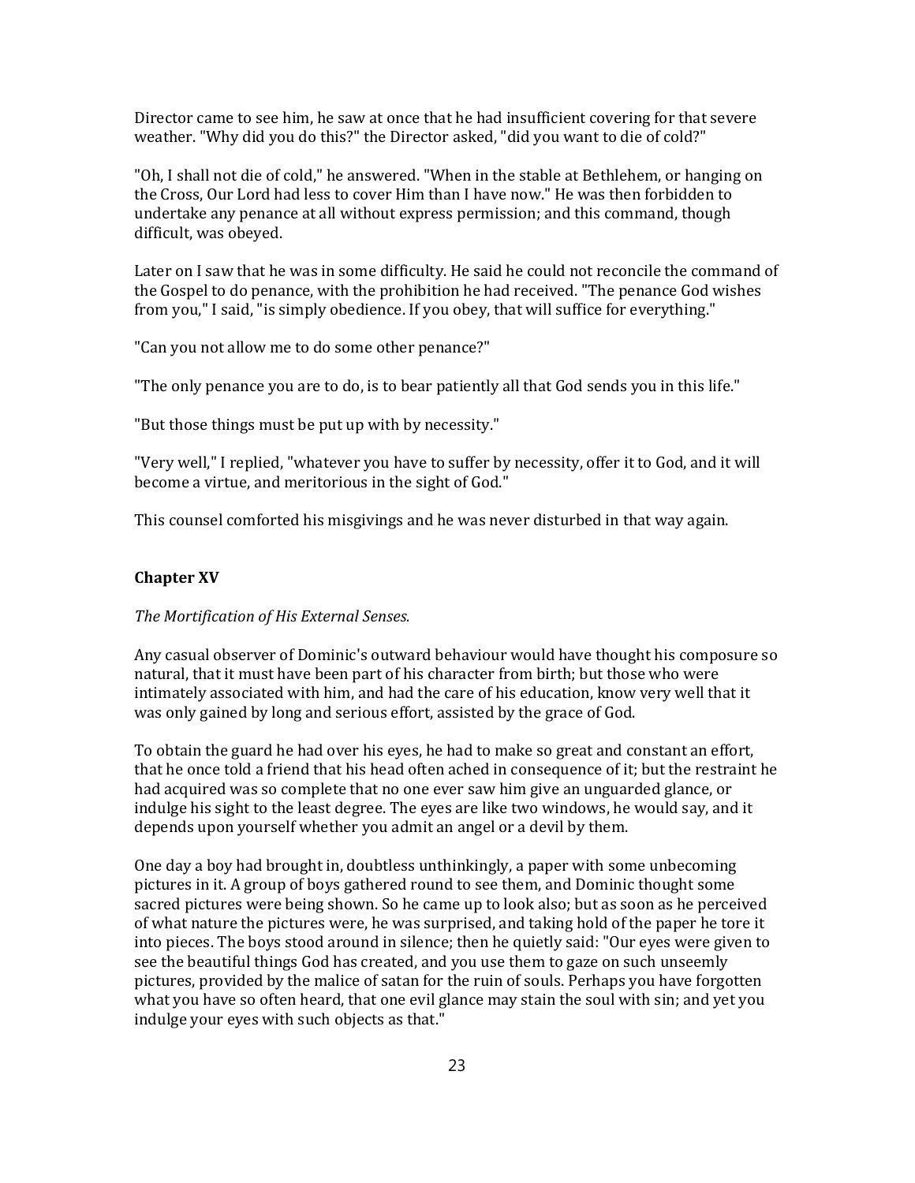Director came to see him, he saw at once that he had insufficient covering for that severe weather. "Why did you do this?" the Director asked, "did you want to die of cold?"

"Oh, I shall not die of cold," he answered. "When in the stable at Bethlehem, or hanging on the Cross, Our Lord had less to cover Him than I have now." He was then forbidden to undertake any penance at all without express permission; and this command, though difficult, was obeyed.

Later on I saw that he was in some difficulty. He said he could not reconcile the command of the Gospel to do penance, with the prohibition he had received. "The penance God wishes from you," I said, "is simply obedience. If you obey, that will suffice for everything."

"Can you not allow me to do some other penance?"

"The only penance you are to do, is to bear patiently all that God sends you in this life."

"But those things must be put up with by necessity."

"Very well," I replied, "whatever you have to suffer by necessity, offer it to God, and it will become a virtue, and meritorious in the sight of God."

This counsel comforted his misgivings and he was never disturbed in that way again.

## Chapter XV

*The Mortification of His External Senses.*

Any casual observer of Dominic's outward behaviour would have thought his composure so natural, that it must have been part of his character from birth; but those who were intimately associated with him, and had the care of his education, know very well that it was only gained by long and serious effort, assisted by the grace of God.

To obtain the guard he had over his eyes, he had to make so great and constant an effort, that he once told a friend that his head often ached in consequence of it; but the restraint he had acquired was so complete that no one ever saw him give an unguarded glance, or indulge his sight to the least degree. The eyes are like two windows, he would say, and it depends upon yourself whether you admit an angel or a devil by them.

One day a boy had brought in, doubtless unthinkingly, a paper with some unbecoming pictures in it. A group of boys gathered round to see them, and Dominic thought some sacred pictures were being shown. So he came up to look also; but as soon as he perceived of what nature the pictures were, he was surprised, and taking hold of the paper he tore it into pieces. The boys stood around in silence; then he quietly said: "Our eyes were given to see the beautiful things God has created, and you use them to gaze on such unseemly pictures, provided by the malice of satan for the ruin of souls. Perhaps you have forgotten what you have so often heard, that one evil glance may stain the soul with sin; and yet you indulge your eyes with such objects as that."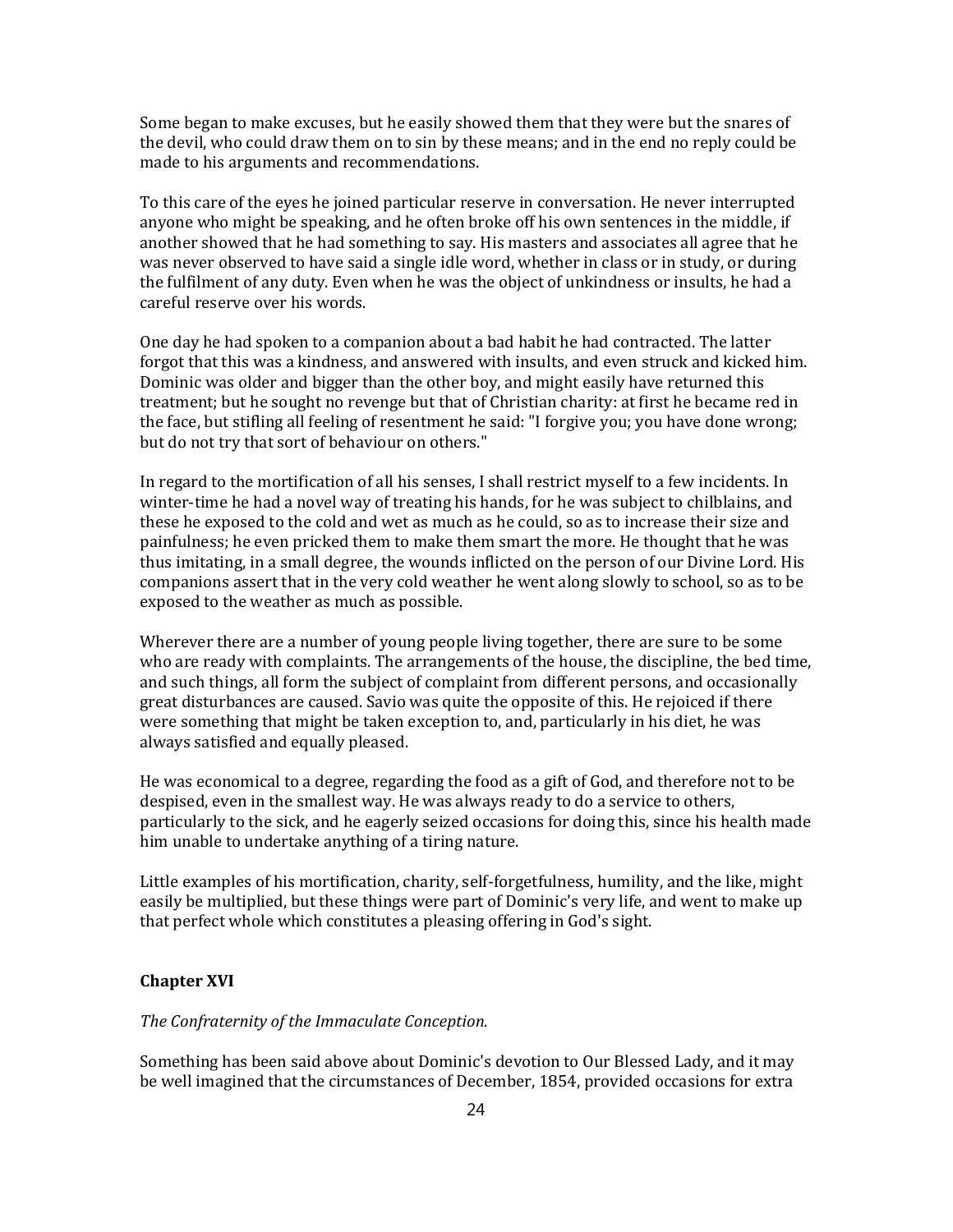Some began to make excuses, but he easily showed them that they were but the snares of the devil, who could draw them on to sin by these means; and in the end no reply could be made to his arguments and recommendations.

To this care of the eyes he joined particular reserve in conversation. He never interrupted anyone who might be speaking, and he often broke off his own sentences in the middle, if another showed that he had something to say. His masters and associates all agree that he was never observed to have said a single idle word, whether in class or in study, or during the fulfilment of any duty. Even when he was the object of unkindness or insults, he had a careful reserve over his words.

One day he had spoken to a companion about a bad habit he had contracted. The latter forgot that this was a kindness, and answered with insults, and even struck and kicked him. Dominic was older and bigger than the other boy, and might easily have returned this treatment; but he sought no revenge but that of Christian charity: at first he became red in the face, but stifling all feeling of resentment he said: "I forgive you; you have done wrong; but do not try that sort of behaviour on others."

In regard to the mortification of all his senses, I shall restrict myself to a few incidents. In winter-time he had a novel way of treating his hands, for he was subject to chilblains, and these he exposed to the cold and wet as much as he could, so as to increase their size and painfulness; he even pricked them to make them smart the more. He thought that he was thus imitating, in a small degree, the wounds inflicted on the person of our Divine Lord. His companions assert that in the very cold weather he went along slowly to school, so as to be exposed to the weather as much as possible.

Wherever there are a number of young people living together, there are sure to be some who are ready with complaints. The arrangements of the house, the discipline, the bed time, and such things, all form the subject of complaint from different persons, and occasionally great disturbances are caused. Savio was quite the opposite of this. He rejoiced if there were something that might be taken exception to, and, particularly in his diet, he was always satisfied and equally pleased.

He was economical to a degree, regarding the food as a gift of God, and therefore not to be despised, even in the smallest way. He was always ready to do a service to others, particularly to the sick, and he eagerly seized occasions for doing this, since his health made him unable to undertake anything of a tiring nature.

Little examples of his mortification, charity, self-forgetfulness, humility, and the like, might easily be multiplied, but these things were part of Dominic's very life, and went to make up that perfect whole which constitutes a pleasing offering in God's sight.

## Chapter XVI

*The Confraternity of the Immaculate Conception.*

Something has been said above about Dominic's devotion to Our Blessed Lady, and it may be well imagined that the circumstances of December, 1854, provided occasions for extra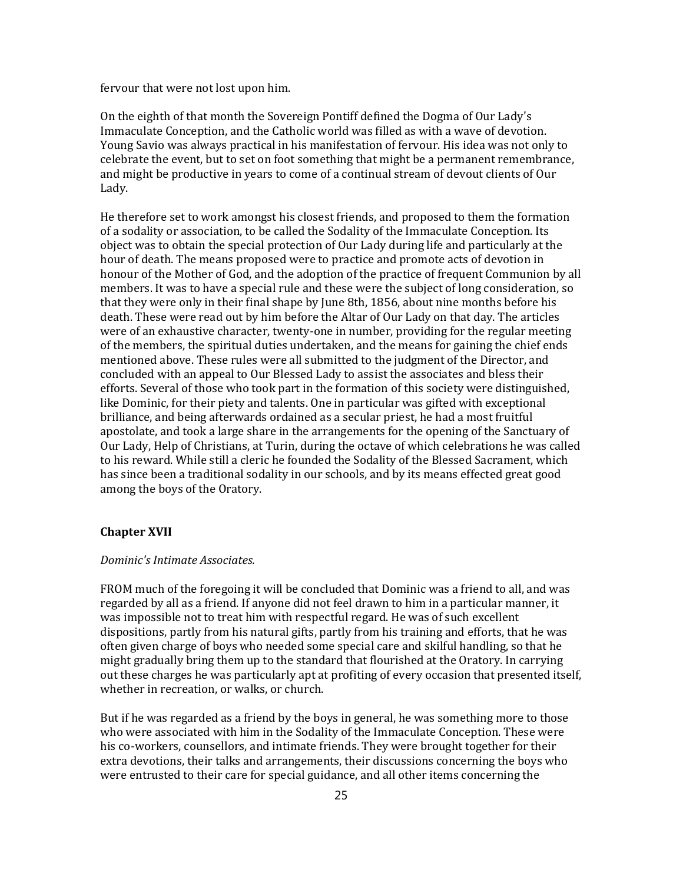fervour that were not lost upon him.

On the eighth of that month the Sovereign Pontiff defined the Dogma of Our Lady's Immaculate Conception, and the Catholic world was filled as with a wave of devotion. Young Savio was always practical in his manifestation of fervour. His idea was not only to celebrate the event, but to set on foot something that might be a permanent remembrance, and might be productive in years to come of a continual stream of devout clients of Our Lady.

He therefore set to work amongst his closest friends, and proposed to them the formation of a sodality or association, to be called the Sodality of the Immaculate Conception. Its object was to obtain the special protection of Our Lady during life and particularly at the hour of death. The means proposed were to practice and promote acts of devotion in honour of the Mother of God, and the adoption of the practice of frequent Communion by all members. It was to have a special rule and these were the subject of long consideration, so that they were only in their final shape by June 8th, 1856, about nine months before his death. These were read out by him before the Altar of Our Lady on that day. The articles were of an exhaustive character, twenty-one in number, providing for the regular meeting of the members, the spiritual duties undertaken, and the means for gaining the chief ends mentioned above. These rules were all submitted to the judgment of the Director, and concluded with an appeal to Our Blessed Lady to assist the associates and bless their efforts. Several of those who took part in the formation of this society were distinguished, like Dominic, for their piety and talents. One in particular was gifted with exceptional brilliance, and being afterwards ordained as a secular priest, he had a most fruitful apostolate, and took a large share in the arrangements for the opening of the Sanctuary of Our Lady, Help of Christians, at Turin, during the octave of which celebrations he was called to his reward. While still a cleric he founded the Sodality of the Blessed Sacrament, which has since been a traditional sodality in our schools, and by its means effected great good among the boys of the Oratory.

## Chapter XVII

*Dominic's Intimate Associates.*

FROM much of the foregoing it will be concluded that Dominic was a friend to all, and was regarded by all as a friend. If anyone did not feel drawn to him in a particular manner, it was impossible not to treat him with respectful regard. He was of such excellent dispositions, partly from his natural gifts, partly from his training and efforts, that he was often given charge of boys who needed some special care and skilful handling, so that he might gradually bring them up to the standard that flourished at the Oratory. In carrying out these charges he was particularly apt at profiting of every occasion that presented itself, whether in recreation, or walks, or church.

But if he was regarded as a friend by the boys in general, he was something more to those who were associated with him in the Sodality of the Immaculate Conception. These were his co-workers, counsellors, and intimate friends. They were brought together for their extra devotions, their talks and arrangements, their discussions concerning the boys who were entrusted to their care for special guidance, and all other items concerning the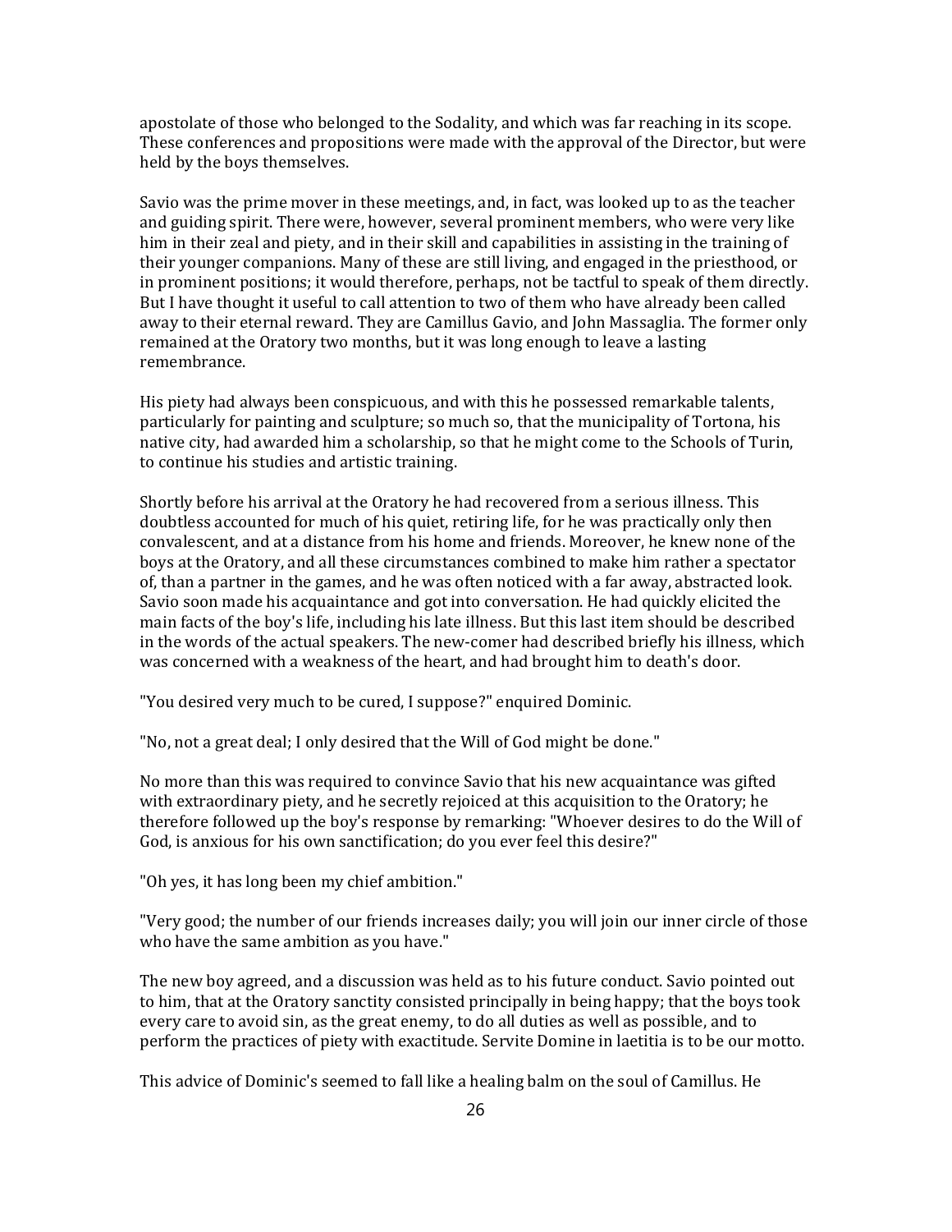apostolate of those who belonged to the Sodality, and which was far reaching in its scope. These conferences and propositions were made with the approval of the Director, but were held by the boys themselves.

Savio was the prime mover in these meetings, and, in fact, was looked up to as the teacher and guiding spirit. There were, however, several prominent members, who were very like him in their zeal and piety, and in their skill and capabilities in assisting in the training of their younger companions. Many of these are still living, and engaged in the priesthood, or in prominent positions; it would therefore, perhaps, not be tactful to speak of them directly. But I have thought it useful to call attention to two of them who have already been called away to their eternal reward. They are Camillus Gavio, and John Massaglia. The former only remained at the Oratory two months, but it was long enough to leave a lasting remembrance.

His piety had always been conspicuous, and with this he possessed remarkable talents, particularly for painting and sculpture; so much so, that the municipality of Tortona, his native city, had awarded him a scholarship, so that he might come to the Schools of Turin, to continue his studies and artistic training.

Shortly before his arrival at the Oratory he had recovered from a serious illness. This doubtless accounted for much of his quiet, retiring life, for he was practically only then convalescent, and at a distance from his home and friends. Moreover, he knew none of the boys at the Oratory, and all these circumstances combined to make him rather a spectator of, than a partner in the games, and he was often noticed with a far away, abstracted look. Savio soon made his acquaintance and got into conversation. He had quickly elicited the main facts of the boy's life, including his late illness. But this last item should be described in the words of the actual speakers. The new-comer had described briefly his illness, which was concerned with a weakness of the heart, and had brought him to death's door.

"You desired very much to be cured, I suppose?" enquired Dominic.

"No, not a great deal; I only desired that the Will of God might be done."

No more than this was required to convince Savio that his new acquaintance was gifted with extraordinary piety, and he secretly rejoiced at this acquisition to the Oratory; he therefore followed up the boy's response by remarking: "Whoever desires to do the Will of God, is anxious for his own sanctification; do you ever feel this desire?"

"Oh yes, it has long been my chief ambition."

"Very good; the number of our friends increases daily; you will join our inner circle of those who have the same ambition as you have."

The new boy agreed, and a discussion was held as to his future conduct. Savio pointed out to him, that at the Oratory sanctity consisted principally in being happy; that the boys took every care to avoid sin, as the great enemy, to do all duties as well as possible, and to perform the practices of piety with exactitude. Servite Domine in laetitia is to be our motto.

This advice of Dominic's seemed to fall like a healing balm on the soul of Camillus. He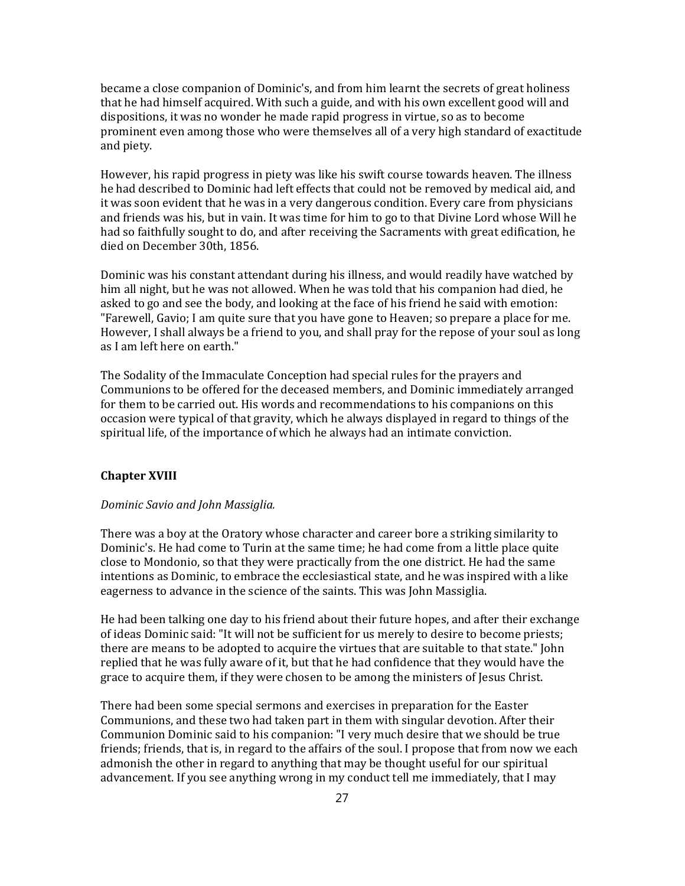became a close companion of Dominic's, and from him learnt the secrets of great holiness that he had himself acquired. With such a guide, and with his own excellent good will and dispositions, it was no wonder he made rapid progress in virtue, so as to become prominent even among those who were themselves all of a very high standard of exactitude and piety.

However, his rapid progress in piety was like his swift course towards heaven. The illness he had described to Dominic had left effects that could not be removed by medical aid, and it was soon evident that he was in a very dangerous condition. Every care from physicians and friends was his, but in vain. It was time for him to go to that Divine Lord whose Will he had so faithfully sought to do, and after receiving the Sacraments with great edification, he died on December 30th, 1856.

Dominic was his constant attendant during his illness, and would readily have watched by him all night, but he was not allowed. When he was told that his companion had died, he asked to go and see the body, and looking at the face of his friend he said with emotion: "Farewell, Gavio; I am quite sure that you have gone to Heaven; so prepare a place for me. However, I shall always be a friend to you, and shall pray for the repose of your soul as long as I am left here on earth."

The Sodality of the Immaculate Conception had special rules for the prayers and Communions to be offered for the deceased members, and Dominic immediately arranged for them to be carried out. His words and recommendations to his companions on this occasion were typical of that gravity, which he always displayed in regard to things of the spiritual life, of the importance of which he always had an intimate conviction.

## Chapter XVIII

*Dominic Savio and John Massiglia.*

There was a boy at the Oratory whose character and career bore a striking similarity to Dominic's. He had come to Turin at the same time; he had come from a little place quite close to Mondonio, so that they were practically from the one district. He had the same intentions as Dominic, to embrace the ecclesiastical state, and he was inspired with a like eagerness to advance in the science of the saints. This was John Massiglia.

He had been talking one day to his friend about their future hopes, and after their exchange of ideas Dominic said: "It will not be sufficient for us merely to desire to become priests; there are means to be adopted to acquire the virtues that are suitable to that state." John replied that he was fully aware of it, but that he had confidence that they would have the grace to acquire them, if they were chosen to be among the ministers of Jesus Christ.

There had been some special sermons and exercises in preparation for the Easter Communions, and these two had taken part in them with singular devotion. After their Communion Dominic said to his companion: "I very much desire that we should be true friends; friends, that is, in regard to the affairs of the soul. I propose that from now we each admonish the other in regard to anything that may be thought useful for our spiritual advancement. If you see anything wrong in my conduct tell me immediately, that I may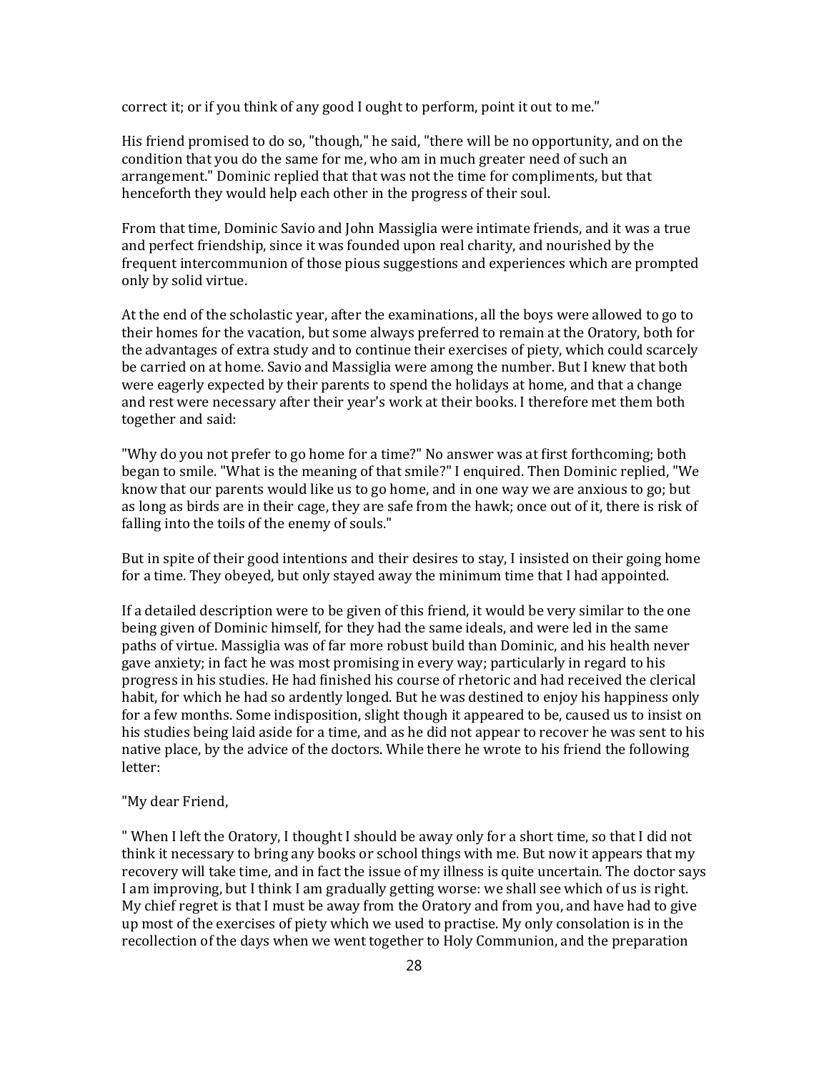correct it; or if you think of any good I ought to perform, point it out to me."

His friend promised to do so, "though," he said, "there will be no opportunity, and on the condition that you do the same for me, who am in much greater need of such an arrangement." Dominic replied that that was not the time for compliments, but that henceforth they would help each other in the progress of their soul.

From that time, Dominic Savio and John Massiglia were intimate friends, and it was a true and perfect friendship, since it was founded upon real charity, and nourished by the frequent intercommunion of those pious suggestions and experiences which are prompted only by solid virtue.

At the end of the scholastic year, after the examinations, all the boys were allowed to go to their homes for the vacation, but some always preferred to remain at the Oratory, both for the advantages of extra study and to continue their exercises of piety, which could scarcely be carried on at home. Savio and Massiglia were among the number. But I knew that both were eagerly expected by their parents to spend the holidays at home, and that a change and rest were necessary after their year's work at their books. I therefore met them both together and said:

"Why do you not prefer to go home for a time?" No answer was at first forthcoming; both began to smile. "What is the meaning of that smile?" I enquired. Then Dominic replied, "We know that our parents would like us to go home, and in one way we are anxious to go; but as long as birds are in their cage, they are safe from the hawk; once out of it, there is risk of falling into the toils of the enemy of souls."

But in spite of their good intentions and their desires to stay, I insisted on their going home for a time. They obeyed, but only stayed away the minimum time that I had appointed.

If a detailed description were to be given of this friend, it would be very similar to the one being given of Dominic himself, for they had the same ideals, and were led in the same paths of virtue. Massiglia was of far more robust build than Dominic, and his health never gave anxiety; in fact he was most promising in every way; particularly in regard to his progress in his studies. He had finished his course of rhetoric and had received the clerical habit, for which he had so ardently longed. But he was destined to enjoy his happiness only for a few months. Some indisposition, slight though it appeared to be, caused us to insist on his studies being laid aside for a time, and as he did not appear to recover he was sent to his native place, by the advice of the doctors. While there he wrote to his friend the following letter:

"My dear Friend,

" When I left the Oratory, I thought I should be away only for a short time, so that I did not think it necessary to bring any books or school things with me. But now it appears that my recovery will take time, and in fact the issue of my illness is quite uncertain. The doctor says I am improving, but I think I am gradually getting worse: we shall see which of us is right. My chief regret is that I must be away from the Oratory and from you, and have had to give up most of the exercises of piety which we used to practise. My only consolation is in the recollection of the days when we went together to Holy Communion, and the preparation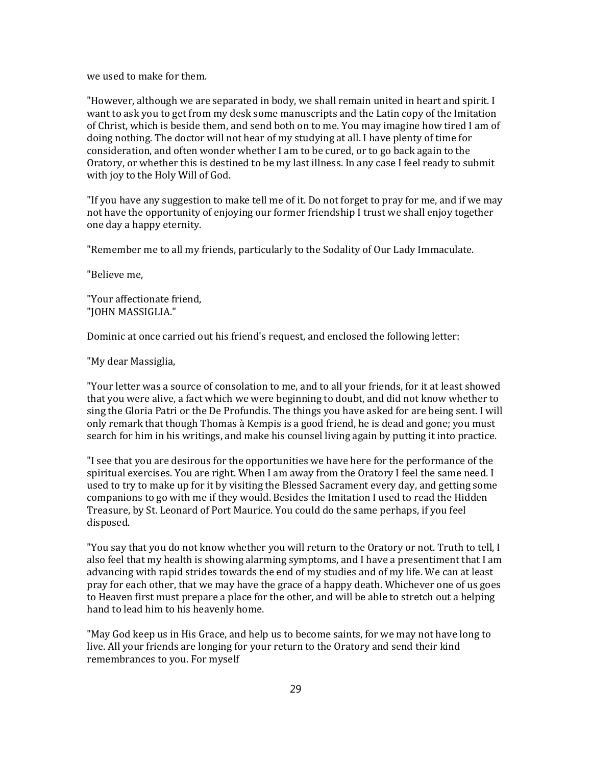we used to make for them.

"However, although we are separated in body, we shall remain united in heart and spirit. I want to ask you to get from my desk some manuscripts and the Latin copy of the Imitation of Christ, which is beside them, and send both on to me. You may imagine how tired I am of doing nothing. The doctor will not hear of my studying at all. I have plenty of time for consideration, and often wonder whether I am to be cured, or to go back again to the Oratory, or whether this is destined to be my last illness. In any case I feel ready to submit with joy to the Holy Will of God.

"If you have any suggestion to make tell me of it. Do not forget to pray for me, and if we may not have the opportunity of enjoying our former friendship I trust we shall enjoy together one day a happy eternity.

"Remember me to all my friends, particularly to the Sodality of Our Lady Immaculate.

"Believe me,

"Your affectionate friend,
"JOHN MASSIGLIA."

Dominic at once carried out his friend's request, and enclosed the following letter:

"My dear Massiglia,

"Your letter was a source of consolation to me, and to all your friends, for it at least showed that you were alive, a fact which we were beginning to doubt, and did not know whether to sing the Gloria Patri or the De Profundis. The things you have asked for are being sent. I will only remark that though Thomas à Kempis is a good friend, he is dead and gone; you must search for him in his writings, and make his counsel living again by putting it into practice.

"I see that you are desirous for the opportunities we have here for the performance of the spiritual exercises. You are right. When I am away from the Oratory I feel the same need. I used to try to make up for it by visiting the Blessed Sacrament every day, and getting some companions to go with me if they would. Besides the Imitation I used to read the Hidden Treasure, by St. Leonard of Port Maurice. You could do the same perhaps, if you feel disposed.

"You say that you do not know whether you will return to the Oratory or not. Truth to tell, I also feel that my health is showing alarming symptoms, and I have a presentiment that I am advancing with rapid strides towards the end of my studies and of my life. We can at least pray for each other, that we may have the grace of a happy death. Whichever one of us goes to Heaven first must prepare a place for the other, and will be able to stretch out a helping hand to lead him to his heavenly home.

"May God keep us in His Grace, and help us to become saints, for we may not have long to live. All your friends are longing for your return to the Oratory and send their kind remembrances to you. For myself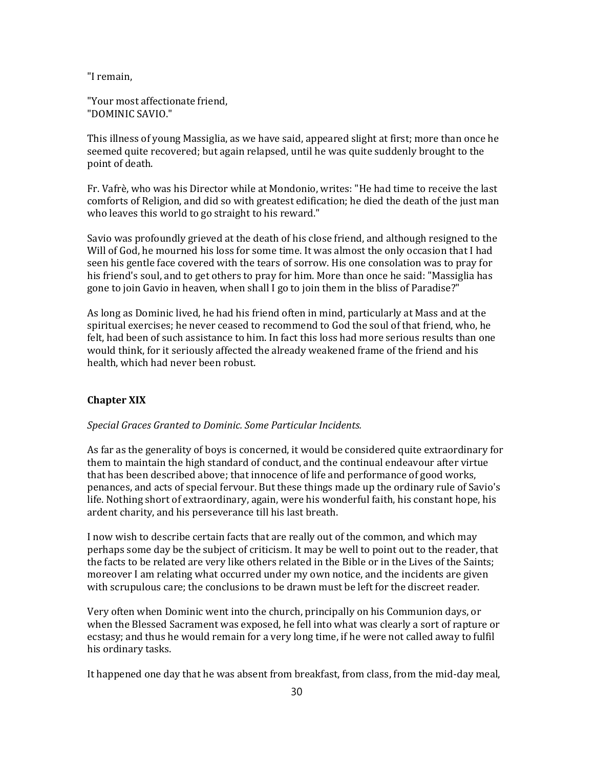"I remain,

"Your most affectionate friend,
"DOMINIC SAVIO."

This illness of young Massiglia, as we have said, appeared slight at first; more than once he seemed quite recovered; but again relapsed, until he was quite suddenly brought to the point of death.

Fr. Vafrè, who was his Director while at Mondonio, writes: "He had time to receive the last comforts of Religion, and did so with greatest edification; he died the death of the just man who leaves this world to go straight to his reward."

Savio was profoundly grieved at the death of his close friend, and although resigned to the Will of God, he mourned his loss for some time. It was almost the only occasion that I had seen his gentle face covered with the tears of sorrow. His one consolation was to pray for his friend's soul, and to get others to pray for him. More than once he said: "Massiglia has gone to join Gavio in heaven, when shall I go to join them in the bliss of Paradise?"

As long as Dominic lived, he had his friend often in mind, particularly at Mass and at the spiritual exercises; he never ceased to recommend to God the soul of that friend, who, he felt, had been of such assistance to him. In fact this loss had more serious results than one would think, for it seriously affected the already weakened frame of the friend and his health, which had never been robust.

## Chapter XIX

*Special Graces Granted to Dominic. Some Particular Incidents.*

As far as the generality of boys is concerned, it would be considered quite extraordinary for them to maintain the high standard of conduct, and the continual endeavour after virtue that has been described above; that innocence of life and performance of good works, penances, and acts of special fervour. But these things made up the ordinary rule of Savio's life. Nothing short of extraordinary, again, were his wonderful faith, his constant hope, his ardent charity, and his perseverance till his last breath.

I now wish to describe certain facts that are really out of the common, and which may perhaps some day be the subject of criticism. It may be well to point out to the reader, that the facts to be related are very like others related in the Bible or in the Lives of the Saints; moreover I am relating what occurred under my own notice, and the incidents are given with scrupulous care; the conclusions to be drawn must be left for the discreet reader.

Very often when Dominic went into the church, principally on his Communion days, or when the Blessed Sacrament was exposed, he fell into what was clearly a sort of rapture or ecstasy; and thus he would remain for a very long time, if he were not called away to fulfil his ordinary tasks.

It happened one day that he was absent from breakfast, from class, from the mid-day meal,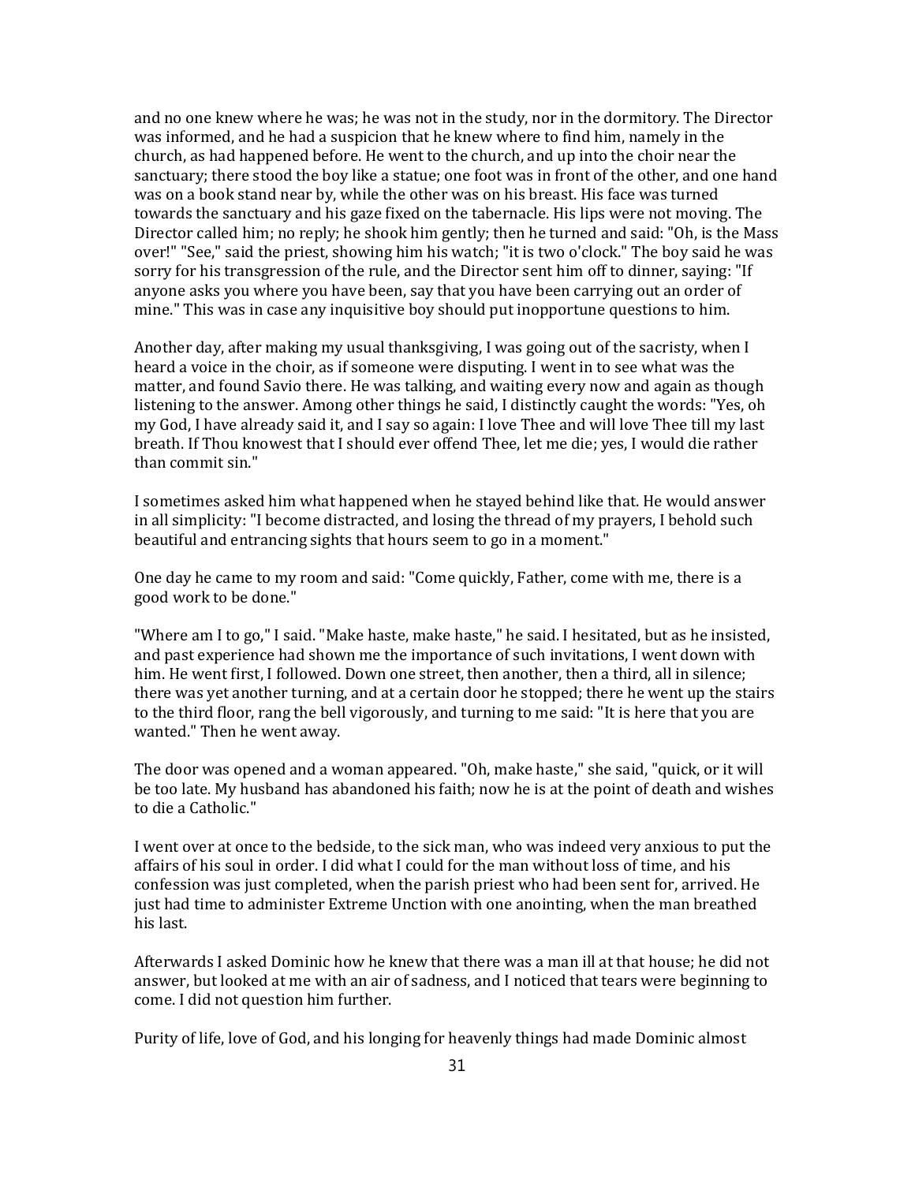and no one knew where he was; he was not in the study, nor in the dormitory. The Director was informed, and he had a suspicion that he knew where to find him, namely in the church, as had happened before. He went to the church, and up into the choir near the sanctuary; there stood the boy like a statue; one foot was in front of the other, and one hand was on a book stand near by, while the other was on his breast. His face was turned towards the sanctuary and his gaze fixed on the tabernacle. His lips were not moving. The Director called him; no reply; he shook him gently; then he turned and said: "Oh, is the Mass over!" "See," said the priest, showing him his watch; "it is two o'clock." The boy said he was sorry for his transgression of the rule, and the Director sent him off to dinner, saying: "If anyone asks you where you have been, say that you have been carrying out an order of mine." This was in case any inquisitive boy should put inopportune questions to him.

Another day, after making my usual thanksgiving, I was going out of the sacristy, when I heard a voice in the choir, as if someone were disputing. I went in to see what was the matter, and found Savio there. He was talking, and waiting every now and again as though listening to the answer. Among other things he said, I distinctly caught the words: "Yes, oh my God, I have already said it, and I say so again: I love Thee and will love Thee till my last breath. If Thou knowest that I should ever offend Thee, let me die; yes, I would die rather than commit sin."

I sometimes asked him what happened when he stayed behind like that. He would answer in all simplicity: "I become distracted, and losing the thread of my prayers, I behold such beautiful and entrancing sights that hours seem to go in a moment."

One day he came to my room and said: "Come quickly, Father, come with me, there is a good work to be done."

"Where am I to go," I said. "Make haste, make haste," he said. I hesitated, but as he insisted, and past experience had shown me the importance of such invitations, I went down with him. He went first, I followed. Down one street, then another, then a third, all in silence; there was yet another turning, and at a certain door he stopped; there he went up the stairs to the third floor, rang the bell vigorously, and turning to me said: "It is here that you are wanted." Then he went away.

The door was opened and a woman appeared. "Oh, make haste," she said, "quick, or it will be too late. My husband has abandoned his faith; now he is at the point of death and wishes to die a Catholic."

I went over at once to the bedside, to the sick man, who was indeed very anxious to put the affairs of his soul in order. I did what I could for the man without loss of time, and his confession was just completed, when the parish priest who had been sent for, arrived. He just had time to administer Extreme Unction with one anointing, when the man breathed his last.

Afterwards I asked Dominic how he knew that there was a man ill at that house; he did not answer, but looked at me with an air of sadness, and I noticed that tears were beginning to come. I did not question him further.

Purity of life, love of God, and his longing for heavenly things had made Dominic almost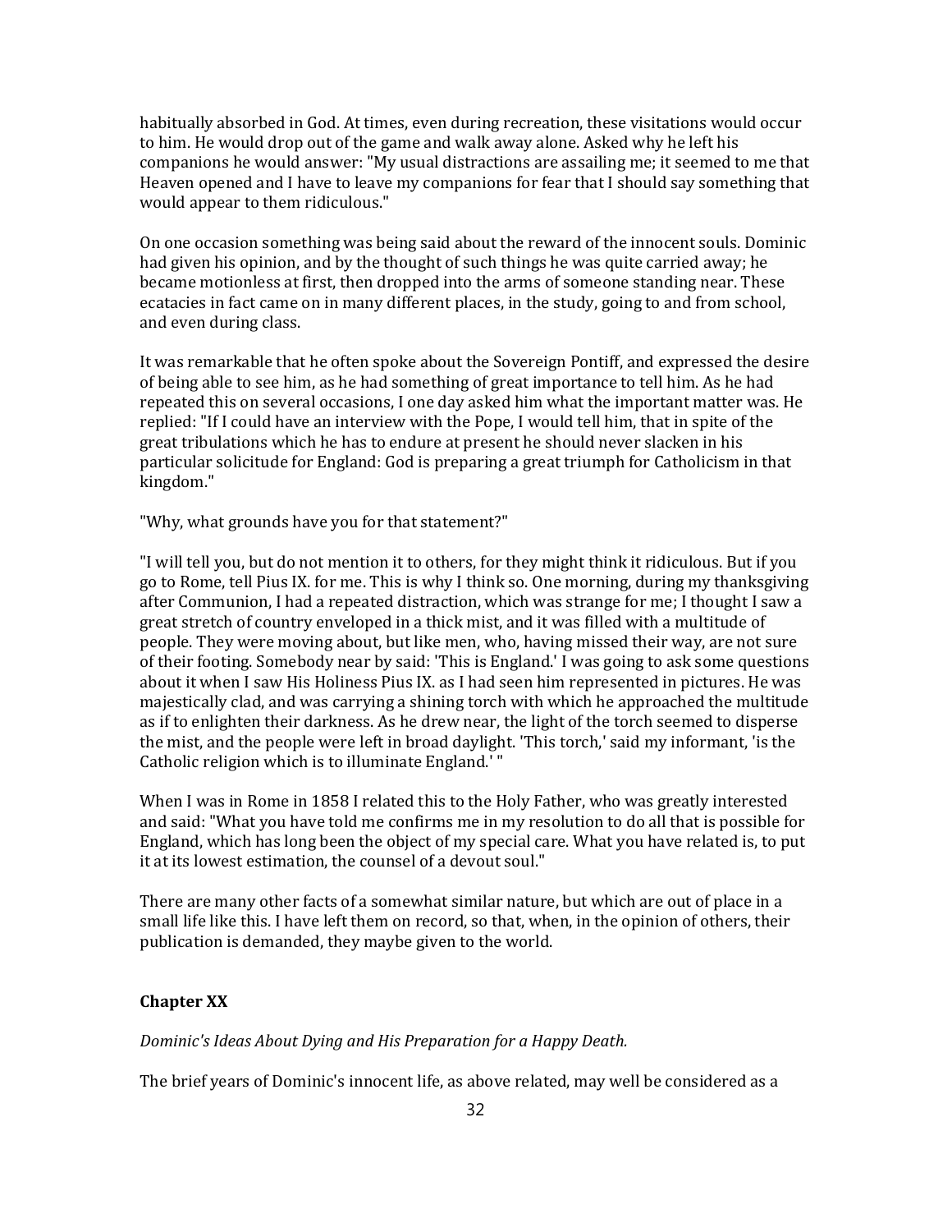habitually absorbed in God. At times, even during recreation, these visitations would occur to him. He would drop out of the game and walk away alone. Asked why he left his companions he would answer: "My usual distractions are assailing me; it seemed to me that Heaven opened and I have to leave my companions for fear that I should say something that would appear to them ridiculous."

On one occasion something was being said about the reward of the innocent souls. Dominic had given his opinion, and by the thought of such things he was quite carried away; he became motionless at first, then dropped into the arms of someone standing near. These ecatacies in fact came on in many different places, in the study, going to and from school, and even during class.

It was remarkable that he often spoke about the Sovereign Pontiff, and expressed the desire of being able to see him, as he had something of great importance to tell him. As he had repeated this on several occasions, I one day asked him what the important matter was. He replied: "If I could have an interview with the Pope, I would tell him, that in spite of the great tribulations which he has to endure at present he should never slacken in his particular solicitude for England: God is preparing a great triumph for Catholicism in that kingdom."

"Why, what grounds have you for that statement?"

"I will tell you, but do not mention it to others, for they might think it ridiculous. But if you go to Rome, tell Pius IX. for me. This is why I think so. One morning, during my thanksgiving after Communion, I had a repeated distraction, which was strange for me; I thought I saw a great stretch of country enveloped in a thick mist, and it was filled with a multitude of people. They were moving about, but like men, who, having missed their way, are not sure of their footing. Somebody near by said: 'This is England.' I was going to ask some questions about it when I saw His Holiness Pius IX. as I had seen him represented in pictures. He was majestically clad, and was carrying a shining torch with which he approached the multitude as if to enlighten their darkness. As he drew near, the light of the torch seemed to disperse the mist, and the people were left in broad daylight. 'This torch,' said my informant, 'is the Catholic religion which is to illuminate England.' "

When I was in Rome in 1858 I related this to the Holy Father, who was greatly interested and said: "What you have told me confirms me in my resolution to do all that is possible for England, which has long been the object of my special care. What you have related is, to put it at its lowest estimation, the counsel of a devout soul."

There are many other facts of a somewhat similar nature, but which are out of place in a small life like this. I have left them on record, so that, when, in the opinion of others, their publication is demanded, they maybe given to the world.

## Chapter XX

*Dominic's Ideas About Dying and His Preparation for a Happy Death.*

The brief years of Dominic's innocent life, as above related, may well be considered as a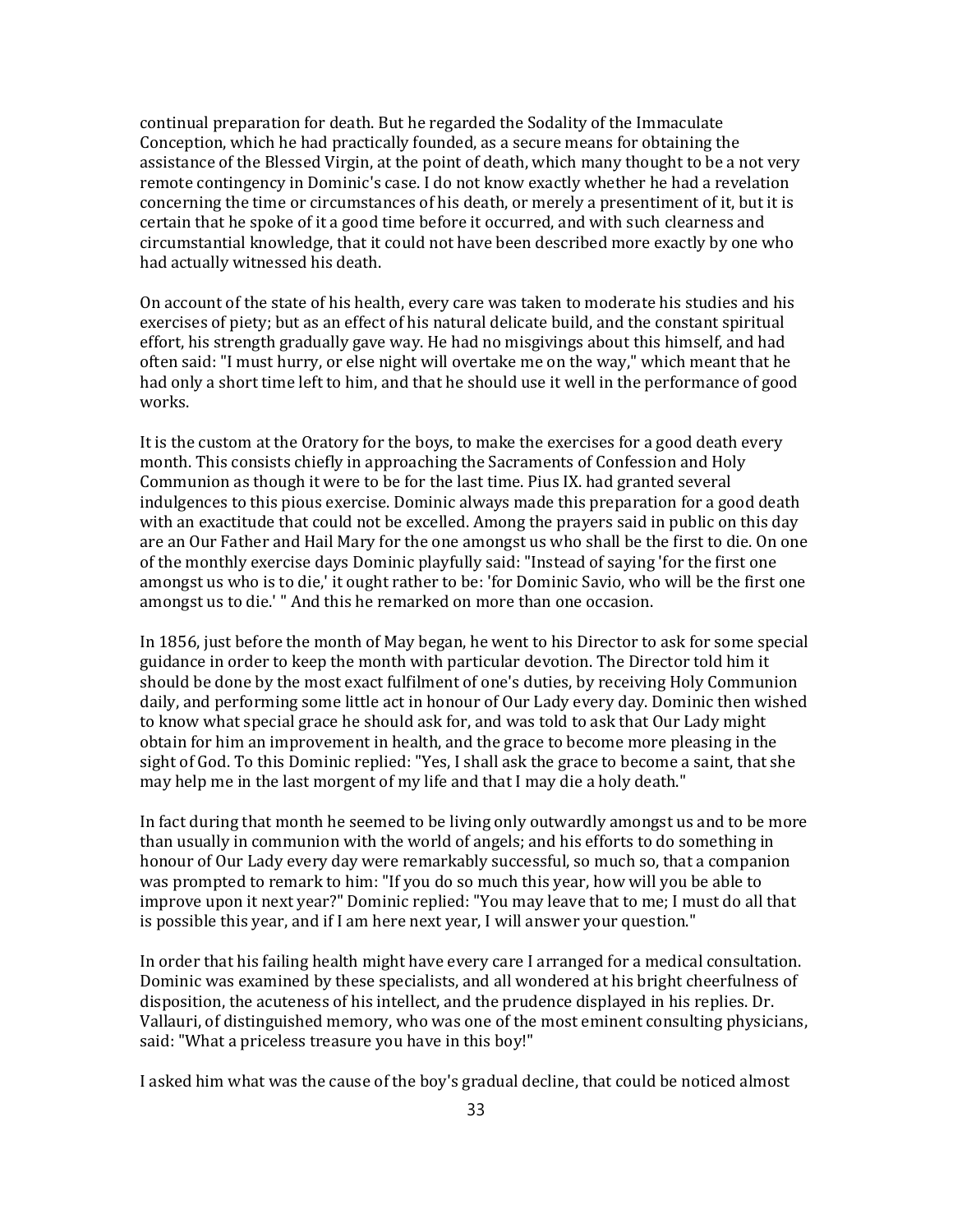continual preparation for death. But he regarded the Sodality of the Immaculate Conception, which he had practically founded, as a secure means for obtaining the assistance of the Blessed Virgin, at the point of death, which many thought to be a not very remote contingency in Dominic's case. I do not know exactly whether he had a revelation concerning the time or circumstances of his death, or merely a presentiment of it, but it is certain that he spoke of it a good time before it occurred, and with such clearness and circumstantial knowledge, that it could not have been described more exactly by one who had actually witnessed his death.

On account of the state of his health, every care was taken to moderate his studies and his exercises of piety; but as an effect of his natural delicate build, and the constant spiritual effort, his strength gradually gave way. He had no misgivings about this himself, and had often said: "I must hurry, or else night will overtake me on the way," which meant that he had only a short time left to him, and that he should use it well in the performance of good works.

It is the custom at the Oratory for the boys, to make the exercises for a good death every month. This consists chiefly in approaching the Sacraments of Confession and Holy Communion as though it were to be for the last time. Pius IX. had granted several indulgences to this pious exercise. Dominic always made this preparation for a good death with an exactitude that could not be excelled. Among the prayers said in public on this day are an Our Father and Hail Mary for the one amongst us who shall be the first to die. On one of the monthly exercise days Dominic playfully said: "Instead of saying 'for the first one amongst us who is to die,' it ought rather to be: 'for Dominic Savio, who will be the first one amongst us to die.' " And this he remarked on more than one occasion.

In 1856, just before the month of May began, he went to his Director to ask for some special guidance in order to keep the month with particular devotion. The Director told him it should be done by the most exact fulfilment of one's duties, by receiving Holy Communion daily, and performing some little act in honour of Our Lady every day. Dominic then wished to know what special grace he should ask for, and was told to ask that Our Lady might obtain for him an improvement in health, and the grace to become more pleasing in the sight of God. To this Dominic replied: "Yes, I shall ask the grace to become a saint, that she may help me in the last morgent of my life and that I may die a holy death."

In fact during that month he seemed to be living only outwardly amongst us and to be more than usually in communion with the world of angels; and his efforts to do something in honour of Our Lady every day were remarkably successful, so much so, that a companion was prompted to remark to him: "If you do so much this year, how will you be able to improve upon it next year?" Dominic replied: "You may leave that to me; I must do all that is possible this year, and if I am here next year, I will answer your question."

In order that his failing health might have every care I arranged for a medical consultation. Dominic was examined by these specialists, and all wondered at his bright cheerfulness of disposition, the acuteness of his intellect, and the prudence displayed in his replies. Dr. Vallauri, of distinguished memory, who was one of the most eminent consulting physicians, said: "What a priceless treasure you have in this boy!"

I asked him what was the cause of the boy's gradual decline, that could be noticed almost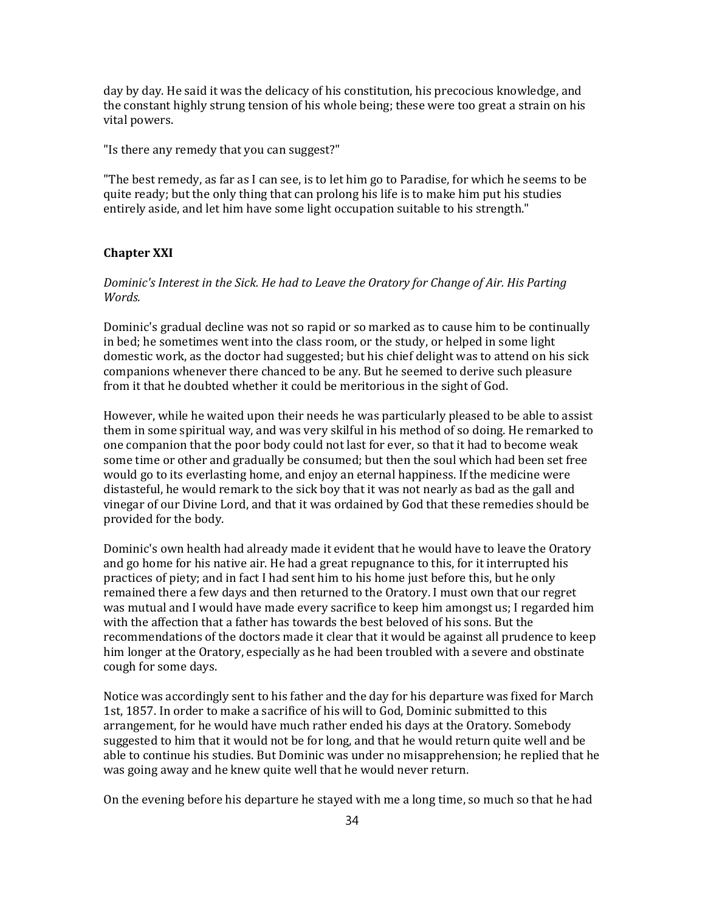day by day. He said it was the delicacy of his constitution, his precocious knowledge, and the constant highly strung tension of his whole being; these were too great a strain on his vital powers.

"Is there any remedy that you can suggest?"

"The best remedy, as far as I can see, is to let him go to Paradise, for which he seems to be quite ready; but the only thing that can prolong his life is to make him put his studies entirely aside, and let him have some light occupation suitable to his strength."

## Chapter XXI

*Dominic's Interest in the Sick. He had to Leave the Oratory for Change of Air. His Parting Words.*

Dominic's gradual decline was not so rapid or so marked as to cause him to be continually in bed; he sometimes went into the class room, or the study, or helped in some light domestic work, as the doctor had suggested; but his chief delight was to attend on his sick companions whenever there chanced to be any. But he seemed to derive such pleasure from it that he doubted whether it could be meritorious in the sight of God.

However, while he waited upon their needs he was particularly pleased to be able to assist them in some spiritual way, and was very skilful in his method of so doing. He remarked to one companion that the poor body could not last for ever, so that it had to become weak some time or other and gradually be consumed; but then the soul which had been set free would go to its everlasting home, and enjoy an eternal happiness. If the medicine were distasteful, he would remark to the sick boy that it was not nearly as bad as the gall and vinegar of our Divine Lord, and that it was ordained by God that these remedies should be provided for the body.

Dominic's own health had already made it evident that he would have to leave the Oratory and go home for his native air. He had a great repugnance to this, for it interrupted his practices of piety; and in fact I had sent him to his home just before this, but he only remained there a few days and then returned to the Oratory. I must own that our regret was mutual and I would have made every sacrifice to keep him amongst us; I regarded him with the affection that a father has towards the best beloved of his sons. But the recommendations of the doctors made it clear that it would be against all prudence to keep him longer at the Oratory, especially as he had been troubled with a severe and obstinate cough for some days.

Notice was accordingly sent to his father and the day for his departure was fixed for March 1st, 1857. In order to make a sacrifice of his will to God, Dominic submitted to this arrangement, for he would have much rather ended his days at the Oratory. Somebody suggested to him that it would not be for long, and that he would return quite well and be able to continue his studies. But Dominic was under no misapprehension; he replied that he was going away and he knew quite well that he would never return.

On the evening before his departure he stayed with me a long time, so much so that he had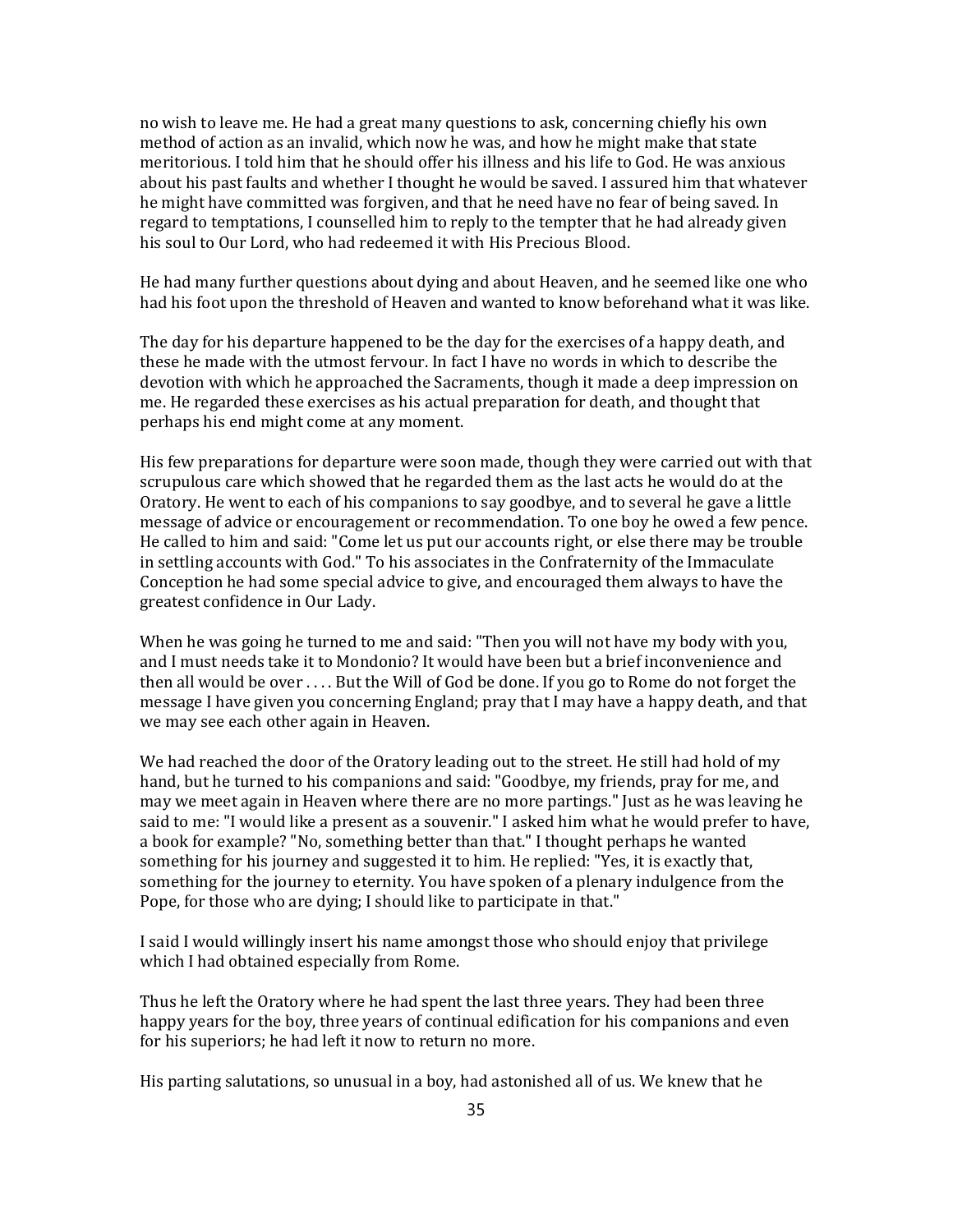no wish to leave me. He had a great many questions to ask, concerning chiefly his own method of action as an invalid, which now he was, and how he might make that state meritorious. I told him that he should offer his illness and his life to God. He was anxious about his past faults and whether I thought he would be saved. I assured him that whatever he might have committed was forgiven, and that he need have no fear of being saved. In regard to temptations, I counselled him to reply to the tempter that he had already given his soul to Our Lord, who had redeemed it with His Precious Blood.

He had many further questions about dying and about Heaven, and he seemed like one who had his foot upon the threshold of Heaven and wanted to know beforehand what it was like.

The day for his departure happened to be the day for the exercises of a happy death, and these he made with the utmost fervour. In fact I have no words in which to describe the devotion with which he approached the Sacraments, though it made a deep impression on me. He regarded these exercises as his actual preparation for death, and thought that perhaps his end might come at any moment.

His few preparations for departure were soon made, though they were carried out with that scrupulous care which showed that he regarded them as the last acts he would do at the Oratory. He went to each of his companions to say goodbye, and to several he gave a little message of advice or encouragement or recommendation. To one boy he owed a few pence. He called to him and said: "Come let us put our accounts right, or else there may be trouble in settling accounts with God." To his associates in the Confraternity of the Immaculate Conception he had some special advice to give, and encouraged them always to have the greatest confidence in Our Lady.

When he was going he turned to me and said: "Then you will not have my body with you, and I must needs take it to Mondonio? It would have been but a brief inconvenience and then all would be over . . . . But the Will of God be done. If you go to Rome do not forget the message I have given you concerning England; pray that I may have a happy death, and that we may see each other again in Heaven.

We had reached the door of the Oratory leading out to the street. He still had hold of my hand, but he turned to his companions and said: "Goodbye, my friends, pray for me, and may we meet again in Heaven where there are no more partings." Just as he was leaving he said to me: "I would like a present as a souvenir." I asked him what he would prefer to have, a book for example? "No, something better than that." I thought perhaps he wanted something for his journey and suggested it to him. He replied: "Yes, it is exactly that, something for the journey to eternity. You have spoken of a plenary indulgence from the Pope, for those who are dying; I should like to participate in that."

I said I would willingly insert his name amongst those who should enjoy that privilege which I had obtained especially from Rome.

Thus he left the Oratory where he had spent the last three years. They had been three happy years for the boy, three years of continual edification for his companions and even for his superiors; he had left it now to return no more.

His parting salutations, so unusual in a boy, had astonished all of us. We knew that he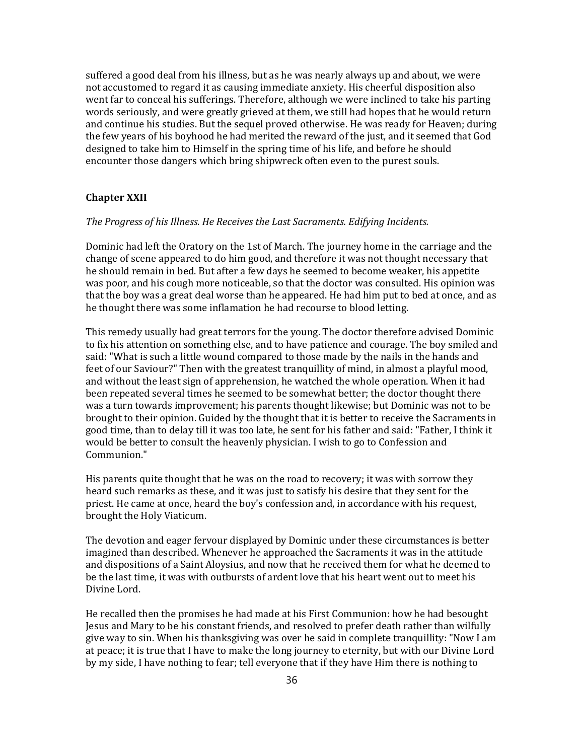suffered a good deal from his illness, but as he was nearly always up and about, we were not accustomed to regard it as causing immediate anxiety. His cheerful disposition also went far to conceal his sufferings. Therefore, although we were inclined to take his parting words seriously, and were greatly grieved at them, we still had hopes that he would return and continue his studies. But the sequel proved otherwise. He was ready for Heaven; during the few years of his boyhood he had merited the reward of the just, and it seemed that God designed to take him to Himself in the spring time of his life, and before he should encounter those dangers which bring shipwreck often even to the purest souls.

## Chapter XXII

*The Progress of his Illness. He Receives the Last Sacraments. Edifying Incidents.*

Dominic had left the Oratory on the 1st of March. The journey home in the carriage and the change of scene appeared to do him good, and therefore it was not thought necessary that he should remain in bed. But after a few days he seemed to become weaker, his appetite was poor, and his cough more noticeable, so that the doctor was consulted. His opinion was that the boy was a great deal worse than he appeared. He had him put to bed at once, and as he thought there was some inflamation he had recourse to blood letting.

This remedy usually had great terrors for the young. The doctor therefore advised Dominic to fix his attention on something else, and to have patience and courage. The boy smiled and said: "What is such a little wound compared to those made by the nails in the hands and feet of our Saviour?" Then with the greatest tranquillity of mind, in almost a playful mood, and without the least sign of apprehension, he watched the whole operation. When it had been repeated several times he seemed to be somewhat better; the doctor thought there was a turn towards improvement; his parents thought likewise; but Dominic was not to be brought to their opinion. Guided by the thought that it is better to receive the Sacraments in good time, than to delay till it was too late, he sent for his father and said: "Father, I think it would be better to consult the heavenly physician. I wish to go to Confession and Communion."

His parents quite thought that he was on the road to recovery; it was with sorrow they heard such remarks as these, and it was just to satisfy his desire that they sent for the priest. He came at once, heard the boy's confession and, in accordance with his request, brought the Holy Viaticum.

The devotion and eager fervour displayed by Dominic under these circumstances is better imagined than described. Whenever he approached the Sacraments it was in the attitude and dispositions of a Saint Aloysius, and now that he received them for what he deemed to be the last time, it was with outbursts of ardent love that his heart went out to meet his Divine Lord.

He recalled then the promises he had made at his First Communion: how he had besought Jesus and Mary to be his constant friends, and resolved to prefer death rather than wilfully give way to sin. When his thanksgiving was over he said in complete tranquillity: "Now I am at peace; it is true that I have to make the long journey to eternity, but with our Divine Lord by my side, I have nothing to fear; tell everyone that if they have Him there is nothing to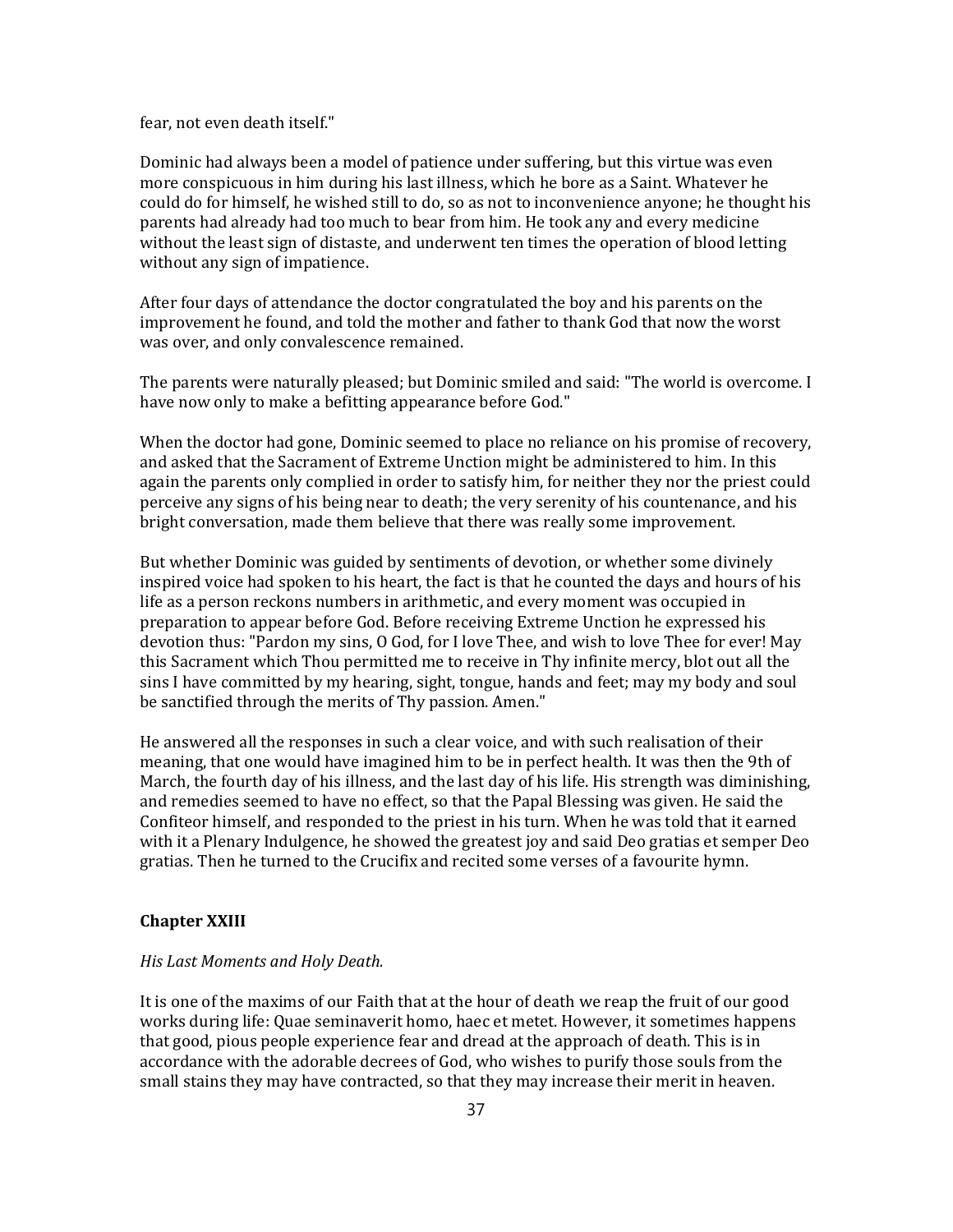fear, not even death itself."

Dominic had always been a model of patience under suffering, but this virtue was even more conspicuous in him during his last illness, which he bore as a Saint. Whatever he could do for himself, he wished still to do, so as not to inconvenience anyone; he thought his parents had already had too much to bear from him. He took any and every medicine without the least sign of distaste, and underwent ten times the operation of blood letting without any sign of impatience.

After four days of attendance the doctor congratulated the boy and his parents on the improvement he found, and told the mother and father to thank God that now the worst was over, and only convalescence remained.

The parents were naturally pleased; but Dominic smiled and said: "The world is overcome. I have now only to make a befitting appearance before God."

When the doctor had gone, Dominic seemed to place no reliance on his promise of recovery, and asked that the Sacrament of Extreme Unction might be administered to him. In this again the parents only complied in order to satisfy him, for neither they nor the priest could perceive any signs of his being near to death; the very serenity of his countenance, and his bright conversation, made them believe that there was really some improvement.

But whether Dominic was guided by sentiments of devotion, or whether some divinely inspired voice had spoken to his heart, the fact is that he counted the days and hours of his life as a person reckons numbers in arithmetic, and every moment was occupied in preparation to appear before God. Before receiving Extreme Unction he expressed his devotion thus: "Pardon my sins, O God, for I love Thee, and wish to love Thee for ever! May this Sacrament which Thou permitted me to receive in Thy infinite mercy, blot out all the sins I have committed by my hearing, sight, tongue, hands and feet; may my body and soul be sanctified through the merits of Thy passion. Amen."

He answered all the responses in such a clear voice, and with such realisation of their meaning, that one would have imagined him to be in perfect health. It was then the 9th of March, the fourth day of his illness, and the last day of his life. His strength was diminishing, and remedies seemed to have no effect, so that the Papal Blessing was given. He said the Confiteor himself, and responded to the priest in his turn. When he was told that it earned with it a Plenary Indulgence, he showed the greatest joy and said Deo gratias et semper Deo gratias. Then he turned to the Crucifix and recited some verses of a favourite hymn.

## Chapter XXIII

*His Last Moments and Holy Death.*

It is one of the maxims of our Faith that at the hour of death we reap the fruit of our good works during life: Quae seminaverit homo, haec et metet. However, it sometimes happens that good, pious people experience fear and dread at the approach of death. This is in accordance with the adorable decrees of God, who wishes to purify those souls from the small stains they may have contracted, so that they may increase their merit in heaven.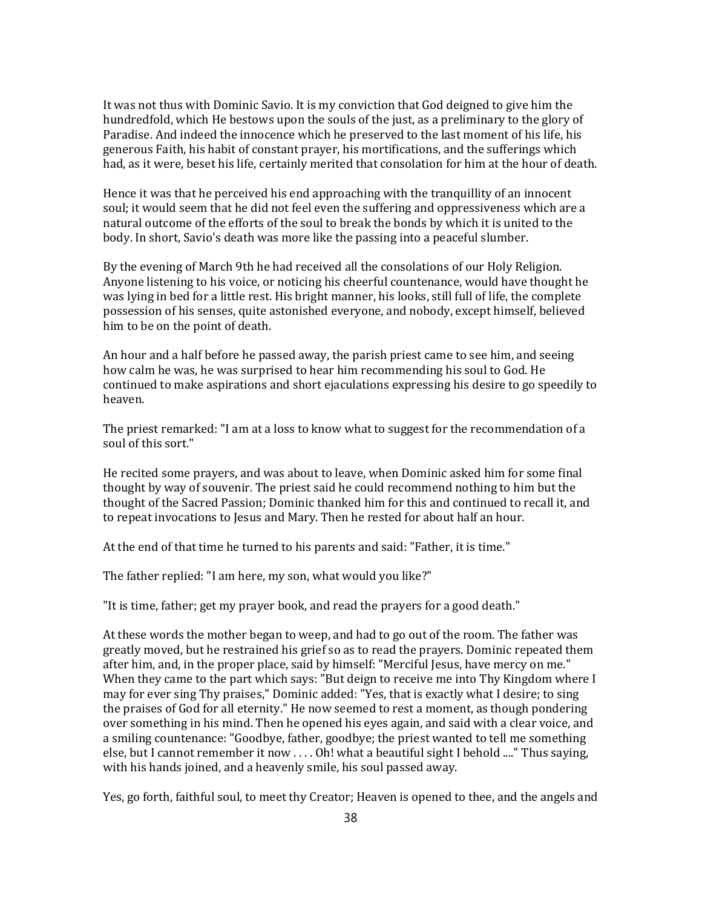It was not thus with Dominic Savio. It is my conviction that God deigned to give him the hundredfold, which He bestows upon the souls of the just, as a preliminary to the glory of Paradise. And indeed the innocence which he preserved to the last moment of his life, his generous Faith, his habit of constant prayer, his mortifications, and the sufferings which had, as it were, beset his life, certainly merited that consolation for him at the hour of death.

Hence it was that he perceived his end approaching with the tranquillity of an innocent soul; it would seem that he did not feel even the suffering and oppressiveness which are a natural outcome of the efforts of the soul to break the bonds by which it is united to the body. In short, Savio's death was more like the passing into a peaceful slumber.

By the evening of March 9th he had received all the consolations of our Holy Religion. Anyone listening to his voice, or noticing his cheerful countenance, would have thought he was lying in bed for a little rest. His bright manner, his looks, still full of life, the complete possession of his senses, quite astonished everyone, and nobody, except himself, believed him to be on the point of death.

An hour and a half before he passed away, the parish priest came to see him, and seeing how calm he was, he was surprised to hear him recommending his soul to God. He continued to make aspirations and short ejaculations expressing his desire to go speedily to heaven.

The priest remarked: "I am at a loss to know what to suggest for the recommendation of a soul of this sort."

He recited some prayers, and was about to leave, when Dominic asked him for some final thought by way of souvenir. The priest said he could recommend nothing to him but the thought of the Sacred Passion; Dominic thanked him for this and continued to recall it, and to repeat invocations to Jesus and Mary. Then he rested for about half an hour.

At the end of that time he turned to his parents and said: "Father, it is time."

The father replied: "I am here, my son, what would you like?"

"It is time, father; get my prayer book, and read the prayers for a good death."

At these words the mother began to weep, and had to go out of the room. The father was greatly moved, but he restrained his grief so as to read the prayers. Dominic repeated them after him, and, in the proper place, said by himself: "Merciful Jesus, have mercy on me." When they came to the part which says: "But deign to receive me into Thy Kingdom where I may for ever sing Thy praises," Dominic added: "Yes, that is exactly what I desire; to sing the praises of God for all eternity." He now seemed to rest a moment, as though pondering over something in his mind. Then he opened his eyes again, and said with a clear voice, and a smiling countenance: "Goodbye, father, goodbye; the priest wanted to tell me something else, but I cannot remember it now . . . . Oh! what a beautiful sight I behold ...." Thus saying, with his hands joined, and a heavenly smile, his soul passed away.

Yes, go forth, faithful soul, to meet thy Creator; Heaven is opened to thee, and the angels and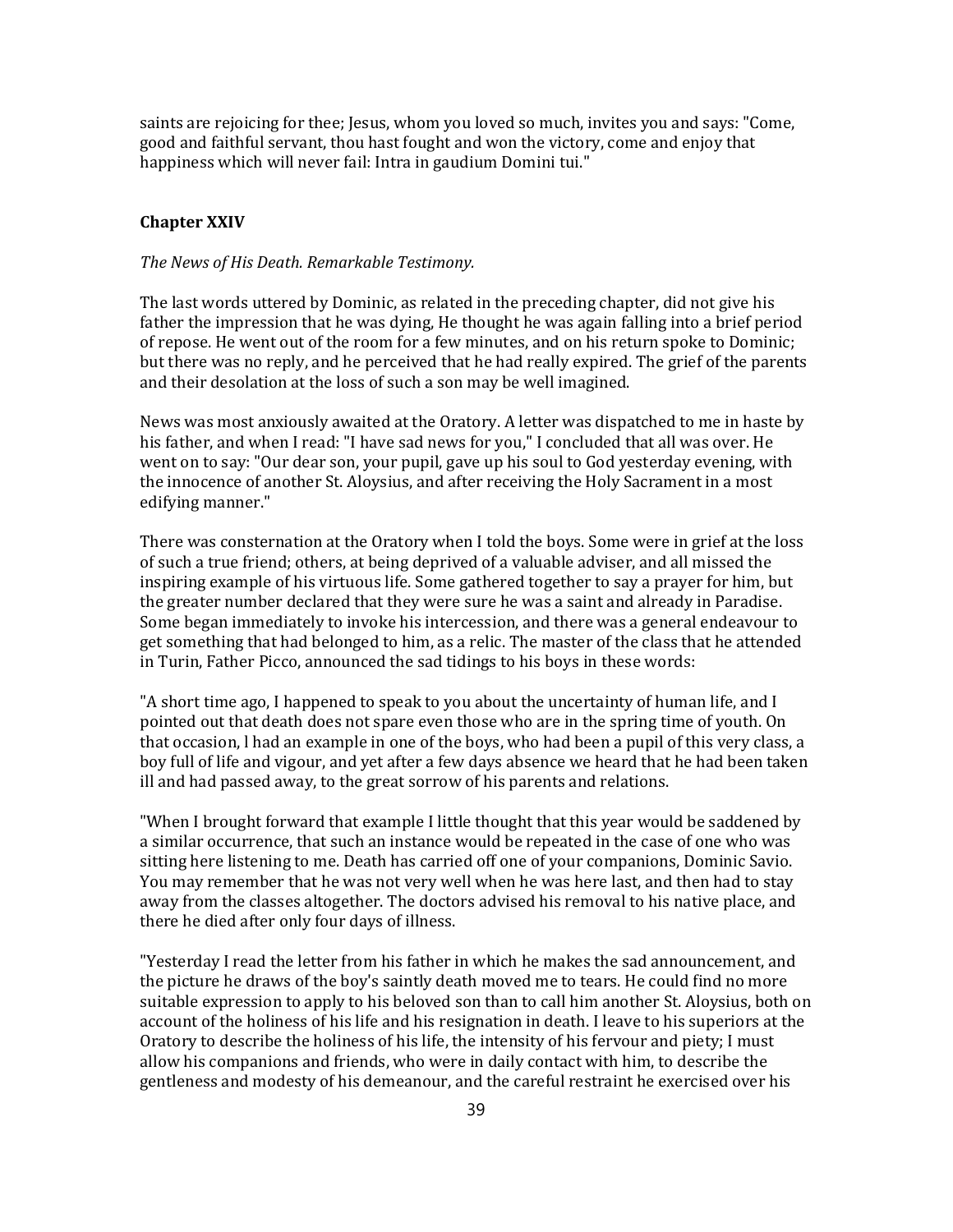saints are rejoicing for thee; Jesus, whom you loved so much, invites you and says: "Come, good and faithful servant, thou hast fought and won the victory, come and enjoy that happiness which will never fail: Intra in gaudium Domini tui."

## Chapter XXIV

*The News of His Death. Remarkable Testimony.*

The last words uttered by Dominic, as related in the preceding chapter, did not give his father the impression that he was dying, He thought he was again falling into a brief period of repose. He went out of the room for a few minutes, and on his return spoke to Dominic; but there was no reply, and he perceived that he had really expired. The grief of the parents and their desolation at the loss of such a son may be well imagined.

News was most anxiously awaited at the Oratory. A letter was dispatched to me in haste by his father, and when I read: "I have sad news for you," I concluded that all was over. He went on to say: "Our dear son, your pupil, gave up his soul to God yesterday evening, with the innocence of another St. Aloysius, and after receiving the Holy Sacrament in a most edifying manner."

There was consternation at the Oratory when I told the boys. Some were in grief at the loss of such a true friend; others, at being deprived of a valuable adviser, and all missed the inspiring example of his virtuous life. Some gathered together to say a prayer for him, but the greater number declared that they were sure he was a saint and already in Paradise. Some began immediately to invoke his intercession, and there was a general endeavour to get something that had belonged to him, as a relic. The master of the class that he attended in Turin, Father Picco, announced the sad tidings to his boys in these words:

"A short time ago, I happened to speak to you about the uncertainty of human life, and I pointed out that death does not spare even those who are in the spring time of youth. On that occasion, l had an example in one of the boys, who had been a pupil of this very class, a boy full of life and vigour, and yet after a few days absence we heard that he had been taken ill and had passed away, to the great sorrow of his parents and relations.

"When I brought forward that example I little thought that this year would be saddened by a similar occurrence, that such an instance would be repeated in the case of one who was sitting here listening to me. Death has carried off one of your companions, Dominic Savio. You may remember that he was not very well when he was here last, and then had to stay away from the classes altogether. The doctors advised his removal to his native place, and there he died after only four days of illness.

"Yesterday I read the letter from his father in which he makes the sad announcement, and the picture he draws of the boy's saintly death moved me to tears. He could find no more suitable expression to apply to his beloved son than to call him another St. Aloysius, both on account of the holiness of his life and his resignation in death. I leave to his superiors at the Oratory to describe the holiness of his life, the intensity of his fervour and piety; I must allow his companions and friends, who were in daily contact with him, to describe the gentleness and modesty of his demeanour, and the careful restraint he exercised over his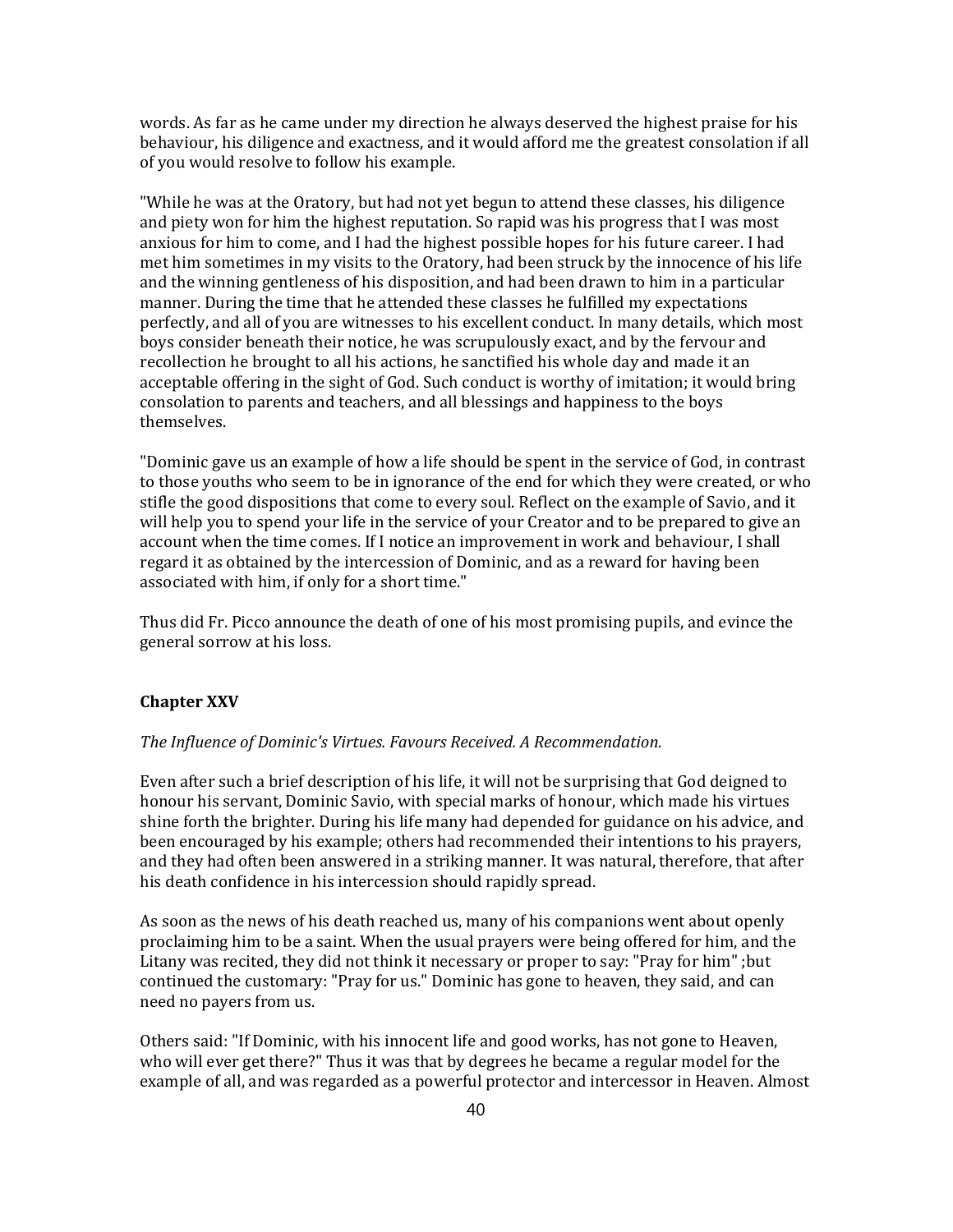words. As far as he came under my direction he always deserved the highest praise for his behaviour, his diligence and exactness, and it would afford me the greatest consolation if all of you would resolve to follow his example.

"While he was at the Oratory, but had not yet begun to attend these classes, his diligence and piety won for him the highest reputation. So rapid was his progress that I was most anxious for him to come, and I had the highest possible hopes for his future career. I had met him sometimes in my visits to the Oratory, had been struck by the innocence of his life and the winning gentleness of his disposition, and had been drawn to him in a particular manner. During the time that he attended these classes he fulfilled my expectations perfectly, and all of you are witnesses to his excellent conduct. In many details, which most boys consider beneath their notice, he was scrupulously exact, and by the fervour and recollection he brought to all his actions, he sanctified his whole day and made it an acceptable offering in the sight of God. Such conduct is worthy of imitation; it would bring consolation to parents and teachers, and all blessings and happiness to the boys themselves.

"Dominic gave us an example of how a life should be spent in the service of God, in contrast to those youths who seem to be in ignorance of the end for which they were created, or who stifle the good dispositions that come to every soul. Reflect on the example of Savio, and it will help you to spend your life in the service of your Creator and to be prepared to give an account when the time comes. If I notice an improvement in work and behaviour, I shall regard it as obtained by the intercession of Dominic, and as a reward for having been associated with him, if only for a short time."

Thus did Fr. Picco announce the death of one of his most promising pupils, and evince the general sorrow at his loss.

### Chapter XXV

*The Influence of Dominic's Virtues. Favours Received. A Recommendation.*

Even after such a brief description of his life, it will not be surprising that God deigned to honour his servant, Dominic Savio, with special marks of honour, which made his virtues shine forth the brighter. During his life many had depended for guidance on his advice, and been encouraged by his example; others had recommended their intentions to his prayers, and they had often been answered in a striking manner. It was natural, therefore, that after his death confidence in his intercession should rapidly spread.

As soon as the news of his death reached us, many of his companions went about openly proclaiming him to be a saint. When the usual prayers were being offered for him, and the Litany was recited, they did not think it necessary or proper to say: "Pray for him" ;but continued the customary: "Pray for us." Dominic has gone to heaven, they said, and can need no payers from us.

Others said: "If Dominic, with his innocent life and good works, has not gone to Heaven, who will ever get there?" Thus it was that by degrees he became a regular model for the example of all, and was regarded as a powerful protector and intercessor in Heaven. Almost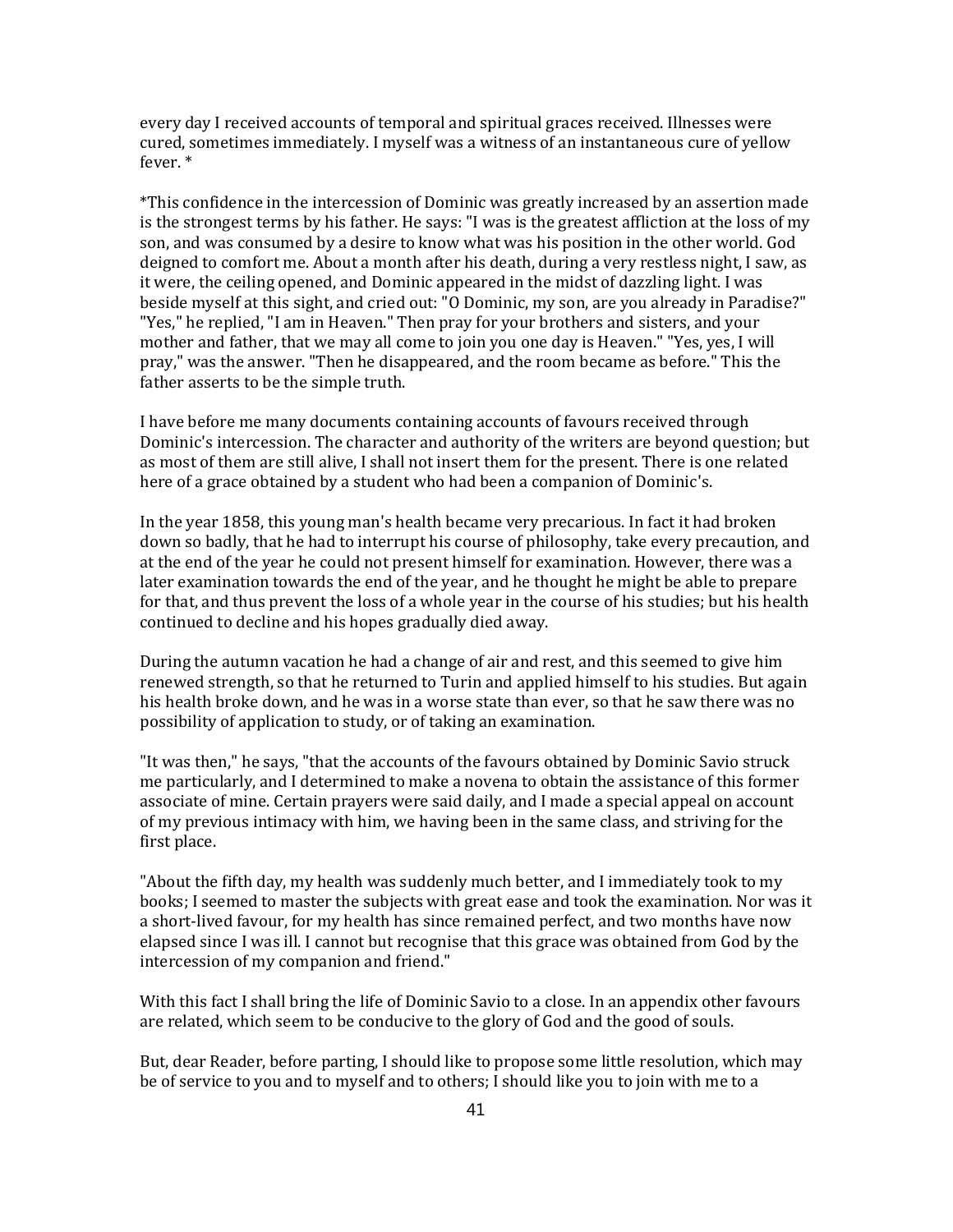every day I received accounts of temporal and spiritual graces received. Illnesses were cured, sometimes immediately. I myself was a witness of an instantaneous cure of yellow fever. *

*This confidence in the intercession of Dominic was greatly increased by an assertion made is the strongest terms by his father. He says: "I was is the greatest affliction at the loss of my son, and was consumed by a desire to know what was his position in the other world. God deigned to comfort me. About a month after his death, during a very restless night, I saw, as it were, the ceiling opened, and Dominic appeared in the midst of dazzling light. I was beside myself at this sight, and cried out: "O Dominic, my son, are you already in Paradise?" "Yes," he replied, "I am in Heaven." Then pray for your brothers and sisters, and your mother and father, that we may all come to join you one day is Heaven." "Yes, yes, I will pray," was the answer. "Then he disappeared, and the room became as before." This the father asserts to be the simple truth.

I have before me many documents containing accounts of favours received through Dominic's intercession. The character and authority of the writers are beyond question; but as most of them are still alive, I shall not insert them for the present. There is one related here of a grace obtained by a student who had been a companion of Dominic's.

In the year 1858, this young man's health became very precarious. In fact it had broken down so badly, that he had to interrupt his course of philosophy, take every precaution, and at the end of the year he could not present himself for examination. However, there was a later examination towards the end of the year, and he thought he might be able to prepare for that, and thus prevent the loss of a whole year in the course of his studies; but his health continued to decline and his hopes gradually died away.

During the autumn vacation he had a change of air and rest, and this seemed to give him renewed strength, so that he returned to Turin and applied himself to his studies. But again his health broke down, and he was in a worse state than ever, so that he saw there was no possibility of application to study, or of taking an examination.

"It was then," he says, "that the accounts of the favours obtained by Dominic Savio struck me particularly, and I determined to make a novena to obtain the assistance of this former associate of mine. Certain prayers were said daily, and I made a special appeal on account of my previous intimacy with him, we having been in the same class, and striving for the first place.

"About the fifth day, my health was suddenly much better, and I immediately took to my books; I seemed to master the subjects with great ease and took the examination. Nor was it a short-lived favour, for my health has since remained perfect, and two months have now elapsed since I was ill. I cannot but recognise that this grace was obtained from God by the intercession of my companion and friend."

With this fact I shall bring the life of Dominic Savio to a close. In an appendix other favours are related, which seem to be conducive to the glory of God and the good of souls.

But, dear Reader, before parting, I should like to propose some little resolution, which may be of service to you and to myself and to others; I should like you to join with me to a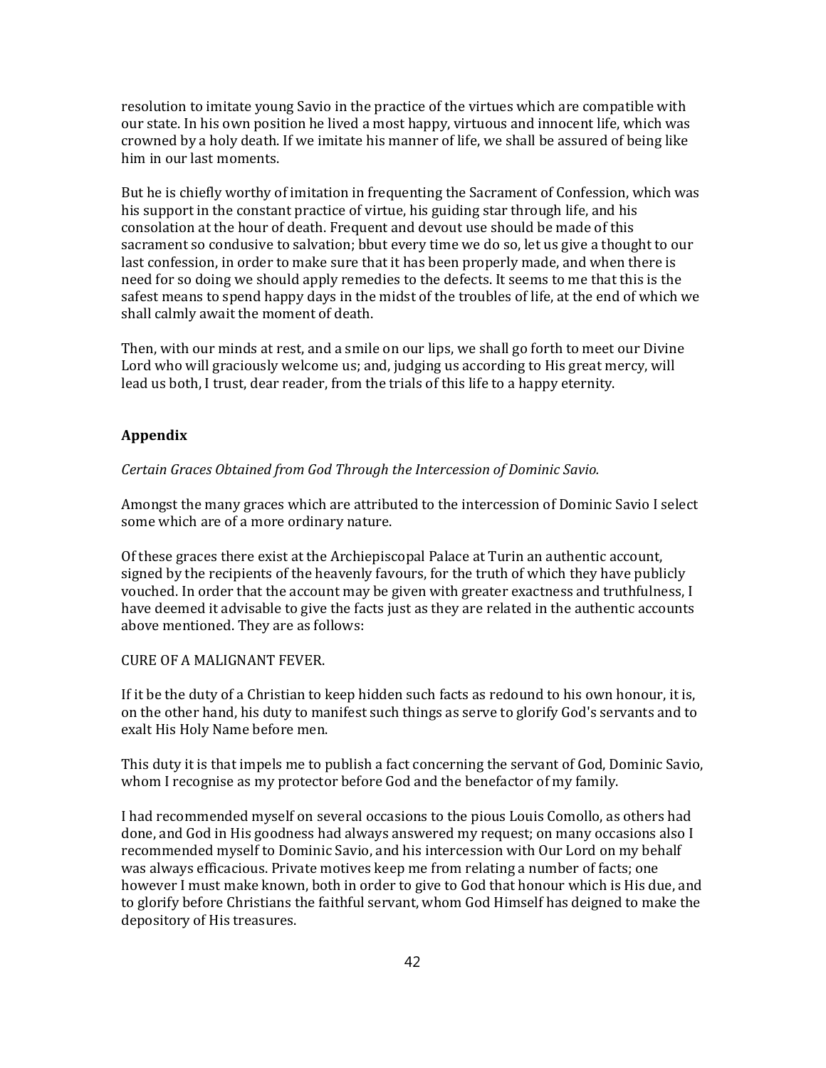resolution to imitate young Savio in the practice of the virtues which are compatible with our state. In his own position he lived a most happy, virtuous and innocent life, which was crowned by a holy death. If we imitate his manner of life, we shall be assured of being like him in our last moments.

But he is chiefly worthy of imitation in frequenting the Sacrament of Confession, which was his support in the constant practice of virtue, his guiding star through life, and his consolation at the hour of death. Frequent and devout use should be made of this sacrament so condusive to salvation; bbut every time we do so, let us give a thought to our last confession, in order to make sure that it has been properly made, and when there is need for so doing we should apply remedies to the defects. It seems to me that this is the safest means to spend happy days in the midst of the troubles of life, at the end of which we shall calmly await the moment of death.

Then, with our minds at rest, and a smile on our lips, we shall go forth to meet our Divine Lord who will graciously welcome us; and, judging us according to His great mercy, will lead us both, I trust, dear reader, from the trials of this life to a happy eternity.

## Appendix

*Certain Graces Obtained from God Through the Intercession of Dominic Savio.*

Amongst the many graces which are attributed to the intercession of Dominic Savio I select some which are of a more ordinary nature.

Of these graces there exist at the Archiepiscopal Palace at Turin an authentic account, signed by the recipients of the heavenly favours, for the truth of which they have publicly vouched. In order that the account may be given with greater exactness and truthfulness, I have deemed it advisable to give the facts just as they are related in the authentic accounts above mentioned. They are as follows:

CURE OF A MALIGNANT FEVER.

If it be the duty of a Christian to keep hidden such facts as redound to his own honour, it is, on the other hand, his duty to manifest such things as serve to glorify God's servants and to exalt His Holy Name before men.

This duty it is that impels me to publish a fact concerning the servant of God, Dominic Savio, whom I recognise as my protector before God and the benefactor of my family.

I had recommended myself on several occasions to the pious Louis Comollo, as others had done, and God in His goodness had always answered my request; on many occasions also I recommended myself to Dominic Savio, and his intercession with Our Lord on my behalf was always efficacious. Private motives keep me from relating a number of facts; one however I must make known, both in order to give to God that honour which is His due, and to glorify before Christians the faithful servant, whom God Himself has deigned to make the depository of His treasures.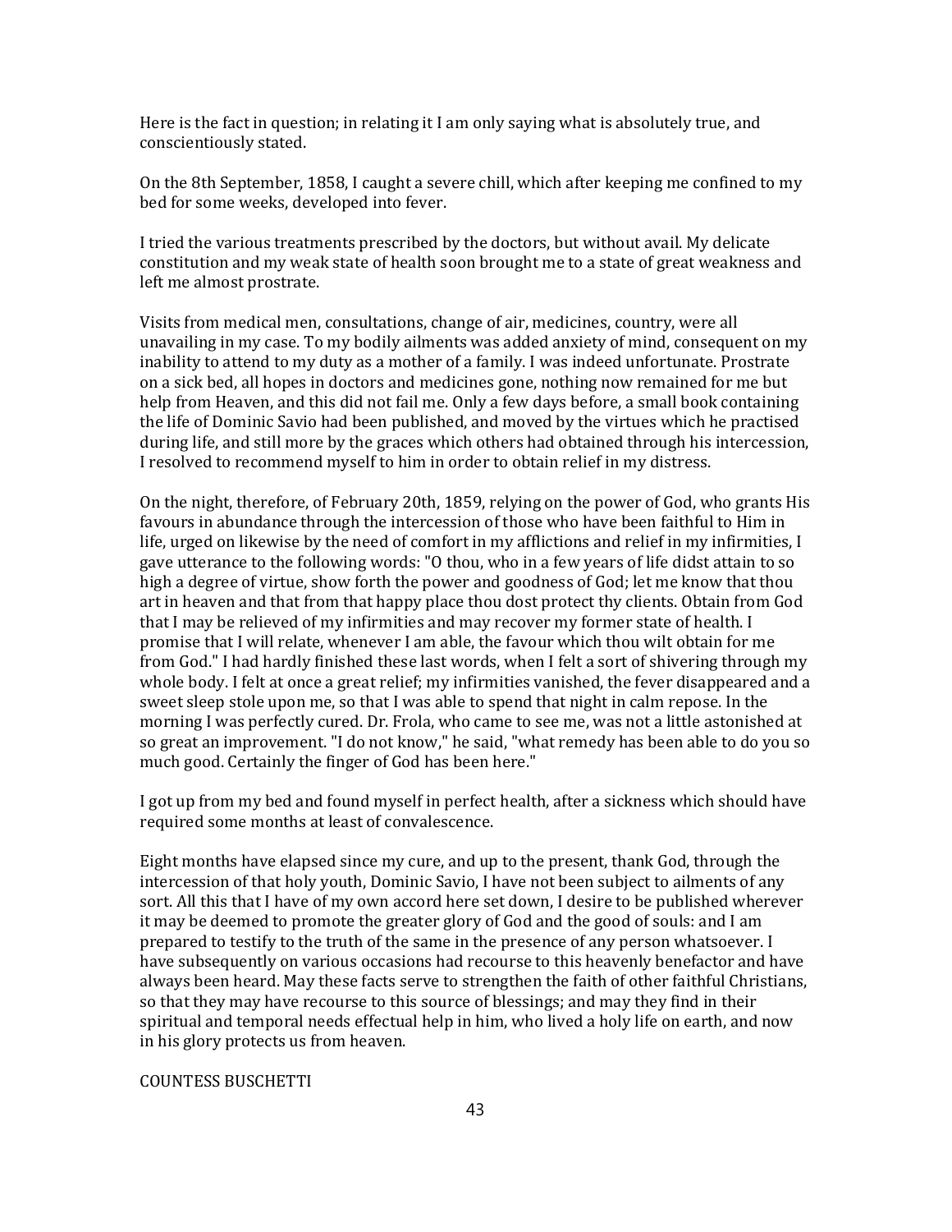Here is the fact in question; in relating it I am only saying what is absolutely true, and conscientiously stated.

On the 8th September, 1858, I caught a severe chill, which after keeping me confined to my bed for some weeks, developed into fever.

I tried the various treatments prescribed by the doctors, but without avail. My delicate constitution and my weak state of health soon brought me to a state of great weakness and left me almost prostrate.

Visits from medical men, consultations, change of air, medicines, country, were all unavailing in my case. To my bodily ailments was added anxiety of mind, consequent on my inability to attend to my duty as a mother of a family. I was indeed unfortunate. Prostrate on a sick bed, all hopes in doctors and medicines gone, nothing now remained for me but help from Heaven, and this did not fail me. Only a few days before, a small book containing the life of Dominic Savio had been published, and moved by the virtues which he practised during life, and still more by the graces which others had obtained through his intercession, I resolved to recommend myself to him in order to obtain relief in my distress.

On the night, therefore, of February 20th, 1859, relying on the power of God, who grants His favours in abundance through the intercession of those who have been faithful to Him in life, urged on likewise by the need of comfort in my afflictions and relief in my infirmities, I gave utterance to the following words: "O thou, who in a few years of life didst attain to so high a degree of virtue, show forth the power and goodness of God; let me know that thou art in heaven and that from that happy place thou dost protect thy clients. Obtain from God that I may be relieved of my infirmities and may recover my former state of health. I promise that I will relate, whenever I am able, the favour which thou wilt obtain for me from God." I had hardly finished these last words, when I felt a sort of shivering through my whole body. I felt at once a great relief; my infirmities vanished, the fever disappeared and a sweet sleep stole upon me, so that I was able to spend that night in calm repose. In the morning I was perfectly cured. Dr. Frola, who came to see me, was not a little astonished at so great an improvement. "I do not know," he said, "what remedy has been able to do you so much good. Certainly the finger of God has been here."

I got up from my bed and found myself in perfect health, after a sickness which should have required some months at least of convalescence.

Eight months have elapsed since my cure, and up to the present, thank God, through the intercession of that holy youth, Dominic Savio, I have not been subject to ailments of any sort. All this that I have of my own accord here set down, I desire to be published wherever it may be deemed to promote the greater glory of God and the good of souls: and I am prepared to testify to the truth of the same in the presence of any person whatsoever. I have subsequently on various occasions had recourse to this heavenly benefactor and have always been heard. May these facts serve to strengthen the faith of other faithful Christians, so that they may have recourse to this source of blessings; and may they find in their spiritual and temporal needs effectual help in him, who lived a holy life on earth, and now in his glory protects us from heaven.

COUNTESS BUSCHETTI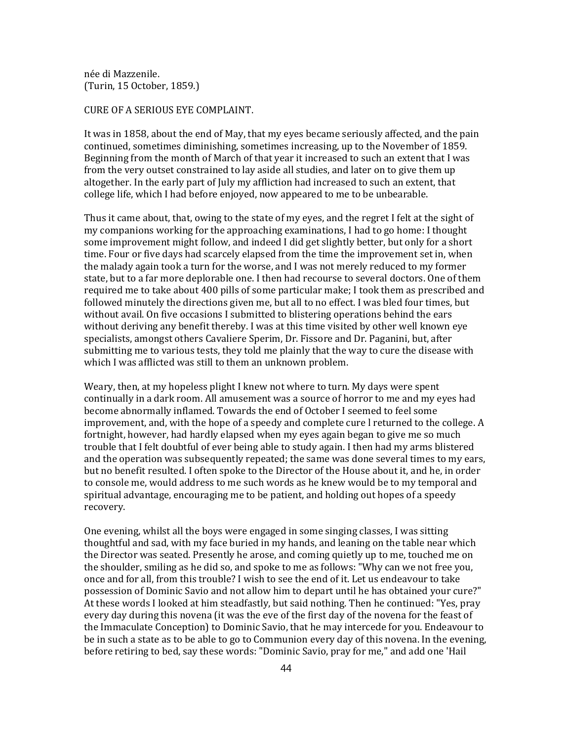née di Mazzenile.
(Turin, 15 October, 1859.)

CURE OF A SERIOUS EYE COMPLAINT.

It was in 1858, about the end of May, that my eyes became seriously affected, and the pain continued, sometimes diminishing, sometimes increasing, up to the November of 1859. Beginning from the month of March of that year it increased to such an extent that I was from the very outset constrained to lay aside all studies, and later on to give them up altogether. In the early part of July my affliction had increased to such an extent, that college life, which I had before enjoyed, now appeared to me to be unbearable.

Thus it came about, that, owing to the state of my eyes, and the regret I felt at the sight of my companions working for the approaching examinations, I had to go home: I thought some improvement might follow, and indeed I did get slightly better, but only for a short time. Four or five days had scarcely elapsed from the time the improvement set in, when the malady again took a turn for the worse, and I was not merely reduced to my former state, but to a far more deplorable one. I then had recourse to several doctors. One of them required me to take about 400 pills of some particular make; I took them as prescribed and followed minutely the directions given me, but all to no effect. I was bled four times, but without avail. On five occasions I submitted to blistering operations behind the ears without deriving any benefit thereby. I was at this time visited by other well known eye specialists, amongst others Cavaliere Sperim, Dr. Fissore and Dr. Paganini, but, after submitting me to various tests, they told me plainly that the way to cure the disease with which I was afflicted was still to them an unknown problem.

Weary, then, at my hopeless plight I knew not where to turn. My days were spent continually in a dark room. All amusement was a source of horror to me and my eyes had become abnormally inflamed. Towards the end of October I seemed to feel some improvement, and, with the hope of a speedy and complete cure I returned to the college. A fortnight, however, had hardly elapsed when my eyes again began to give me so much trouble that I felt doubtful of ever being able to study again. I then had my arms blistered and the operation was subsequently repeated; the same was done several times to my ears, but no benefit resulted. I often spoke to the Director of the House about it, and he, in order to console me, would address to me such words as he knew would be to my temporal and spiritual advantage, encouraging me to be patient, and holding out hopes of a speedy recovery.

One evening, whilst all the boys were engaged in some singing classes, I was sitting thoughtful and sad, with my face buried in my hands, and leaning on the table near which the Director was seated. Presently he arose, and coming quietly up to me, touched me on the shoulder, smiling as he did so, and spoke to me as follows: "Why can we not free you, once and for all, from this trouble? I wish to see the end of it. Let us endeavour to take possession of Dominic Savio and not allow him to depart until he has obtained your cure?" At these words I looked at him steadfastly, but said nothing. Then he continued: "Yes, pray every day during this novena (it was the eve of the first day of the novena for the feast of the Immaculate Conception) to Dominic Savio, that he may intercede for you. Endeavour to be in such a state as to be able to go to Communion every day of this novena. In the evening, before retiring to bed, say these words: "Dominic Savio, pray for me," and add one 'Hail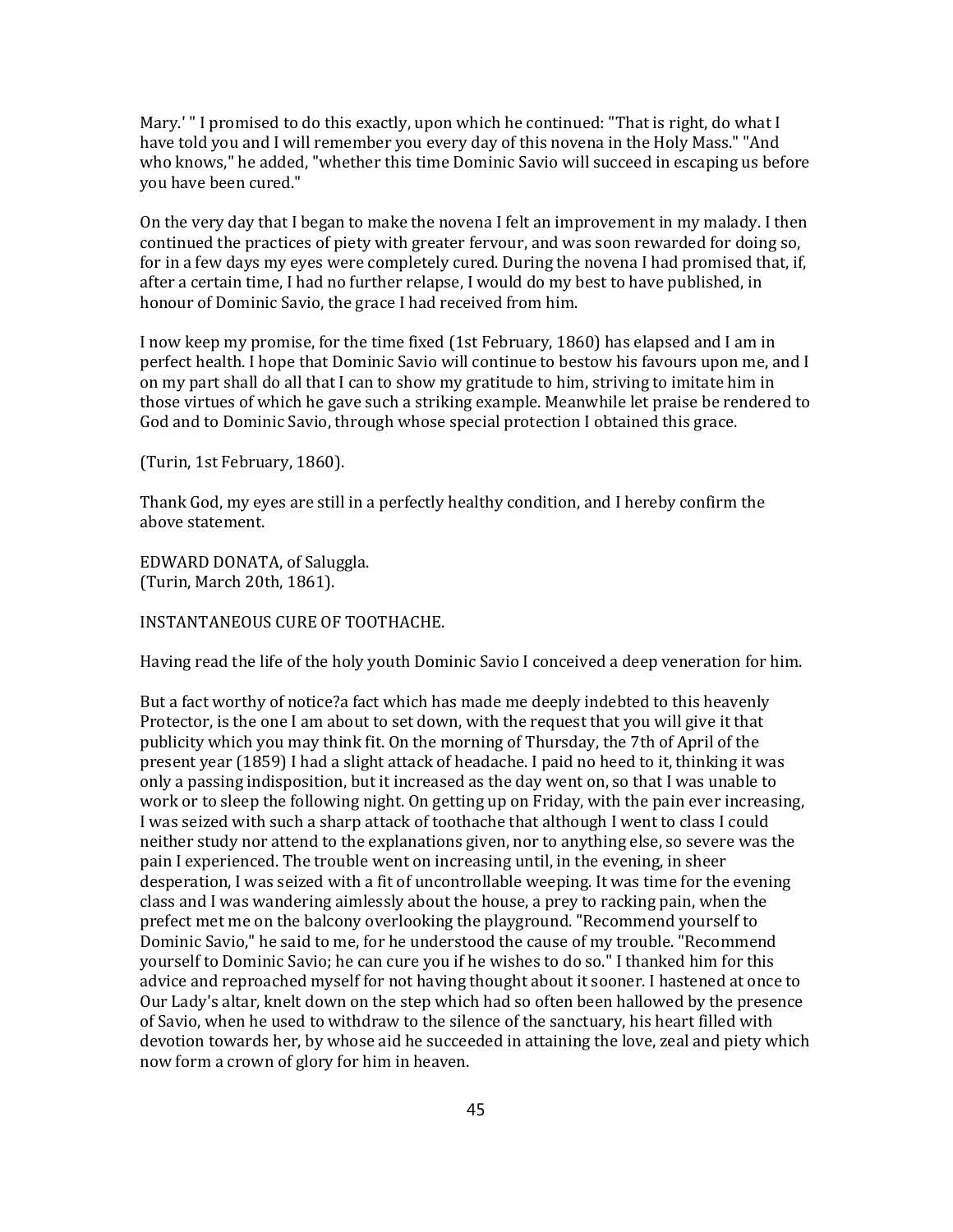Mary.' " I promised to do this exactly, upon which he continued: "That is right, do what I have told you and I will remember you every day of this novena in the Holy Mass." "And who knows," he added, "whether this time Dominic Savio will succeed in escaping us before you have been cured."

On the very day that I began to make the novena I felt an improvement in my malady. I then continued the practices of piety with greater fervour, and was soon rewarded for doing so, for in a few days my eyes were completely cured. During the novena I had promised that, if, after a certain time, I had no further relapse, I would do my best to have published, in honour of Dominic Savio, the grace I had received from him.

I now keep my promise, for the time fixed (1st February, 1860) has elapsed and I am in perfect health. I hope that Dominic Savio will continue to bestow his favours upon me, and I on my part shall do all that I can to show my gratitude to him, striving to imitate him in those virtues of which he gave such a striking example. Meanwhile let praise be rendered to God and to Dominic Savio, through whose special protection I obtained this grace.

(Turin, 1st February, 1860).

Thank God, my eyes are still in a perfectly healthy condition, and I hereby confirm the above statement.

EDWARD DONATA, of Saluggla.
(Turin, March 20th, 1861).

INSTANTANEOUS CURE OF TOOTHACHE.

Having read the life of the holy youth Dominic Savio I conceived a deep veneration for him.

But a fact worthy of notice?a fact which has made me deeply indebted to this heavenly Protector, is the one I am about to set down, with the request that you will give it that publicity which you may think fit. On the morning of Thursday, the 7th of April of the present year (1859) I had a slight attack of headache. I paid no heed to it, thinking it was only a passing indisposition, but it increased as the day went on, so that I was unable to work or to sleep the following night. On getting up on Friday, with the pain ever increasing, I was seized with such a sharp attack of toothache that although I went to class I could neither study nor attend to the explanations given, nor to anything else, so severe was the pain I experienced. The trouble went on increasing until, in the evening, in sheer desperation, I was seized with a fit of uncontrollable weeping. It was time for the evening class and I was wandering aimlessly about the house, a prey to racking pain, when the prefect met me on the balcony overlooking the playground. "Recommend yourself to Dominic Savio," he said to me, for he understood the cause of my trouble. "Recommend yourself to Dominic Savio; he can cure you if he wishes to do so." I thanked him for this advice and reproached myself for not having thought about it sooner. I hastened at once to Our Lady's altar, knelt down on the step which had so often been hallowed by the presence of Savio, when he used to withdraw to the silence of the sanctuary, his heart filled with devotion towards her, by whose aid he succeeded in attaining the love, zeal and piety which now form a crown of glory for him in heaven.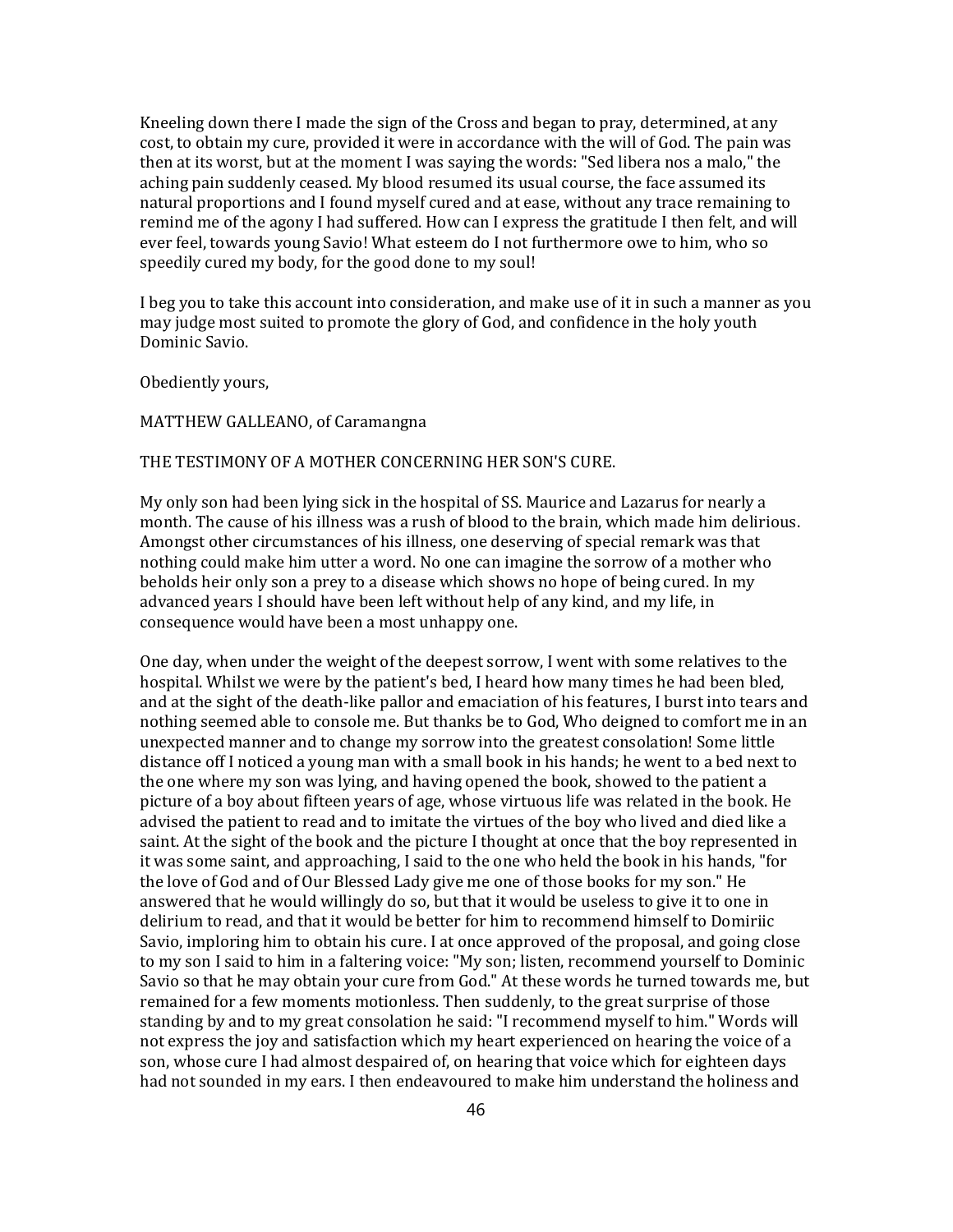Kneeling down there I made the sign of the Cross and began to pray, determined, at any cost, to obtain my cure, provided it were in accordance with the will of God. The pain was then at its worst, but at the moment I was saying the words: "Sed libera nos a malo," the aching pain suddenly ceased. My blood resumed its usual course, the face assumed its natural proportions and I found myself cured and at ease, without any trace remaining to remind me of the agony I had suffered. How can I express the gratitude I then felt, and will ever feel, towards young Savio! What esteem do I not furthermore owe to him, who so speedily cured my body, for the good done to my soul!

I beg you to take this account into consideration, and make use of it in such a manner as you may judge most suited to promote the glory of God, and confidence in the holy youth Dominic Savio.

Obediently yours,

MATTHEW GALLEANO, of Caramangna

THE TESTIMONY OF A MOTHER CONCERNING HER SON'S CURE.

My only son had been lying sick in the hospital of SS. Maurice and Lazarus for nearly a month. The cause of his illness was a rush of blood to the brain, which made him delirious. Amongst other circumstances of his illness, one deserving of special remark was that nothing could make him utter a word. No one can imagine the sorrow of a mother who beholds heir only son a prey to a disease which shows no hope of being cured. In my advanced years I should have been left without help of any kind, and my life, in consequence would have been a most unhappy one.

One day, when under the weight of the deepest sorrow, I went with some relatives to the hospital. Whilst we were by the patient's bed, I heard how many times he had been bled, and at the sight of the death-like pallor and emaciation of his features, I burst into tears and nothing seemed able to console me. But thanks be to God, Who deigned to comfort me in an unexpected manner and to change my sorrow into the greatest consolation! Some little distance off I noticed a young man with a small book in his hands; he went to a bed next to the one where my son was lying, and having opened the book, showed to the patient a picture of a boy about fifteen years of age, whose virtuous life was related in the book. He advised the patient to read and to imitate the virtues of the boy who lived and died like a saint. At the sight of the book and the picture I thought at once that the boy represented in it was some saint, and approaching, I said to the one who held the book in his hands, "for the love of God and of Our Blessed Lady give me one of those books for my son." He answered that he would willingly do so, but that it would be useless to give it to one in delirium to read, and that it would be better for him to recommend himself to Domiriic Savio, imploring him to obtain his cure. I at once approved of the proposal, and going close to my son I said to him in a faltering voice: "My son; listen, recommend yourself to Dominic Savio so that he may obtain your cure from God." At these words he turned towards me, but remained for a few moments motionless. Then suddenly, to the great surprise of those standing by and to my great consolation he said: "I recommend myself to him." Words will not express the joy and satisfaction which my heart experienced on hearing the voice of a son, whose cure I had almost despaired of, on hearing that voice which for eighteen days had not sounded in my ears. I then endeavoured to make him understand the holiness and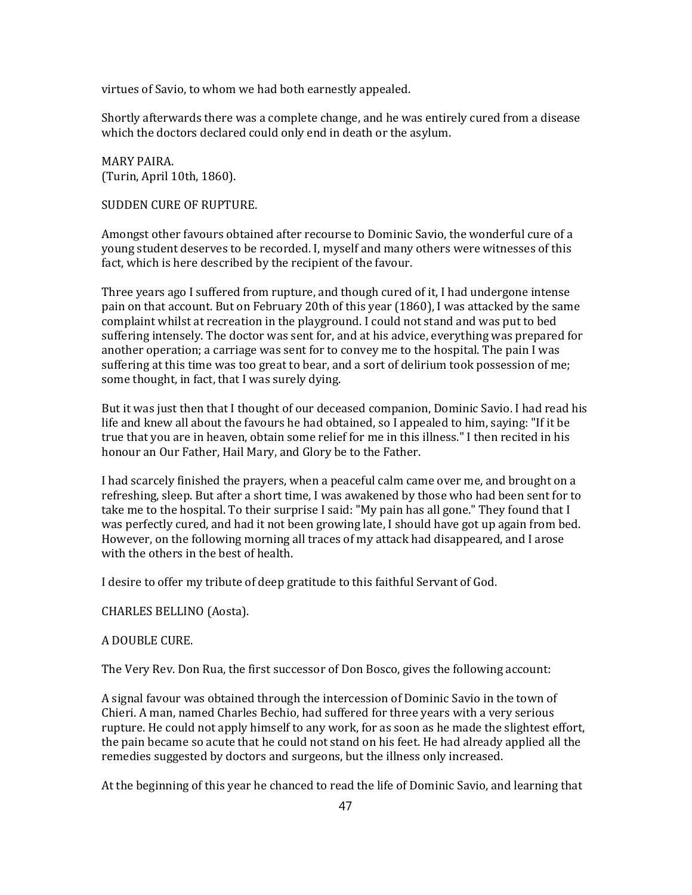virtues of Savio, to whom we had both earnestly appealed.

Shortly afterwards there was a complete change, and he was entirely cured from a disease which the doctors declared could only end in death or the asylum.

MARY PAIRA.
(Turin, April 10th, 1860).

SUDDEN CURE OF RUPTURE.

Amongst other favours obtained after recourse to Dominic Savio, the wonderful cure of a young student deserves to be recorded. I, myself and many others were witnesses of this fact, which is here described by the recipient of the favour.

Three years ago I suffered from rupture, and though cured of it, I had undergone intense pain on that account. But on February 20th of this year (1860), I was attacked by the same complaint whilst at recreation in the playground. I could not stand and was put to bed suffering intensely. The doctor was sent for, and at his advice, everything was prepared for another operation; a carriage was sent for to convey me to the hospital. The pain I was suffering at this time was too great to bear, and a sort of delirium took possession of me; some thought, in fact, that I was surely dying.

But it was just then that I thought of our deceased companion, Dominic Savio. I had read his life and knew all about the favours he had obtained, so I appealed to him, saying: "If it be true that you are in heaven, obtain some relief for me in this illness." I then recited in his honour an Our Father, Hail Mary, and Glory be to the Father.

I had scarcely finished the prayers, when a peaceful calm came over me, and brought on a refreshing, sleep. But after a short time, I was awakened by those who had been sent for to take me to the hospital. To their surprise I said: "My pain has all gone." They found that I was perfectly cured, and had it not been growing late, I should have got up again from bed. However, on the following morning all traces of my attack had disappeared, and I arose with the others in the best of health.

I desire to offer my tribute of deep gratitude to this faithful Servant of God.

CHARLES BELLINO (Aosta).

A DOUBLE CURE.

The Very Rev. Don Rua, the first successor of Don Bosco, gives the following account:

A signal favour was obtained through the intercession of Dominic Savio in the town of Chieri. A man, named Charles Bechio, had suffered for three years with a very serious rupture. He could not apply himself to any work, for as soon as he made the slightest effort, the pain became so acute that he could not stand on his feet. He had already applied all the remedies suggested by doctors and surgeons, but the illness only increased.

At the beginning of this year he chanced to read the life of Dominic Savio, and learning that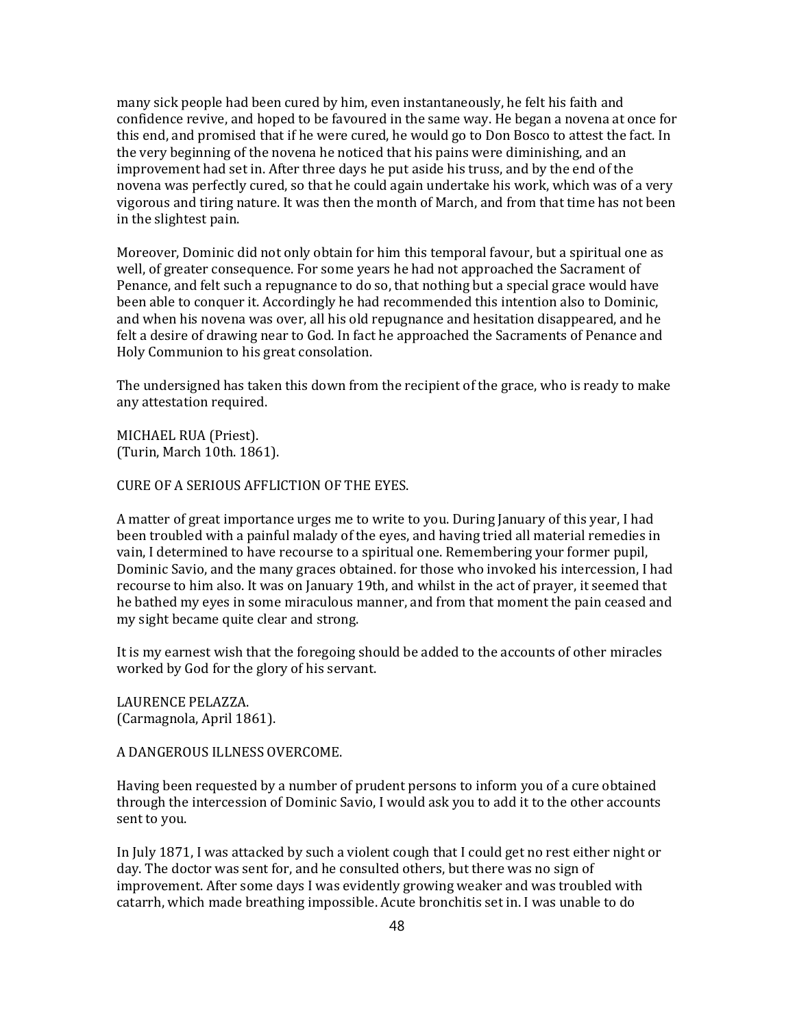many sick people had been cured by him, even instantaneously, he felt his faith and confidence revive, and hoped to be favoured in the same way. He began a novena at once for this end, and promised that if he were cured, he would go to Don Bosco to attest the fact. In the very beginning of the novena he noticed that his pains were diminishing, and an improvement had set in. After three days he put aside his truss, and by the end of the novena was perfectly cured, so that he could again undertake his work, which was of a very vigorous and tiring nature. It was then the month of March, and from that time has not been in the slightest pain.

Moreover, Dominic did not only obtain for him this temporal favour, but a spiritual one as well, of greater consequence. For some years he had not approached the Sacrament of Penance, and felt such a repugnance to do so, that nothing but a special grace would have been able to conquer it. Accordingly he had recommended this intention also to Dominic, and when his novena was over, all his old repugnance and hesitation disappeared, and he felt a desire of drawing near to God. In fact he approached the Sacraments of Penance and Holy Communion to his great consolation.

The undersigned has taken this down from the recipient of the grace, who is ready to make any attestation required.

MICHAEL RUA (Priest).
(Turin, March 10th. 1861).

CURE OF A SERIOUS AFFLICTION OF THE EYES.

A matter of great importance urges me to write to you. During January of this year, I had been troubled with a painful malady of the eyes, and having tried all material remedies in vain, I determined to have recourse to a spiritual one. Remembering your former pupil, Dominic Savio, and the many graces obtained. for those who invoked his intercession, I had recourse to him also. It was on January 19th, and whilst in the act of prayer, it seemed that he bathed my eyes in some miraculous manner, and from that moment the pain ceased and my sight became quite clear and strong.

It is my earnest wish that the foregoing should be added to the accounts of other miracles worked by God for the glory of his servant.

LAURENCE PELAZZA.
(Carmagnola, April 1861).

A DANGEROUS ILLNESS OVERCOME.

Having been requested by a number of prudent persons to inform you of a cure obtained through the intercession of Dominic Savio, I would ask you to add it to the other accounts sent to you.

In July 1871, I was attacked by such a violent cough that I could get no rest either night or day. The doctor was sent for, and he consulted others, but there was no sign of improvement. After some days I was evidently growing weaker and was troubled with catarrh, which made breathing impossible. Acute bronchitis set in. I was unable to do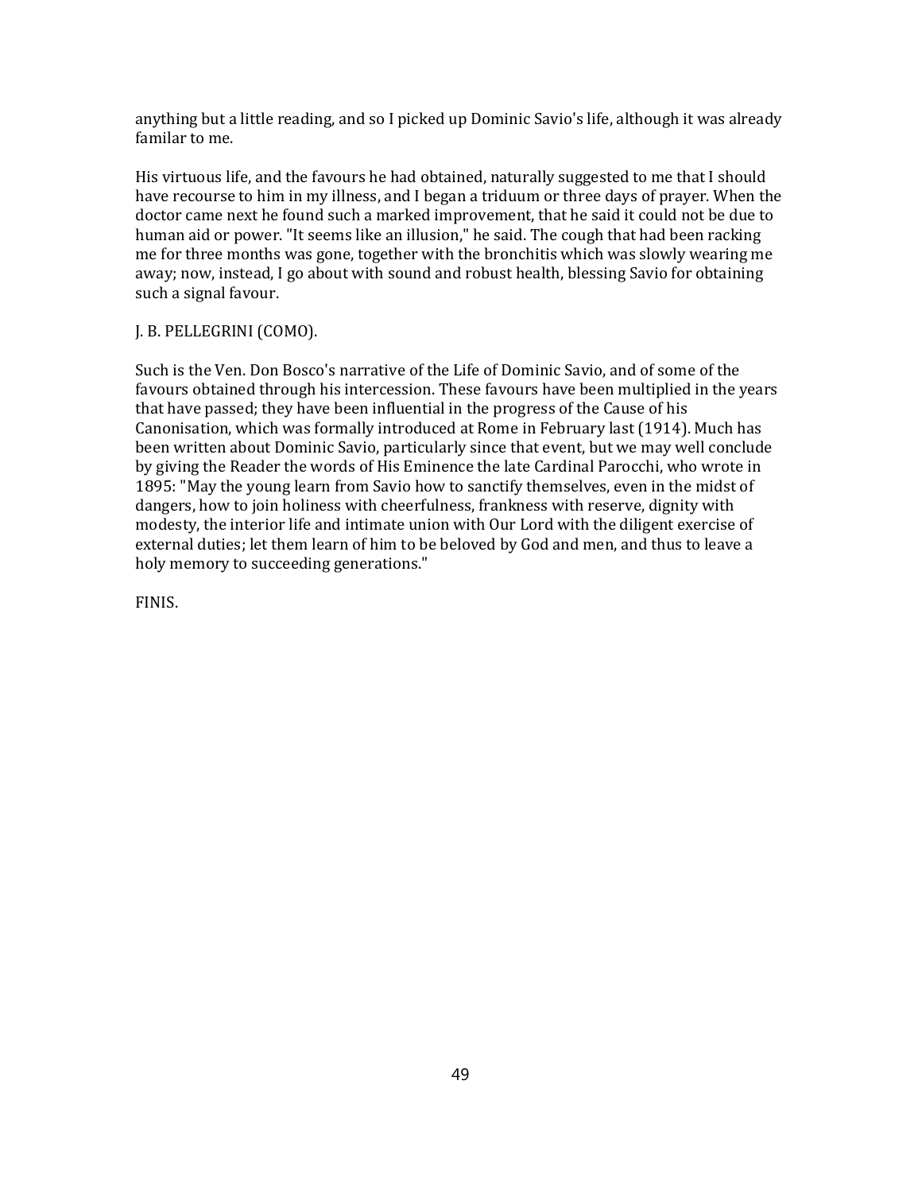anything but a little reading, and so I picked up Dominic Savio's life, although it was already familar to me.

His virtuous life, and the favours he had obtained, naturally suggested to me that I should have recourse to him in my illness, and I began a triduum or three days of prayer. When the doctor came next he found such a marked improvement, that he said it could not be due to human aid or power. "It seems like an illusion," he said. The cough that had been racking me for three months was gone, together with the bronchitis which was slowly wearing me away; now, instead, I go about with sound and robust health, blessing Savio for obtaining such a signal favour.

J. B. PELLEGRINI (COMO).

Such is the Ven. Don Bosco's narrative of the Life of Dominic Savio, and of some of the favours obtained through his intercession. These favours have been multiplied in the years that have passed; they have been influential in the progress of the Cause of his Canonisation, which was formally introduced at Rome in February last (1914). Much has been written about Dominic Savio, particularly since that event, but we may well conclude by giving the Reader the words of His Eminence the late Cardinal Parocchi, who wrote in 1895: "May the young learn from Savio how to sanctify themselves, even in the midst of dangers, how to join holiness with cheerfulness, frankness with reserve, dignity with modesty, the interior life and intimate union with Our Lord with the diligent exercise of external duties; let them learn of him to be beloved by God and men, and thus to leave a holy memory to succeeding generations."

FINIS.